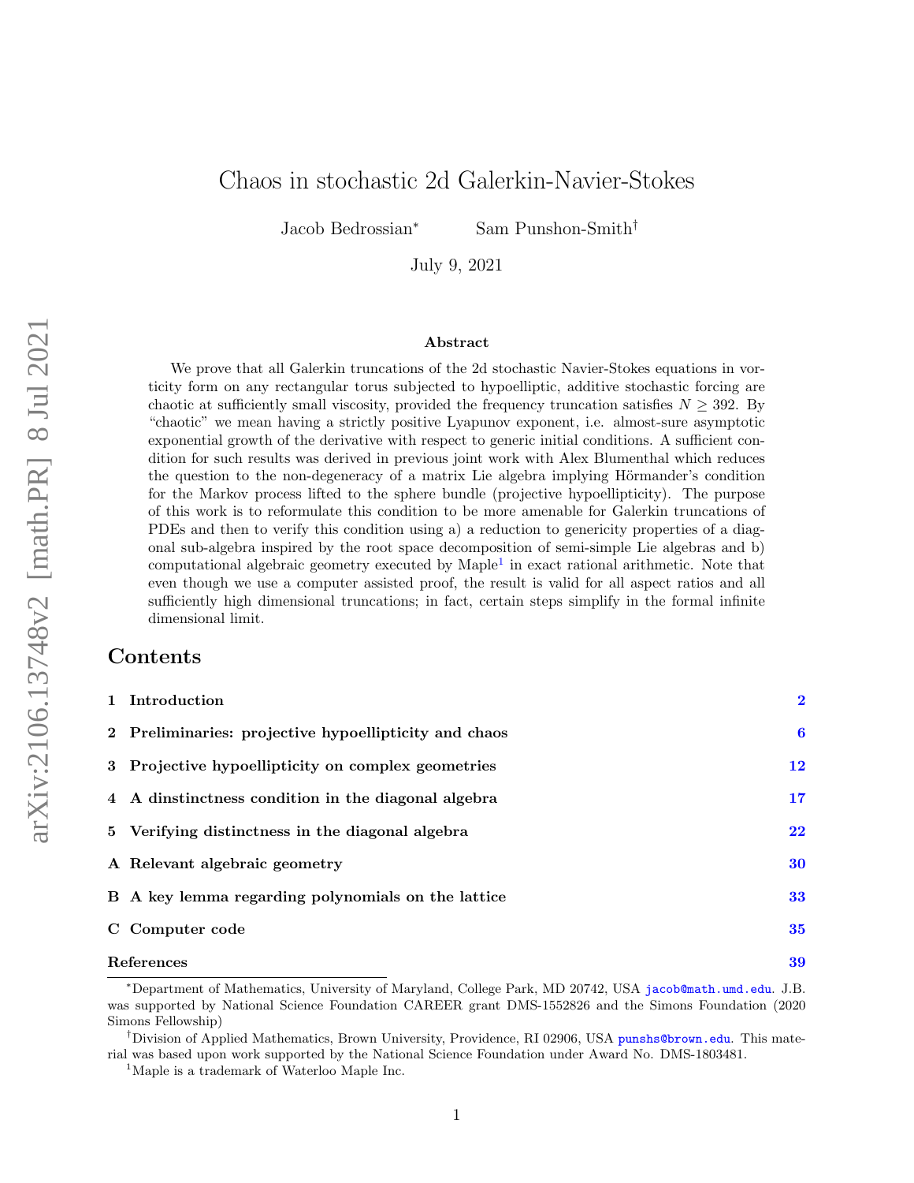# Chaos in stochastic 2d Galerkin-Navier-Stokes

Jacob Bedrossian* Sam Punshon-Smith†

July 9, 2021

## Abstract

We prove that all Galerkin truncations of the 2d stochastic Navier-Stokes equations in vorticity form on any rectangular torus subjected to hypoelliptic, additive stochastic forcing are chaotic at sufficiently small viscosity, provided the frequency truncation satisfies $N \geq 392$. By "chaotic" we mean having a strictly positive Lyapunov exponent, i.e. almost-sure asymptotic exponential growth of the derivative with respect to generic initial conditions. A sufficient condition for such results was derived in previous joint work with Alex Blumenthal which reduces the question to the non-degeneracy of a matrix Lie algebra implying Hörmander's condition for the Markov process lifted to the sphere bundle (projective hypoellipticity). The purpose of this work is to reformulate this condition to be more amenable for Galerkin truncations of PDEs and then to verify this condition using a) a reduction to genericity properties of a diagonal sub-algebra inspired by the root space decomposition of semi-simple Lie algebras and b) computational algebraic geometry executed by Maple[1] in exact rational arithmetic. Note that even though we use a computer assisted proof, the result is valid for all aspect ratios and all sufficiently high dimensional truncations; in fact, certain steps simplify in the formal infinite dimensional limit.

## Contents

| | |
|---|---|
| 1 Introduction | 2 |
| 2 Preliminaries: projective hypoellipticity and chaos | 6 |
| 3 Projective hypoellipticity on complex geometries | 12 |
| 4 A dinstinctness condition in the diagonal algebra | 17 |
| 5 Verifying distinctness in the diagonal algebra | 22 |
| A Relevant algebraic geometry | 30 |
| B A key lemma regarding polynomials on the lattice | 33 |
| C Computer code | 35 |
| References | 39 |

---

*Department of Mathematics, University of Maryland, College Park, MD 20742, USA jacob@math.umd.edu. J.B. was supported by National Science Foundation CAREER grant DMS-1552826 and the Simons Foundation (2020 Simons Fellowship)

†Division of Applied Mathematics, Brown University, Providence, RI 02906, USA punshs@brown.edu. This material was based upon work supported by the National Science Foundation under Award No. DMS-1803481.

[1] Maple is a trademark of Waterloo Maple Inc.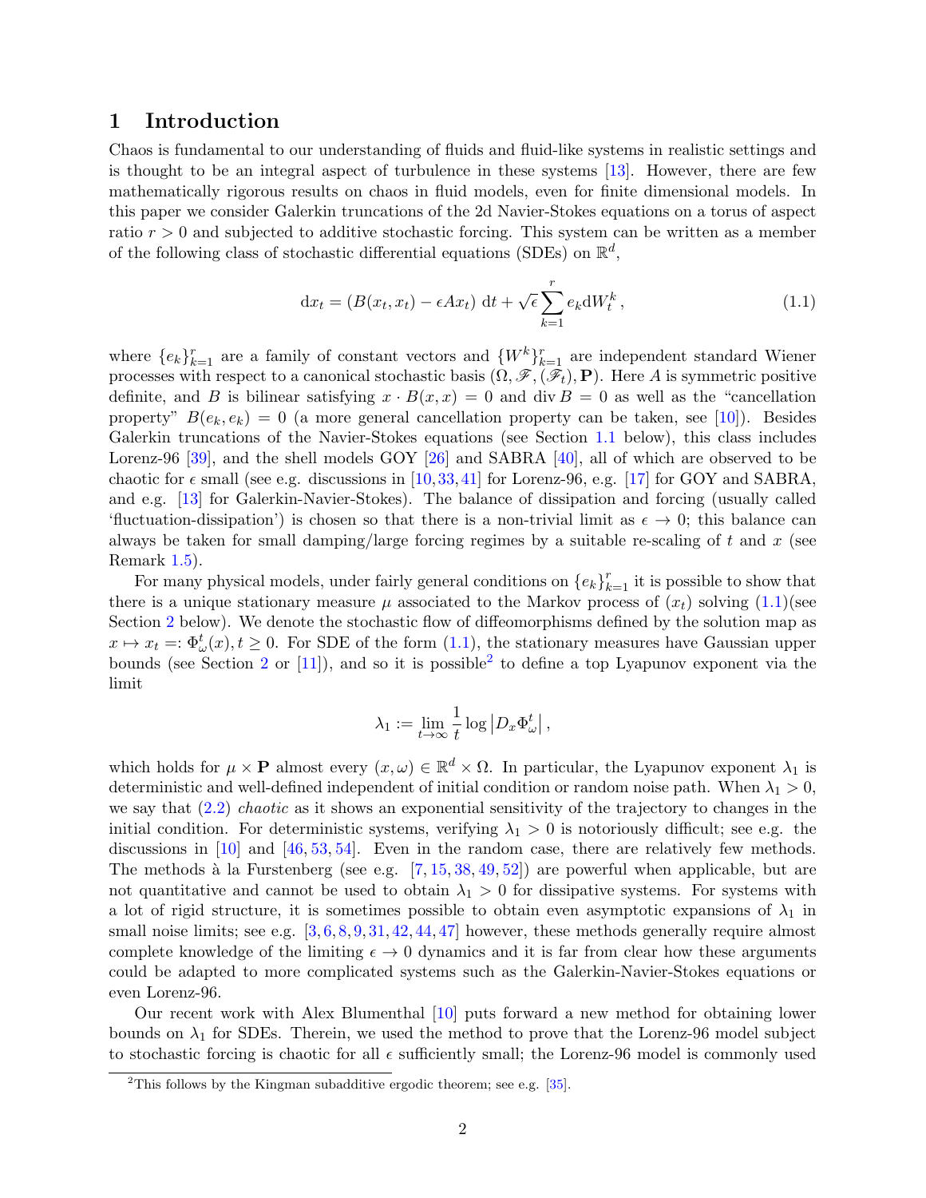# 1 Introduction

Chaos is fundamental to our understanding of fluids and fluid-like systems in realistic settings and is thought to be an integral aspect of turbulence in these systems [13]. However, there are few mathematically rigorous results on chaos in fluid models, even for finite dimensional models. In this paper we consider Galerkin truncations of the 2d Navier-Stokes equations on a torus of aspect ratio $r > 0$ and subjected to additive stochastic forcing. This system can be written as a member of the following class of stochastic differential equations (SDEs) on $\mathbb{R}^d$,

$$
\mathrm{d}x_t = (B(x_t, x_t) - \epsilon A x_t)\,\mathrm{d}t + \sqrt{\epsilon}\sum_{k=1}^{r} e_k \mathrm{d}W_t^k\,, \tag{1.1}
$$

where $\{e_k\}_{k=1}^r$ are a family of constant vectors and $\{W^k\}_{k=1}^r$ are independent standard Wiener processes with respect to a canonical stochastic basis $(\Omega, \mathscr{F}, (\mathscr{F}_t), \mathbf{P})$. Here $A$ is symmetric positive definite, and $B$ is bilinear satisfying $x \cdot B(x,x) = 0$ and $\operatorname{div} B = 0$ as well as the "cancellation property" $B(e_k, e_k) = 0$ (a more general cancellation property can be taken, see [10]). Besides Galerkin truncations of the Navier-Stokes equations (see Section 1.1 below), this class includes Lorenz-96 [39], and the shell models GOY [26] and SABRA [40], all of which are observed to be chaotic for $\epsilon$ small (see e.g. discussions in [10,33,41] for Lorenz-96, e.g. [17] for GOY and SABRA, and e.g. [13] for Galerkin-Navier-Stokes). The balance of dissipation and forcing (usually called 'fluctuation-dissipation') is chosen so that there is a non-trivial limit as $\epsilon \to 0$; this balance can always be taken for small damping/large forcing regimes by a suitable re-scaling of $t$ and $x$ (see Remark 1.5).

For many physical models, under fairly general conditions on $\{e_k\}_{k=1}^r$ it is possible to show that there is a unique stationary measure $\mu$ associated to the Markov process of $(x_t)$ solving (1.1)(see Section 2 below). We denote the stochastic flow of diffeomorphisms defined by the solution map as $x \mapsto x_t =: \Phi_\omega^t(x), t \geq 0$. For SDE of the form (1.1), the stationary measures have Gaussian upper bounds (see Section 2 or [11]), and so it is possible[2] to define a top Lyapunov exponent via the limit

$$
\lambda_1 := \lim_{t\to\infty} \frac{1}{t} \log \left|D_x \Phi_\omega^t\right|\,,
$$

which holds for $\mu \times \mathbf{P}$ almost every $(x,\omega) \in \mathbb{R}^d \times \Omega$. In particular, the Lyapunov exponent $\lambda_1$ is deterministic and well-defined independent of initial condition or random noise path. When $\lambda_1 > 0$, we say that (2.2) *chaotic* as it shows an exponential sensitivity of the trajectory to changes in the initial condition. For deterministic systems, verifying $\lambda_1 > 0$ is notoriously difficult; see e.g. the discussions in [10] and [46,53,54]. Even in the random case, there are relatively few methods. The methods à la Furstenberg (see e.g. [7,15,38,49,52]) are powerful when applicable, but are not quantitative and cannot be used to obtain $\lambda_1 > 0$ for dissipative systems. For systems with a lot of rigid structure, it is sometimes possible to obtain even asymptotic expansions of $\lambda_1$ in small noise limits; see e.g. [3,6,8,9,31,42,44,47] however, these methods generally require almost complete knowledge of the limiting $\epsilon \to 0$ dynamics and it is far from clear how these arguments could be adapted to more complicated systems such as the Galerkin-Navier-Stokes equations or even Lorenz-96.

Our recent work with Alex Blumenthal [10] puts forward a new method for obtaining lower bounds on $\lambda_1$ for SDEs. Therein, we used the method to prove that the Lorenz-96 model subject to stochastic forcing is chaotic for all $\epsilon$ sufficiently small; the Lorenz-96 model is commonly used

[2] This follows by the Kingman subadditive ergodic theorem; see e.g. [35].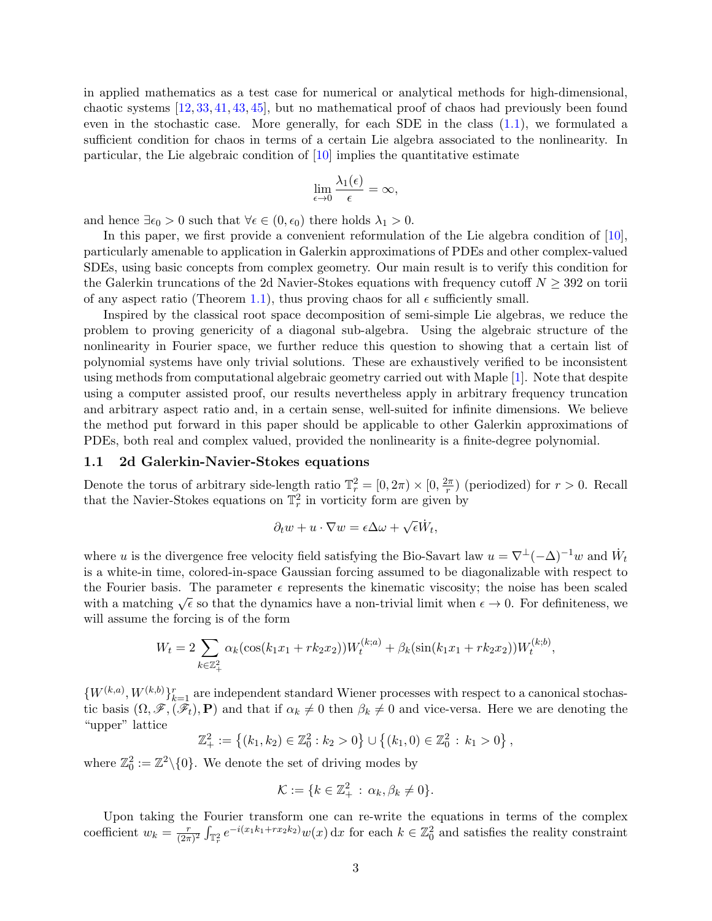in applied mathematics as a test case for numerical or analytical methods for high-dimensional, chaotic systems [12, 33, 41, 43, 45], but no mathematical proof of chaos had previously been found even in the stochastic case. More generally, for each SDE in the class (1.1), we formulated a sufficient condition for chaos in terms of a certain Lie algebra associated to the nonlinearity. In particular, the Lie algebraic condition of [10] implies the quantitative estimate

$$\lim_{\epsilon \to 0} \frac{\lambda_1(\epsilon)}{\epsilon} = \infty,$$

and hence $\exists \epsilon_0 > 0$ such that $\forall \epsilon \in (0, \epsilon_0)$ there holds $\lambda_1 > 0$.

In this paper, we first provide a convenient reformulation of the Lie algebra condition of [10], particularly amenable to application in Galerkin approximations of PDEs and other complex-valued SDEs, using basic concepts from complex geometry. Our main result is to verify this condition for the Galerkin truncations of the 2d Navier-Stokes equations with frequency cutoff $N \geq 392$ on torii of any aspect ratio (Theorem 1.1), thus proving chaos for all $\epsilon$ sufficiently small.

Inspired by the classical root space decomposition of semi-simple Lie algebras, we reduce the problem to proving genericity of a diagonal sub-algebra. Using the algebraic structure of the nonlinearity in Fourier space, we further reduce this question to showing that a certain list of polynomial systems have only trivial solutions. These are exhaustively verified to be inconsistent using methods from computational algebraic geometry carried out with Maple [1]. Note that despite using a computer assisted proof, our results nevertheless apply in arbitrary frequency truncation and arbitrary aspect ratio and, in a certain sense, well-suited for infinite dimensions. We believe the method put forward in this paper should be applicable to other Galerkin approximations of PDEs, both real and complex valued, provided the nonlinearity is a finite-degree polynomial.

### 1.1 2d Galerkin-Navier-Stokes equations

Denote the torus of arbitrary side-length ratio $\mathbb{T}^2_r = [0, 2\pi) \times [0, \frac{2\pi}{r})$ (periodized) for $r > 0$. Recall that the Navier-Stokes equations on $\mathbb{T}^2_r$ in vorticity form are given by

$$\partial_t w + u \cdot \nabla w = \epsilon \Delta \omega + \sqrt{\epsilon} \dot{W}_t,$$

where $u$ is the divergence free velocity field satisfying the Bio-Savart law $u = \nabla^\perp (-\Delta)^{-1} w$ and $\dot{W}_t$ is a white-in time, colored-in-space Gaussian forcing assumed to be diagonalizable with respect to the Fourier basis. The parameter $\epsilon$ represents the kinematic viscosity; the noise has been scaled with a matching $\sqrt{\epsilon}$ so that the dynamics have a non-trivial limit when $\epsilon \to 0$. For definiteness, we will assume the forcing is of the form

$$W_t = 2 \sum_{k \in \mathbb{Z}^2_+} \alpha_k (\cos(k_1 x_1 + r k_2 x_2)) W_t^{(k;a)} + \beta_k (\sin(k_1 x_1 + r k_2 x_2)) W_t^{(k;b)},$$

$\{W^{(k,a)}, W^{(k,b)}\}_{k=1}^r$ are independent standard Wiener processes with respect to a canonical stochastic basis $(\Omega, \mathscr{F}, (\mathscr{F}_t), \mathbf{P})$ and that if $\alpha_k \neq 0$ then $\beta_k \neq 0$ and vice-versa. Here we are denoting the "upper" lattice

$$\mathbb{Z}^2_+ := \left\{ (k_1, k_2) \in \mathbb{Z}^2_0 : k_2 > 0 \right\} \cup \left\{ (k_1, 0) \in \mathbb{Z}^2_0 \, : \, k_1 > 0 \right\},$$

where $\mathbb{Z}^2_0 := \mathbb{Z}^2 \backslash \{0\}$. We denote the set of driving modes by

$$\mathcal{K} := \{ k \in \mathbb{Z}^2_+ \, : \, \alpha_k, \beta_k \neq 0 \}.$$

Upon taking the Fourier transform one can re-write the equations in terms of the complex coefficient $w_k = \frac{r}{(2\pi)^2} \int_{\mathbb{T}^2_r} e^{-i(x_1 k_1 + r x_2 k_2)} w(x) \, \mathrm{d}x$ for each $k \in \mathbb{Z}^2_0$ and satisfies the reality constraint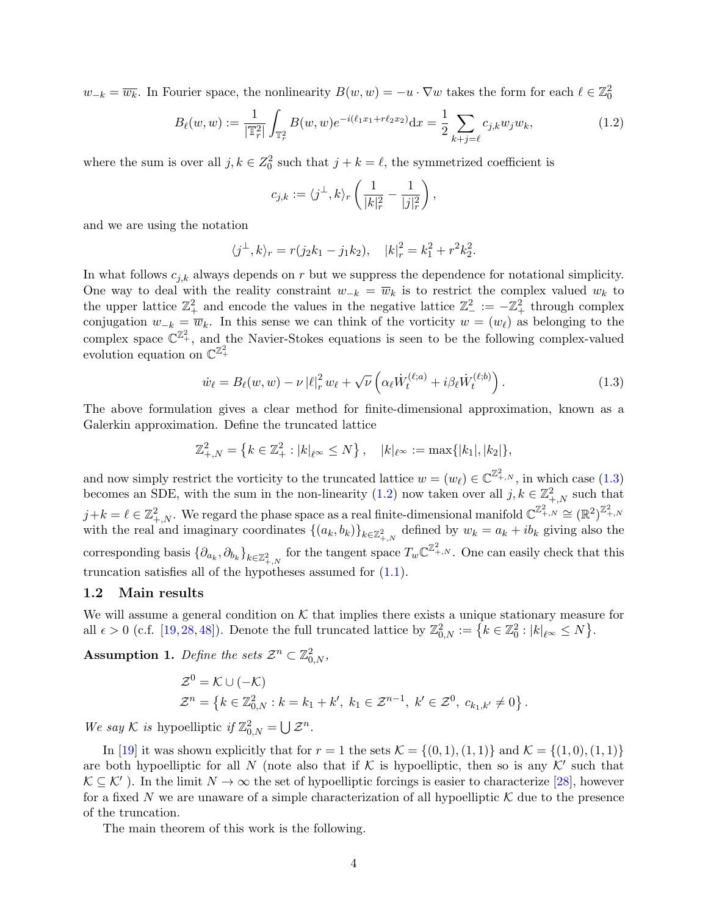$w_{-k} = \overline{w_k}$. In Fourier space, the nonlinearity $B(w,w) = -u \cdot \nabla w$ takes the form for each $\ell \in \mathbb{Z}_0^2$

$$B_\ell(w,w) := \frac{1}{|\mathbb{T}_r^2|}\int_{\mathbb{T}_r^2} B(w,w) e^{-i(\ell_1 x_1 + r\ell_2 x_2)} \mathrm{d}x = \frac{1}{2}\sum_{k+j=\ell} c_{j,k} w_j w_k, \tag{1.2}$$

where the sum is over all $j,k \in Z_0^2$ such that $j + k = \ell$, the symmetrized coefficient is

$$c_{j,k} := \langle j^\perp, k\rangle_r \left(\frac{1}{|k|_r^2} - \frac{1}{|j|_r^2}\right),$$

and we are using the notation

$$\langle j^\perp, k\rangle_r = r(j_2 k_1 - j_1 k_2), \quad |k|_r^2 = k_1^2 + r^2 k_2^2.$$

In what follows $c_{j,k}$ always depends on $r$ but we suppress the dependence for notational simplicity. One way to deal with the reality constraint $w_{-k} = \overline{w}_k$ is to restrict the complex valued $w_k$ to the upper lattice $\mathbb{Z}_+^2$ and encode the values in the negative lattice $\mathbb{Z}_-^2 := -\mathbb{Z}_+^2$ through complex conjugation $w_{-k} = \overline{w}_k$. In this sense we can think of the vorticity $w = (w_\ell)$ as belonging to the complex space $\mathbb{C}^{\mathbb{Z}_+^2}$, and the Navier-Stokes equations is seen to be the following complex-valued evolution equation on $\mathbb{C}^{\mathbb{Z}_+^2}$

$$\dot{w}_\ell = B_\ell(w,w) - \nu\,|\ell|_r^2\, w_\ell + \sqrt{\nu}\left(\alpha_\ell \dot{W}_t^{(\ell;a)} + i\beta_\ell \dot{W}_t^{(\ell;b)}\right). \tag{1.3}$$

The above formulation gives a clear method for finite-dimensional approximation, known as a Galerkin approximation. Define the truncated lattice

$$\mathbb{Z}_{+,N}^2 = \left\{k \in \mathbb{Z}_+^2 : |k|_{\ell^\infty} \le N\right\}, \quad |k|_{\ell^\infty} := \max\{|k_1|, |k_2|\},$$

and now simply restrict the vorticity to the truncated lattice $w = (w_\ell) \in \mathbb{C}^{\mathbb{Z}_{+,N}^2}$, in which case (1.3) becomes an SDE, with the sum in the non-linearity (1.2) now taken over all $j,k \in \mathbb{Z}_{+,N}^2$ such that $j+k = \ell \in \mathbb{Z}_{+,N}^2$. We regard the phase space as a real finite-dimensional manifold $\mathbb{C}^{\mathbb{Z}_{+,N}^2} \cong (\mathbb{R}^2)^{\mathbb{Z}_{+,N}^2}$ with the real and imaginary coordinates $\{(a_k, b_k)\}_{k\in\mathbb{Z}_{+,N}^2}$ defined by $w_k = a_k + ib_k$ giving also the corresponding basis $\{\partial_{a_k}, \partial_{b_k}\}_{k\in\mathbb{Z}_{+,N}^2}$ for the tangent space $T_w\mathbb{C}^{\mathbb{Z}_{+,N}^2}$. One can easily check that this truncation satisfies all of the hypotheses assumed for (1.1).

### 1.2 Main results

We will assume a general condition on $\mathcal{K}$ that implies there exists a unique stationary measure for all $\epsilon > 0$ (c.f. [19, 28, 48]). Denote the full truncated lattice by $\mathbb{Z}_{0,N}^2 := \left\{k \in \mathbb{Z}_0^2 : |k|_{\ell^\infty} \le N\right\}$.

**Assumption 1.** *Define the sets $\mathcal{Z}^n \subset \mathbb{Z}_{0,N}^2$,*

$$\begin{aligned}
&\mathcal{Z}^0 = \mathcal{K} \cup (-\mathcal{K})\\
&\mathcal{Z}^n = \left\{k \in \mathbb{Z}_{0,N}^2 : k = k_1 + k',\ k_1 \in \mathcal{Z}^{n-1},\ k' \in \mathcal{Z}^0,\ c_{k_1,k'} \neq 0\right\}.
\end{aligned}$$

*We say $\mathcal{K}$ is* hypoelliptic *if $\mathbb{Z}_{0,N}^2 = \bigcup \mathcal{Z}^n$.*

In [19] it was shown explicitly that for $r = 1$ the sets $\mathcal{K} = \{(0,1),(1,1)\}$ and $\mathcal{K} = \{(1,0),(1,1)\}$ are both hypoelliptic for all $N$ (note also that if $\mathcal{K}$ is hypoelliptic, then so is any $\mathcal{K}'$ such that $\mathcal{K} \subseteq \mathcal{K}'$ ). In the limit $N \to \infty$ the set of hypoelliptic forcings is easier to characterize [28], however for a fixed $N$ we are unaware of a simple characterization of all hypoelliptic $\mathcal{K}$ due to the presence of the truncation.

The main theorem of this work is the following.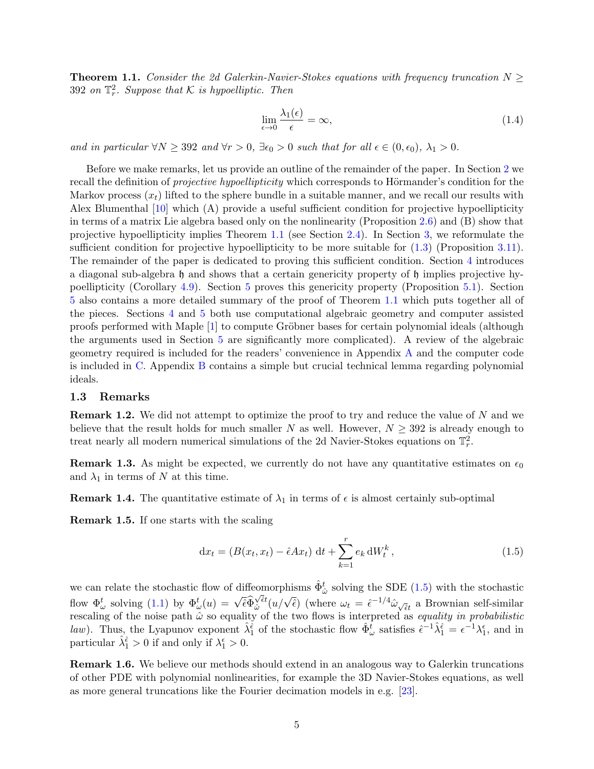**Theorem 1.1.** *Consider the 2d Galerkin-Navier-Stokes equations with frequency truncation $N \geq 392$ on $\mathbb{T}^2_r$. Suppose that $\mathcal{K}$ is hypoelliptic. Then*

$$\lim_{\epsilon \to 0} \frac{\lambda_1(\epsilon)}{\epsilon} = \infty, \tag{1.4}$$

*and in particular $\forall N \geq 392$ and $\forall r > 0$, $\exists \epsilon_0 > 0$ such that for all $\epsilon \in (0, \epsilon_0)$, $\lambda_1 > 0$.*

Before we make remarks, let us provide an outline of the remainder of the paper. In Section 2 we recall the definition of *projective hypoellipticity* which corresponds to Hörmander's condition for the Markov process $(x_t)$ lifted to the sphere bundle in a suitable manner, and we recall our results with Alex Blumenthal [10] which (A) provide a useful sufficient condition for projective hypoellipticity in terms of a matrix Lie algebra based only on the nonlinearity (Proposition 2.6) and (B) show that projective hypoellipticity implies Theorem 1.1 (see Section 2.4). In Section 3, we reformulate the sufficient condition for projective hypoellipticity to be more suitable for (1.3) (Proposition 3.11). The remainder of the paper is dedicated to proving this sufficient condition. Section 4 introduces a diagonal sub-algebra $\mathfrak{h}$ and shows that a certain genericity property of $\mathfrak{h}$ implies projective hypoellipticity (Corollary 4.9). Section 5 proves this genericity property (Proposition 5.1). Section 5 also contains a more detailed summary of the proof of Theorem 1.1 which puts together all of the pieces. Sections 4 and 5 both use computational algebraic geometry and computer assisted proofs performed with Maple [1] to compute Gröbner bases for certain polynomial ideals (although the arguments used in Section 5 are significantly more complicated). A review of the algebraic geometry required is included for the readers' convenience in Appendix A and the computer code is included in C. Appendix B contains a simple but crucial technical lemma regarding polynomial ideals.

### 1.3 Remarks

**Remark 1.2.** We did not attempt to optimize the proof to try and reduce the value of $N$ and we believe that the result holds for much smaller $N$ as well. However, $N \geq 392$ is already enough to treat nearly all modern numerical simulations of the 2d Navier-Stokes equations on $\mathbb{T}^2_r$.

**Remark 1.3.** As might be expected, we currently do not have any quantitative estimates on $\epsilon_0$ and $\lambda_1$ in terms of $N$ at this time.

**Remark 1.4.** The quantitative estimate of $\lambda_1$ in terms of $\epsilon$ is almost certainly sub-optimal

**Remark 1.5.** If one starts with the scaling

$$\mathrm{d}x_t = (B(x_t, x_t) - \hat{\epsilon} A x_t)\,\mathrm{d}t + \sum_{k=1}^{r} e_k \,\mathrm{d}W_t^k, \tag{1.5}$$

we can relate the stochastic flow of diffeomorphisms $\hat{\Phi}^t_{\hat{\omega}}$ solving the SDE (1.5) with the stochastic flow $\Phi^t_\omega$ solving (1.1) by $\Phi^t_\omega(u) = \sqrt{\hat{\epsilon}}\hat{\Phi}^{\sqrt{\hat{\epsilon}}t}_{\hat{\omega}}(u/\sqrt{\hat{\epsilon}})$ (where $\omega_t = \hat{\epsilon}^{-1/4}\hat{\omega}_{\sqrt{\hat{\epsilon}}t}$ a Brownian self-similar rescaling of the noise path $\hat{\omega}$ so equality of the two flows is interpreted as *equality in probabilistic law*). Thus, the Lyapunov exponent $\hat{\lambda}_1^{\hat{\epsilon}}$ of the stochastic flow $\hat{\Phi}^t_\omega$ satisfies $\hat{\epsilon}^{-1}\hat{\lambda}_1^{\hat{\epsilon}} = \epsilon^{-1}\lambda_1^\epsilon$, and in particular $\hat{\lambda}_1^{\hat{\epsilon}} > 0$ if and only if $\lambda_1^\epsilon > 0$.

**Remark 1.6.** We believe our methods should extend in an analogous way to Galerkin truncations of other PDE with polynomial nonlinearities, for example the 3D Navier-Stokes equations, as well as more general truncations like the Fourier decimation models in e.g. [23].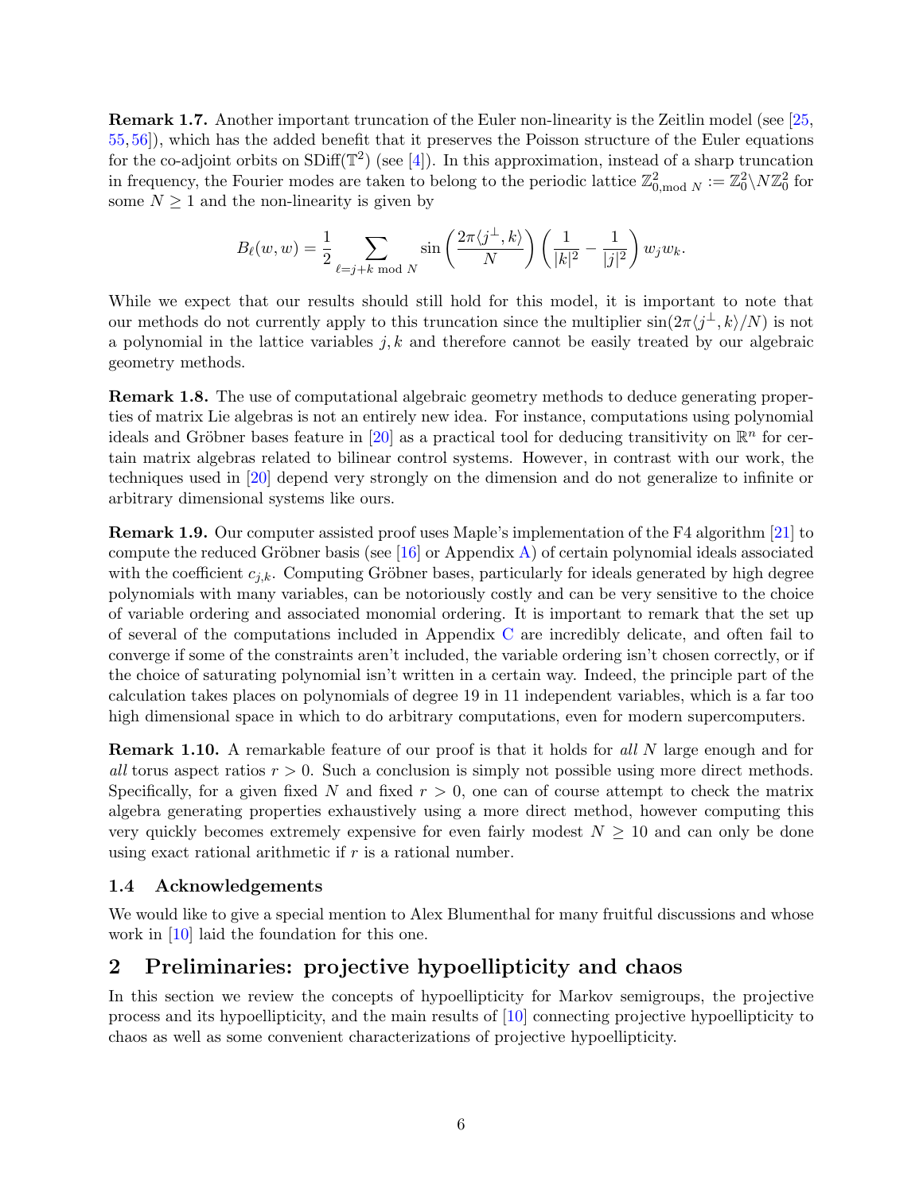**Remark 1.7.** Another important truncation of the Euler non-linearity is the Zeitlin model (see [25, 55, 56]), which has the added benefit that it preserves the Poisson structure of the Euler equations for the co-adjoint orbits on $\mathrm{SDiff}(\mathbb{T}^2)$ (see [4]). In this approximation, instead of a sharp truncation in frequency, the Fourier modes are taken to belong to the periodic lattice $\mathbb{Z}^2_{0,\mathrm{mod}\ N} := \mathbb{Z}^2_0 \backslash N\mathbb{Z}^2_0$ for some $N \geq 1$ and the non-linearity is given by

$$B_\ell(w,w) = \frac{1}{2} \sum_{\ell = j+k \bmod N} \sin\left(\frac{2\pi\langle j^\perp, k\rangle}{N}\right) \left(\frac{1}{|k|^2} - \frac{1}{|j|^2}\right) w_j w_k.$$

While we expect that our results should still hold for this model, it is important to note that our methods do not currently apply to this truncation since the multiplier $\sin(2\pi\langle j^\perp, k\rangle/N)$ is not a polynomial in the lattice variables $j, k$ and therefore cannot be easily treated by our algebraic geometry methods.

**Remark 1.8.** The use of computational algebraic geometry methods to deduce generating properties of matrix Lie algebras is not an entirely new idea. For instance, computations using polynomial ideals and Gröbner bases feature in [20] as a practical tool for deducing transitivity on $\mathbb{R}^n$ for certain matrix algebras related to bilinear control systems. However, in contrast with our work, the techniques used in [20] depend very strongly on the dimension and do not generalize to infinite or arbitrary dimensional systems like ours.

**Remark 1.9.** Our computer assisted proof uses Maple's implementation of the F4 algorithm [21] to compute the reduced Gröbner basis (see [16] or Appendix A) of certain polynomial ideals associated with the coefficient $c_{j,k}$. Computing Gröbner bases, particularly for ideals generated by high degree polynomials with many variables, can be notoriously costly and can be very sensitive to the choice of variable ordering and associated monomial ordering. It is important to remark that the set up of several of the computations included in Appendix C are incredibly delicate, and often fail to converge if some of the constraints aren't included, the variable ordering isn't chosen correctly, or if the choice of saturating polynomial isn't written in a certain way. Indeed, the principle part of the calculation takes places on polynomials of degree 19 in 11 independent variables, which is a far too high dimensional space in which to do arbitrary computations, even for modern supercomputers.

**Remark 1.10.** A remarkable feature of our proof is that it holds for *all* $N$ large enough and for *all* torus aspect ratios $r > 0$. Such a conclusion is simply not possible using more direct methods. Specifically, for a given fixed $N$ and fixed $r > 0$, one can of course attempt to check the matrix algebra generating properties exhaustively using a more direct method, however computing this very quickly becomes extremely expensive for even fairly modest $N \geq 10$ and can only be done using exact rational arithmetic if $r$ is a rational number.

### 1.4 Acknowledgements

We would like to give a special mention to Alex Blumenthal for many fruitful discussions and whose work in [10] laid the foundation for this one.

## 2 Preliminaries: projective hypoellipticity and chaos

In this section we review the concepts of hypoellipticity for Markov semigroups, the projective process and its hypoellipticity, and the main results of [10] connecting projective hypoellipticity to chaos as well as some convenient characterizations of projective hypoellipticity.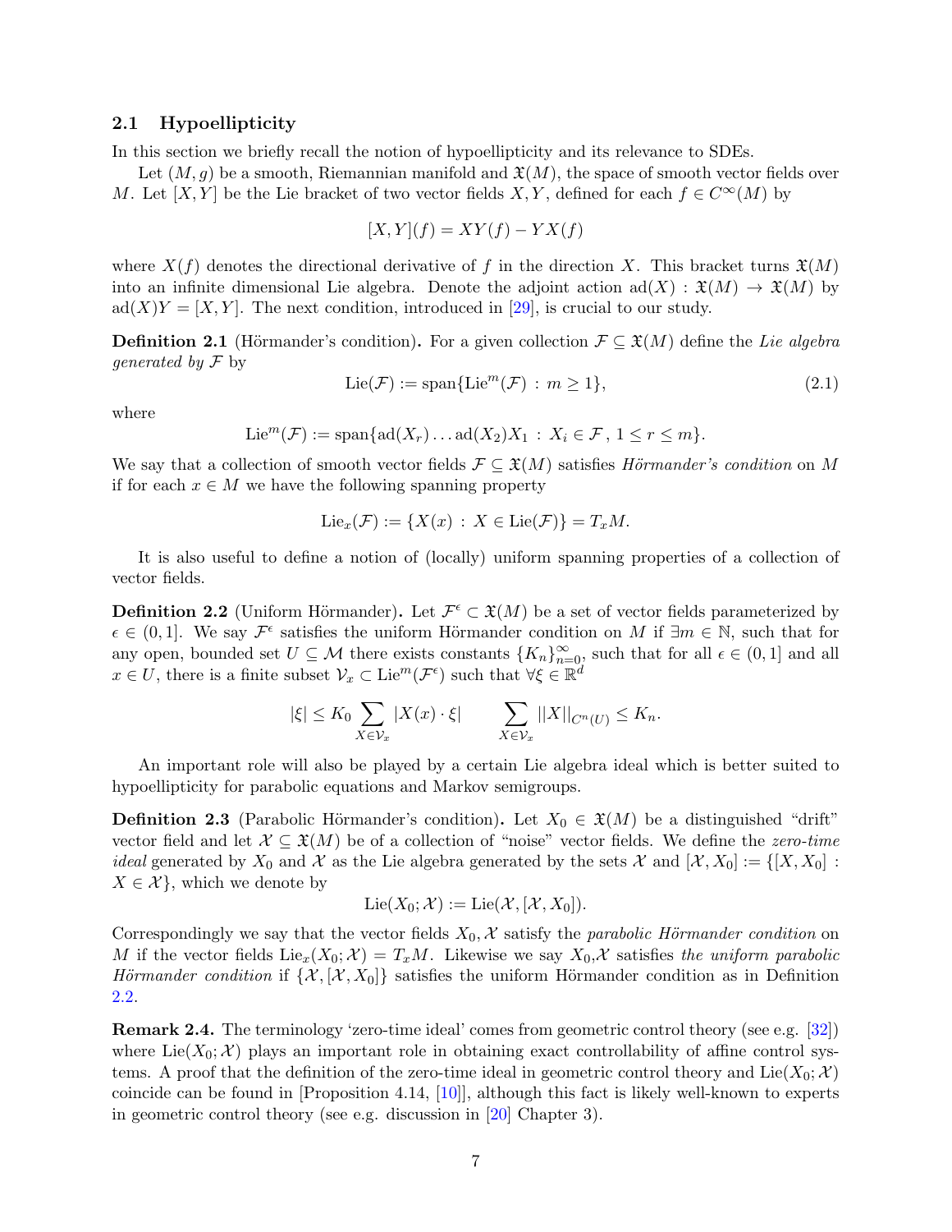### 2.1 Hypoellipticity

In this section we briefly recall the notion of hypoellipticity and its relevance to SDEs.

Let $(M, g)$ be a smooth, Riemannian manifold and $\mathfrak{X}(M)$, the space of smooth vector fields over $M$. Let $[X, Y]$ be the Lie bracket of two vector fields $X, Y$, defined for each $f \in C^\infty(M)$ by

$$[X, Y](f) = XY(f) - YX(f)$$

where $X(f)$ denotes the directional derivative of $f$ in the direction $X$. This bracket turns $\mathfrak{X}(M)$ into an infinite dimensional Lie algebra. Denote the adjoint action $\mathrm{ad}(X) : \mathfrak{X}(M) \to \mathfrak{X}(M)$ by $\mathrm{ad}(X)Y = [X, Y]$. The next condition, introduced in [29], is crucial to our study.

**Definition 2.1** (Hörmander's condition)**.** For a given collection $\mathcal{F} \subseteq \mathfrak{X}(M)$ define the *Lie algebra generated by* $\mathcal{F}$ by

$$\mathrm{Lie}(\mathcal{F}) := \mathrm{span}\{\mathrm{Lie}^m(\mathcal{F}) \,:\, m \geq 1\}, \tag{2.1}$$

where

$$\mathrm{Lie}^m(\mathcal{F}) := \mathrm{span}\{\mathrm{ad}(X_r) \ldots \mathrm{ad}(X_2)X_1 \,:\, X_i \in \mathcal{F}\,,\, 1 \leq r \leq m\}.$$

We say that a collection of smooth vector fields $\mathcal{F} \subseteq \mathfrak{X}(M)$ satisfies *Hörmander's condition* on $M$ if for each $x \in M$ we have the following spanning property

$$\mathrm{Lie}_x(\mathcal{F}) := \{X(x) \,:\, X \in \mathrm{Lie}(\mathcal{F})\} = T_x M.$$

It is also useful to define a notion of (locally) uniform spanning properties of a collection of vector fields.

**Definition 2.2** (Uniform Hörmander)**.** Let $\mathcal{F}^\epsilon \subset \mathfrak{X}(M)$ be a set of vector fields parameterized by $\epsilon \in (0, 1]$. We say $\mathcal{F}^\epsilon$ satisfies the uniform Hörmander condition on $M$ if $\exists m \in \mathbb{N}$, such that for any open, bounded set $U \subseteq \mathcal{M}$ there exists constants $\{K_n\}_{n=0}^\infty$, such that for all $\epsilon \in (0, 1]$ and all $x \in U$, there is a finite subset $\mathcal{V}_x \subset \mathrm{Lie}^m(\mathcal{F}^\epsilon)$ such that $\forall \xi \in \mathbb{R}^d$

$$|\xi| \leq K_0 \sum_{X \in \mathcal{V}_x} |X(x) \cdot \xi| \qquad \sum_{X \in \mathcal{V}_x} ||X||_{C^n(U)} \leq K_n.$$

An important role will also be played by a certain Lie algebra ideal which is better suited to hypoellipticity for parabolic equations and Markov semigroups.

**Definition 2.3** (Parabolic Hörmander's condition)**.** Let $X_0 \in \mathfrak{X}(M)$ be a distinguished "drift" vector field and let $\mathcal{X} \subseteq \mathfrak{X}(M)$ be of a collection of "noise" vector fields. We define the *zero-time ideal* generated by $X_0$ and $\mathcal{X}$ as the Lie algebra generated by the sets $\mathcal{X}$ and $[\mathcal{X}, X_0] := \{[X, X_0] : X \in \mathcal{X}\}$, which we denote by

$$\mathrm{Lie}(X_0; \mathcal{X}) := \mathrm{Lie}(\mathcal{X}, [\mathcal{X}, X_0]).$$

Correspondingly we say that the vector fields $X_0, \mathcal{X}$ satisfy the *parabolic Hörmander condition* on $M$ if the vector fields $\mathrm{Lie}_x(X_0; \mathcal{X}) = T_x M$. Likewise we say $X_0$,$\mathcal{X}$ satisfies *the uniform parabolic Hörmander condition* if $\{\mathcal{X}, [\mathcal{X}, X_0]\}$ satisfies the uniform Hörmander condition as in Definition 2.2.

**Remark 2.4.** The terminology 'zero-time ideal' comes from geometric control theory (see e.g. [32]) where $\mathrm{Lie}(X_0; \mathcal{X})$ plays an important role in obtaining exact controllability of affine control systems. A proof that the definition of the zero-time ideal in geometric control theory and $\mathrm{Lie}(X_0; \mathcal{X})$ coincide can be found in [Proposition 4.14, [10]], although this fact is likely well-known to experts in geometric control theory (see e.g. discussion in [20] Chapter 3).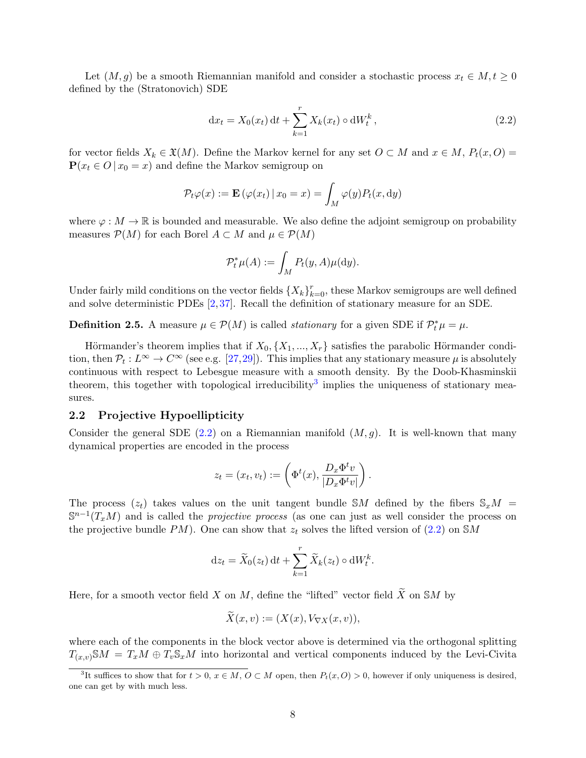Let $(M, g)$ be a smooth Riemannian manifold and consider a stochastic process $x_t \in M, t \geq 0$ defined by the (Stratonovich) SDE

$$\mathrm{d}x_t = X_0(x_t)\,\mathrm{d}t + \sum_{k=1}^{r} X_k(x_t) \circ \mathrm{d}W_t^k\,, \tag{2.2}$$

for vector fields $X_k \in \mathfrak{X}(M)$. Define the Markov kernel for any set $O \subset M$ and $x \in M$, $P_t(x, O) = \mathbf{P}(x_t \in O \,|\, x_0 = x)$ and define the Markov semigroup on

$$\mathcal{P}_t\varphi(x) := \mathbf{E}\left(\varphi(x_t) \,|\, x_0 = x\right) = \int_M \varphi(y) P_t(x, \mathrm{d}y)$$

where $\varphi : M \to \mathbb{R}$ is bounded and measurable. We also define the adjoint semigroup on probability measures $\mathcal{P}(M)$ for each Borel $A \subset M$ and $\mu \in \mathcal{P}(M)$

$$\mathcal{P}_t^*\mu(A) := \int_M P_t(y, A)\mu(\mathrm{d}y).$$

Under fairly mild conditions on the vector fields $\{X_k\}_{k=0}^r$, these Markov semigroups are well defined and solve deterministic PDEs [2, 37]. Recall the definition of stationary measure for an SDE.

**Definition 2.5.** A measure $\mu \in \mathcal{P}(M)$ is called *stationary* for a given SDE if $\mathcal{P}_t^*\mu = \mu$.

Hörmander's theorem implies that if $X_0, \{X_1, ..., X_r\}$ satisfies the parabolic Hörmander condition, then $\mathcal{P}_t : L^\infty \to C^\infty$ (see e.g. [27, 29]). This implies that any stationary measure $\mu$ is absolutely continuous with respect to Lebesgue measure with a smooth density. By the Doob-Khasminskii theorem, this together with topological irreducibility[3] implies the uniqueness of stationary measures.

## 2.2 Projective Hypoellipticity

Consider the general SDE (2.2) on a Riemannian manifold $(M, g)$. It is well-known that many dynamical properties are encoded in the process

$$z_t = (x_t, v_t) := \left(\Phi^t(x), \frac{D_x\Phi^t v}{|D_x\Phi^t v|}\right).$$

The process $(z_t)$ takes values on the unit tangent bundle $\mathbb{S}M$ defined by the fibers $\mathbb{S}_xM = \mathbb{S}^{n-1}(T_xM)$ and is called the *projective process* (as one can just as well consider the process on the projective bundle $PM$). One can show that $z_t$ solves the lifted version of (2.2) on $\mathbb{S}M$

$$\mathrm{d}z_t = \widetilde{X}_0(z_t)\,\mathrm{d}t + \sum_{k=1}^{r} \widetilde{X}_k(z_t) \circ \mathrm{d}W_t^k.$$

Here, for a smooth vector field $X$ on $M$, define the "lifted" vector field $\widetilde{X}$ on $\mathbb{S}M$ by

$$\widetilde{X}(x, v) := (X(x), V_{\nabla X}(x, v)),$$

where each of the components in the block vector above is determined via the orthogonal splitting $T_{(x,v)}\mathbb{S}M = T_xM \oplus T_v\mathbb{S}_xM$ into horizontal and vertical components induced by the Levi-Civita

[3] It suffices to show that for $t > 0$, $x \in M$, $O \subset M$ open, then $P_t(x, O) > 0$, however if only uniqueness is desired, one can get by with much less.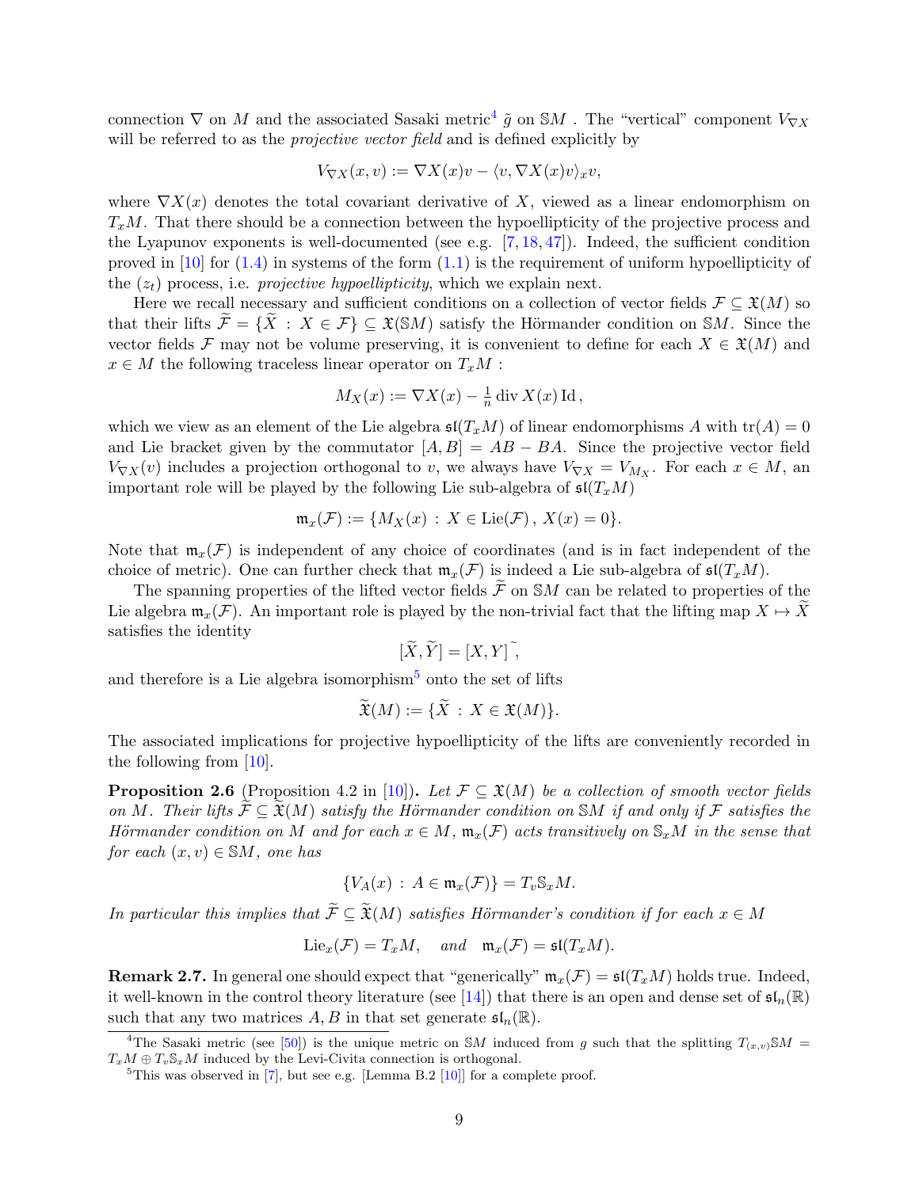connection $\nabla$ on $M$ and the associated Sasaki metric[4] $\tilde{g}$ on $\mathbb{S}M$ . The "vertical" component $V_{\nabla X}$ will be referred to as the *projective vector field* and is defined explicitly by

$$V_{\nabla X}(x, v) := \nabla X(x)v - \langle v, \nabla X(x)v\rangle_x v,$$

where $\nabla X(x)$ denotes the total covariant derivative of $X$, viewed as a linear endomorphism on $T_xM$. That there should be a connection between the hypoellipticity of the projective process and the Lyapunov exponents is well-documented (see e.g. [7, 18, 47]). Indeed, the sufficient condition proved in [10] for (1.4) in systems of the form (1.1) is the requirement of uniform hypoellipticity of the $(z_t)$ process, i.e. *projective hypoellipticity*, which we explain next.

Here we recall necessary and sufficient conditions on a collection of vector fields $\mathcal{F} \subseteq \mathfrak{X}(M)$ so that their lifts $\widetilde{\mathcal{F}} = \{\widetilde{X} \,:\, X \in \mathcal{F}\} \subseteq \mathfrak{X}(\mathbb{S}M)$ satisfy the Hörmander condition on $\mathbb{S}M$. Since the vector fields $\mathcal{F}$ may not be volume preserving, it is convenient to define for each $X \in \mathfrak{X}(M)$ and $x \in M$ the following traceless linear operator on $T_xM$ :

$$M_X(x) := \nabla X(x) - \tfrac{1}{n}\operatorname{div} X(x)\operatorname{Id},$$

which we view as an element of the Lie algebra $\mathfrak{sl}(T_xM)$ of linear endomorphisms $A$ with $\operatorname{tr}(A) = 0$ and Lie bracket given by the commutator $[A, B] = AB - BA$. Since the projective vector field $V_{\nabla X}(v)$ includes a projection orthogonal to $v$, we always have $V_{\nabla X} = V_{M_X}$. For each $x \in M$, an important role will be played by the following Lie sub-algebra of $\mathfrak{sl}(T_xM)$

$$\mathfrak{m}_x(\mathcal{F}) := \{M_X(x) \,:\, X \in \operatorname{Lie}(\mathcal{F}),\, X(x) = 0\}.$$

Note that $\mathfrak{m}_x(\mathcal{F})$ is independent of any choice of coordinates (and is in fact independent of the choice of metric). One can further check that $\mathfrak{m}_x(\mathcal{F})$ is indeed a Lie sub-algebra of $\mathfrak{sl}(T_xM)$.

The spanning properties of the lifted vector fields $\widetilde{\mathcal{F}}$ on $\mathbb{S}M$ can be related to properties of the Lie algebra $\mathfrak{m}_x(\mathcal{F})$. An important role is played by the non-trivial fact that the lifting map $X \mapsto \widetilde{X}$ satisfies the identity

$$[\widetilde{X}, \widetilde{Y}] = [X, Y]^{\sim},$$

and therefore is a Lie algebra isomorphism[5] onto the set of lifts

$$\widetilde{\mathfrak{X}}(M) := \{\widetilde{X} \,:\, X \in \mathfrak{X}(M)\}.$$

The associated implications for projective hypoellipticity of the lifts are conveniently recorded in the following from [10].

**Proposition 2.6** (Proposition 4.2 in [10])**.** *Let $\mathcal{F} \subseteq \mathfrak{X}(M)$ be a collection of smooth vector fields on $M$. Their lifts $\widetilde{\mathcal{F}} \subseteq \widetilde{\mathfrak{X}}(M)$ satisfy the Hörmander condition on $\mathbb{S}M$ if and only if $\mathcal{F}$ satisfies the Hörmander condition on $M$ and for each $x \in M$, $\mathfrak{m}_x(\mathcal{F})$ acts transitively on $\mathbb{S}_xM$ in the sense that for each $(x, v) \in \mathbb{S}M$, one has*

$$\{V_A(x) \,:\, A \in \mathfrak{m}_x(\mathcal{F})\} = T_v\mathbb{S}_xM.$$

*In particular this implies that $\widetilde{\mathcal{F}} \subseteq \widetilde{\mathfrak{X}}(M)$ satisfies Hörmander's condition if for each $x \in M$*

$$\operatorname{Lie}_x(\mathcal{F}) = T_xM, \quad \text{and} \quad \mathfrak{m}_x(\mathcal{F}) = \mathfrak{sl}(T_xM).$$

**Remark 2.7.** In general one should expect that "generically" $\mathfrak{m}_x(\mathcal{F}) = \mathfrak{sl}(T_xM)$ holds true. Indeed, it well-known in the control theory literature (see [14]) that there is an open and dense set of $\mathfrak{sl}_n(\mathbb{R})$ such that any two matrices $A, B$ in that set generate $\mathfrak{sl}_n(\mathbb{R})$.

[4] The Sasaki metric (see [50]) is the unique metric on $\mathbb{S}M$ induced from $g$ such that the splitting $T_{(x,v)}\mathbb{S}M = T_xM \oplus T_v\mathbb{S}_xM$ induced by the Levi-Civita connection is orthogonal.

[5] This was observed in [7], but see e.g. [Lemma B.2 [10]] for a complete proof.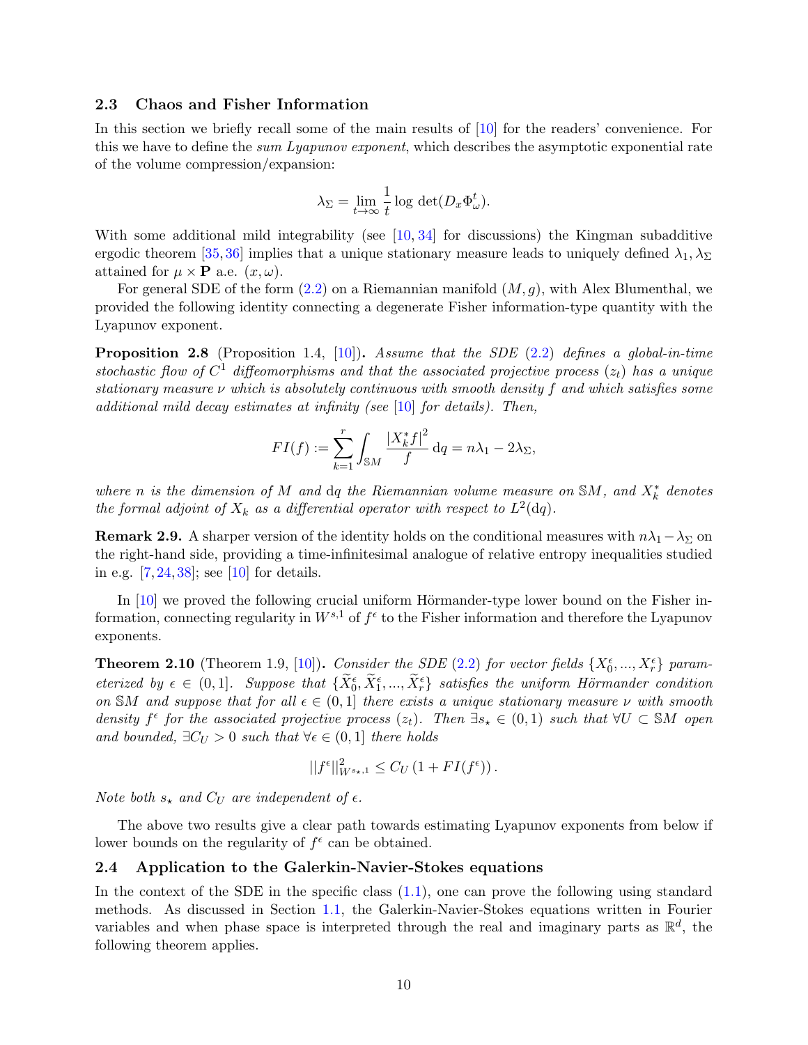### 2.3 Chaos and Fisher Information

In this section we briefly recall some of the main results of [10] for the readers' convenience. For this we have to define the *sum Lyapunov exponent*, which describes the asymptotic exponential rate of the volume compression/expansion:

$$\lambda_\Sigma = \lim_{t\to\infty} \frac{1}{t} \log \det(D_x\Phi^t_\omega).$$

With some additional mild integrability (see [10, 34] for discussions) the Kingman subadditive ergodic theorem [35, 36] implies that a unique stationary measure leads to uniquely defined $\lambda_1, \lambda_\Sigma$ attained for $\mu \times \mathbf{P}$ a.e. $(x, \omega)$.

For general SDE of the form (2.2) on a Riemannian manifold $(M, g)$, with Alex Blumenthal, we provided the following identity connecting a degenerate Fisher information-type quantity with the Lyapunov exponent.

**Proposition 2.8** (Proposition 1.4, [10])**.** *Assume that the SDE (2.2) defines a global-in-time stochastic flow of $C^1$ diffeomorphisms and that the associated projective process $(z_t)$ has a unique stationary measure $\nu$ which is absolutely continuous with smooth density $f$ and which satisfies some additional mild decay estimates at infinity (see [10] for details). Then,*

$$FI(f) := \sum_{k=1}^{r} \int_{\mathbb{S}M} \frac{|X_k^* f|^2}{f} \, \mathrm{d}q = n\lambda_1 - 2\lambda_\Sigma,$$

*where $n$ is the dimension of $M$ and $\mathrm{d}q$ the Riemannian volume measure on $\mathbb{S}M$, and $X_k^*$ denotes the formal adjoint of $X_k$ as a differential operator with respect to $L^2(\mathrm{d}q)$.*

**Remark 2.9.** A sharper version of the identity holds on the conditional measures with $n\lambda_1 - \lambda_\Sigma$ on the right-hand side, providing a time-infinitesimal analogue of relative entropy inequalities studied in e.g. [7, 24, 38]; see [10] for details.

In [10] we proved the following crucial uniform Hörmander-type lower bound on the Fisher information, connecting regularity in $W^{s,1}$ of $f^\epsilon$ to the Fisher information and therefore the Lyapunov exponents.

**Theorem 2.10** (Theorem 1.9, [10])**.** *Consider the SDE (2.2) for vector fields $\{X_0^\epsilon, ..., X_r^\epsilon\}$ parameterized by $\epsilon \in (0, 1]$. Suppose that $\{\widetilde{X}_0^\epsilon, \widetilde{X}_1^\epsilon, ..., \widetilde{X}_r^\epsilon\}$ satisfies the uniform Hörmander condition on $\mathbb{S}M$ and suppose that for all $\epsilon \in (0, 1]$ there exists a unique stationary measure $\nu$ with smooth density $f^\epsilon$ for the associated projective process $(z_t)$. Then $\exists s_\star \in (0, 1)$ such that $\forall U \subset \mathbb{S}M$ open and bounded, $\exists C_U > 0$ such that $\forall \epsilon \in (0, 1]$ there holds*

$$||f^\epsilon||^2_{W^{s_\star,1}} \leq C_U \left(1 + FI(f^\epsilon)\right).$$

*Note both $s_\star$ and $C_U$ are independent of $\epsilon$.*

The above two results give a clear path towards estimating Lyapunov exponents from below if lower bounds on the regularity of $f^\epsilon$ can be obtained.

### 2.4 Application to the Galerkin-Navier-Stokes equations

In the context of the SDE in the specific class (1.1), one can prove the following using standard methods. As discussed in Section 1.1, the Galerkin-Navier-Stokes equations written in Fourier variables and when phase space is interpreted through the real and imaginary parts as $\mathbb{R}^d$, the following theorem applies.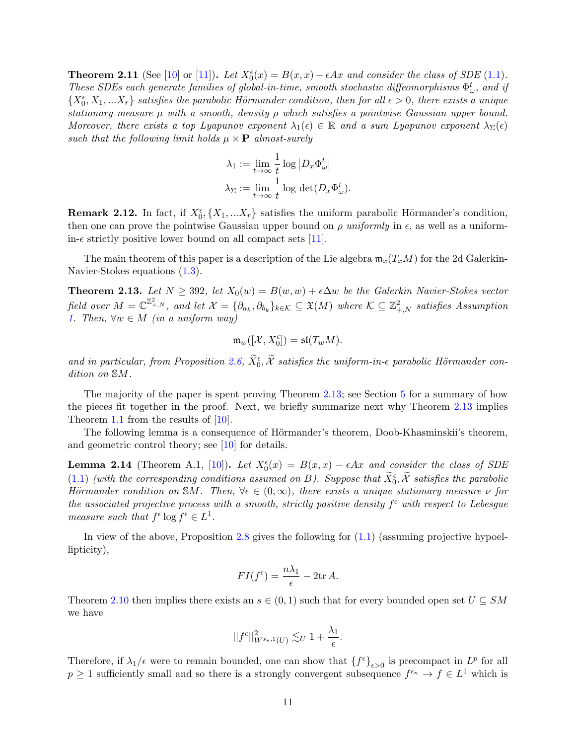**Theorem 2.11** (See [10] or [11])**.** *Let $X_0^\epsilon(x) = B(x,x) - \epsilon Ax$ and consider the class of SDE (1.1). These SDEs each generate families of global-in-time, smooth stochastic diffeomorphisms $\Phi_\omega^t$, and if $\{X_0^\epsilon, X_1, ...X_r\}$ satisfies the parabolic Hörmander condition, then for all $\epsilon > 0$, there exists a unique stationary measure $\mu$ with a smooth, density $\rho$ which satisfies a pointwise Gaussian upper bound. Moreover, there exists a top Lyapunov exponent $\lambda_1(\epsilon) \in \mathbb{R}$ and a sum Lyapunov exponent $\lambda_\Sigma(\epsilon)$ such that the following limit holds $\mu \times \mathbf{P}$ almost-surely*

$$\lambda_1 := \lim_{t\to\infty} \frac{1}{t} \log \left| D_x \Phi_\omega^t \right|$$
$$\lambda_\Sigma := \lim_{t\to\infty} \frac{1}{t} \log \det(D_x \Phi_\omega^t).$$

**Remark 2.12.** In fact, if $X_0^\epsilon, \{X_1, ...X_r\}$ satisfies the uniform parabolic Hörmander's condition, then one can prove the pointwise Gaussian upper bound on $\rho$ *uniformly* in $\epsilon$, as well as a uniform-in-$\epsilon$ strictly positive lower bound on all compact sets [11].

The main theorem of this paper is a description of the Lie algebra $\mathfrak{m}_x(T_x M)$ for the 2d Galerkin-Navier-Stokes equations (1.3).

**Theorem 2.13.** *Let $N \geq 392$, let $X_0(w) = B(w,w) + \epsilon \Delta w$ be the Galerkin Navier-Stokes vector field over $M = \mathbb{C}^{\mathbb{Z}^2_{+,N}}$, and let $\mathcal{X} = \{\partial_{a_k}, \partial_{b_k}\}_{k\in\mathcal{K}} \subseteq \mathfrak{X}(M)$ where $\mathcal{K} \subseteq \mathbb{Z}^2_{+,N}$ satisfies Assumption 1. Then, $\forall w \in M$ (in a uniform way)*

$$\mathfrak{m}_w([\mathcal{X}, X_0^\epsilon]) = \mathfrak{sl}(T_w M).$$

*and in particular, from Proposition 2.6, $\widetilde{X}_0^\epsilon, \widetilde{\mathcal{X}}$ satisfies the uniform-in-$\epsilon$ parabolic Hörmander condition on $\mathbb{S}M$.*

The majority of the paper is spent proving Theorem 2.13; see Section 5 for a summary of how the pieces fit together in the proof. Next, we briefly summarize next why Theorem 2.13 implies Theorem 1.1 from the results of [10].

The following lemma is a consequence of Hörmander's theorem, Doob-Khasminskii's theorem, and geometric control theory; see [10] for details.

**Lemma 2.14** (Theorem A.1, [10])**.** *Let $X_0^\epsilon(x) = B(x,x) - \epsilon Ax$ and consider the class of SDE (1.1) (with the corresponding conditions assumed on $B$). Suppose that $\widetilde{X}_0^\epsilon, \widetilde{\mathcal{X}}$ satisfies the parabolic Hörmander condition on $\mathbb{S}M$. Then, $\forall \epsilon \in (0,\infty)$, there exists a unique stationary measure $\nu$ for the associated projective process with a smooth, strictly positive density $f^\epsilon$ with respect to Lebesgue measure such that $f^\epsilon \log f^\epsilon \in L^1$.*

In view of the above, Proposition 2.8 gives the following for (1.1) (assuming projective hypoellipticity),

$$FI(f^\epsilon) = \frac{n\lambda_1}{\epsilon} - 2\mathrm{tr}\, A.$$

Theorem 2.10 then implies there exists an $s \in (0,1)$ such that for every bounded open set $U \subseteq SM$ we have

$$||f^\epsilon||^2_{W^{s_\star,1}(U)} \lesssim_U 1 + \frac{\lambda_1}{\epsilon}.$$

Therefore, if $\lambda_1/\epsilon$ were to remain bounded, one can show that $\{f^\epsilon\}_{\epsilon>0}$ is precompact in $L^p$ for all $p \geq 1$ sufficiently small and so there is a strongly convergent subsequence $f^{\epsilon_n} \to f \in L^1$ which is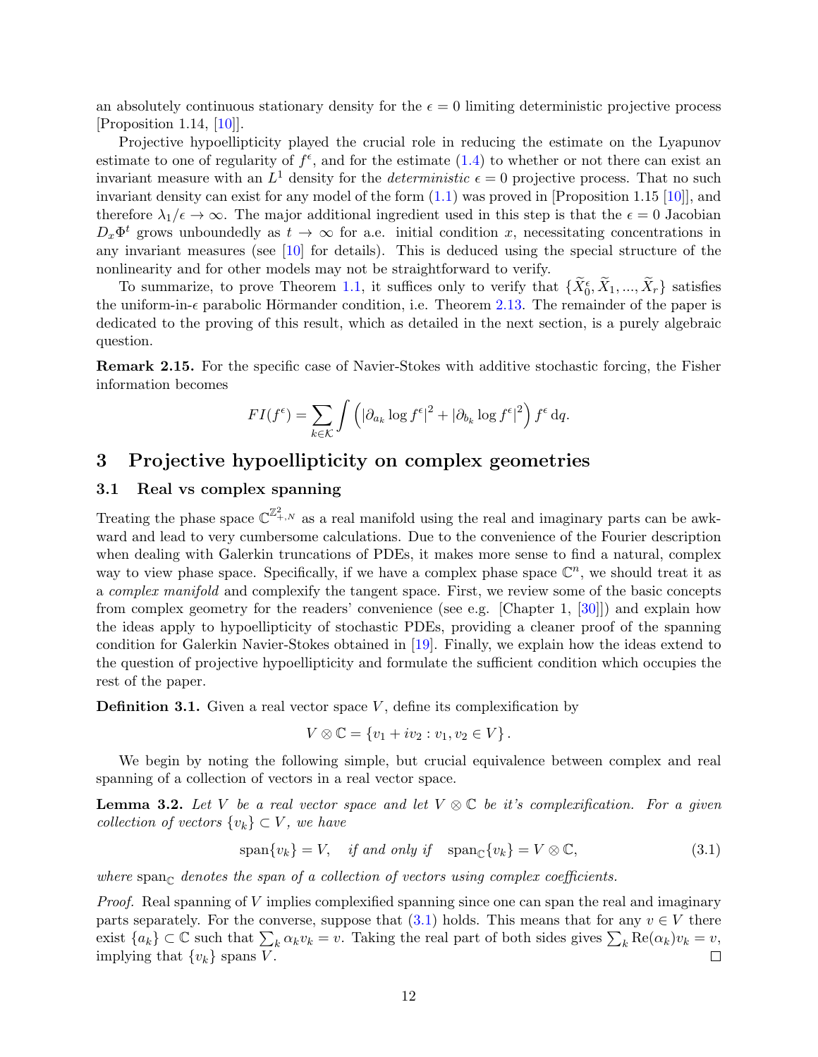an absolutely continuous stationary density for the $\epsilon = 0$ limiting deterministic projective process [Proposition 1.14, [10]].

Projective hypoellipticity played the crucial role in reducing the estimate on the Lyapunov estimate to one of regularity of $f^\epsilon$, and for the estimate (1.4) to whether or not there can exist an invariant measure with an $L^1$ density for the *deterministic* $\epsilon = 0$ projective process. That no such invariant density can exist for any model of the form (1.1) was proved in [Proposition 1.15 [10]], and therefore $\lambda_1/\epsilon \to \infty$. The major additional ingredient used in this step is that the $\epsilon = 0$ Jacobian $D_x\Phi^t$ grows unboundedly as $t \to \infty$ for a.e. initial condition $x$, necessitating concentrations in any invariant measures (see [10] for details). This is deduced using the special structure of the nonlinearity and for other models may not be straightforward to verify.

To summarize, to prove Theorem 1.1, it suffices only to verify that $\{\widetilde{X}_0^\epsilon, \widetilde{X}_1, ..., \widetilde{X}_r\}$ satisfies the uniform-in-$\epsilon$ parabolic Hörmander condition, i.e. Theorem 2.13. The remainder of the paper is dedicated to the proving of this result, which as detailed in the next section, is a purely algebraic question.

**Remark 2.15.** For the specific case of Navier-Stokes with additive stochastic forcing, the Fisher information becomes

$$FI(f^\epsilon) = \sum_{k\in\mathcal{K}} \int \left( |\partial_{a_k} \log f^\epsilon|^2 + |\partial_{b_k} \log f^\epsilon|^2 \right) f^\epsilon \, \mathrm{d}q.$$

# 3 Projective hypoellipticity on complex geometries

## 3.1 Real vs complex spanning

Treating the phase space $\mathbb{C}^{\mathbb{Z}^2_{+,N}}$ as a real manifold using the real and imaginary parts can be awkward and lead to very cumbersome calculations. Due to the convenience of the Fourier description when dealing with Galerkin truncations of PDEs, it makes more sense to find a natural, complex way to view phase space. Specifically, if we have a complex phase space $\mathbb{C}^n$, we should treat it as a *complex manifold* and complexify the tangent space. First, we review some of the basic concepts from complex geometry for the readers' convenience (see e.g. [Chapter 1, [30]]) and explain how the ideas apply to hypoellipticity of stochastic PDEs, providing a cleaner proof of the spanning condition for Galerkin Navier-Stokes obtained in [19]. Finally, we explain how the ideas extend to the question of projective hypoellipticity and formulate the sufficient condition which occupies the rest of the paper.

**Definition 3.1.** Given a real vector space $V$, define its complexification by

$$V \otimes \mathbb{C} = \{v_1 + iv_2 : v_1, v_2 \in V\}.$$

We begin by noting the following simple, but crucial equivalence between complex and real spanning of a collection of vectors in a real vector space.

**Lemma 3.2.** *Let $V$ be a real vector space and let $V \otimes \mathbb{C}$ be it's complexification. For a given collection of vectors $\{v_k\} \subset V$, we have*

$$\mathrm{span}\{v_k\} = V, \quad \textit{if and only if} \quad \mathrm{span}_{\mathbb{C}}\{v_k\} = V \otimes \mathbb{C}, \tag{3.1}$$

*where* $\mathrm{span}_{\mathbb{C}}$ *denotes the span of a collection of vectors using complex coefficients.*

*Proof.* Real spanning of $V$ implies complexified spanning since one can span the real and imaginary parts separately. For the converse, suppose that (3.1) holds. This means that for any $v \in V$ there exist $\{a_k\} \subset \mathbb{C}$ such that $\sum_k \alpha_k v_k = v$. Taking the real part of both sides gives $\sum_k \mathrm{Re}(\alpha_k) v_k = v$, implying that $\{v_k\}$ spans $V$. ◻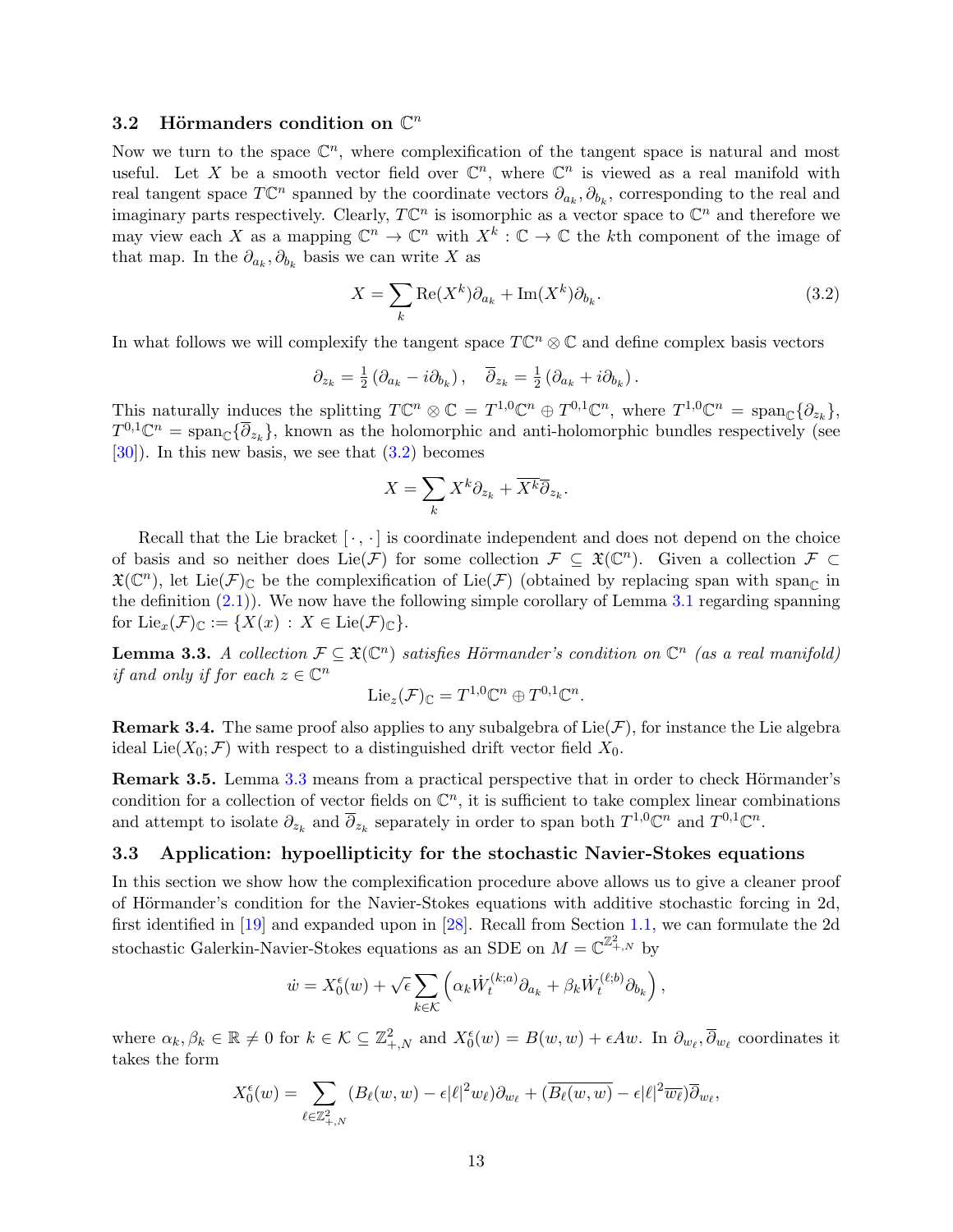### 3.2 Hörmanders condition on $\mathbb{C}^n$

Now we turn to the space $\mathbb{C}^n$, where complexification of the tangent space is natural and most useful. Let $X$ be a smooth vector field over $\mathbb{C}^n$, where $\mathbb{C}^n$ is viewed as a real manifold with real tangent space $T\mathbb{C}^n$ spanned by the coordinate vectors $\partial_{a_k}, \partial_{b_k}$, corresponding to the real and imaginary parts respectively. Clearly, $T\mathbb{C}^n$ is isomorphic as a vector space to $\mathbb{C}^n$ and therefore we may view each $X$ as a mapping $\mathbb{C}^n \to \mathbb{C}^n$ with $X^k : \mathbb{C} \to \mathbb{C}$ the $k$th component of the image of that map. In the $\partial_{a_k}, \partial_{b_k}$ basis we can write $X$ as

$$X = \sum_k \mathrm{Re}(X^k)\partial_{a_k} + \mathrm{Im}(X^k)\partial_{b_k}. \tag{3.2}$$

In what follows we will complexify the tangent space $T\mathbb{C}^n \otimes \mathbb{C}$ and define complex basis vectors

$$\partial_{z_k} = \tfrac{1}{2}\left(\partial_{a_k} - i\partial_{b_k}\right), \quad \overline{\partial}_{z_k} = \tfrac{1}{2}\left(\partial_{a_k} + i\partial_{b_k}\right).$$

This naturally induces the splitting $T\mathbb{C}^n \otimes \mathbb{C} = T^{1,0}\mathbb{C}^n \oplus T^{0,1}\mathbb{C}^n$, where $T^{1,0}\mathbb{C}^n = \mathrm{span}_{\mathbb{C}}\{\partial_{z_k}\}$, $T^{0,1}\mathbb{C}^n = \mathrm{span}_{\mathbb{C}}\{\overline{\partial}_{z_k}\}$, known as the holomorphic and anti-holomorphic bundles respectively (see [30]). In this new basis, we see that (3.2) becomes

$$X = \sum_k X^k\partial_{z_k} + \overline{X^k}\overline{\partial}_{z_k}.$$

Recall that the Lie bracket $[\,\cdot\,,\cdot\,]$ is coordinate independent and does not depend on the choice of basis and so neither does $\mathrm{Lie}(\mathcal{F})$ for some collection $\mathcal{F} \subseteq \mathfrak{X}(\mathbb{C}^n)$. Given a collection $\mathcal{F} \subset \mathfrak{X}(\mathbb{C}^n)$, let $\mathrm{Lie}(\mathcal{F})_{\mathbb{C}}$ be the complexification of $\mathrm{Lie}(\mathcal{F})$ (obtained by replacing span with $\mathrm{span}_{\mathbb{C}}$ in the definition (2.1)). We now have the following simple corollary of Lemma 3.1 regarding spanning for $\mathrm{Lie}_x(\mathcal{F})_{\mathbb{C}} := \{X(x) : X \in \mathrm{Lie}(\mathcal{F})_{\mathbb{C}}\}$.

**Lemma 3.3.** *A collection $\mathcal{F} \subseteq \mathfrak{X}(\mathbb{C}^n)$ satisfies Hörmander's condition on $\mathbb{C}^n$ (as a real manifold) if and only if for each $z \in \mathbb{C}^n$*

$$\mathrm{Lie}_z(\mathcal{F})_{\mathbb{C}} = T^{1,0}\mathbb{C}^n \oplus T^{0,1}\mathbb{C}^n.$$

**Remark 3.4.** The same proof also applies to any subalgebra of $\mathrm{Lie}(\mathcal{F})$, for instance the Lie algebra ideal $\mathrm{Lie}(X_0; \mathcal{F})$ with respect to a distinguished drift vector field $X_0$.

**Remark 3.5.** Lemma 3.3 means from a practical perspective that in order to check Hörmander's condition for a collection of vector fields on $\mathbb{C}^n$, it is sufficient to take complex linear combinations and attempt to isolate $\partial_{z_k}$ and $\overline{\partial}_{z_k}$ separately in order to span both $T^{1,0}\mathbb{C}^n$ and $T^{0,1}\mathbb{C}^n$.

### 3.3 Application: hypoellipticity for the stochastic Navier-Stokes equations

In this section we show how the complexification procedure above allows us to give a cleaner proof of Hörmander's condition for the Navier-Stokes equations with additive stochastic forcing in 2d, first identified in [19] and expanded upon in [28]. Recall from Section 1.1, we can formulate the 2d stochastic Galerkin-Navier-Stokes equations as an SDE on $M = \mathbb{C}^{\mathbb{Z}^2_{+,N}}$ by

$$\dot{w} = X_0^{\epsilon}(w) + \sqrt{\epsilon}\sum_{k\in\mathcal{K}}\left(\alpha_k \dot{W}_t^{(k;a)}\partial_{a_k} + \beta_k \dot{W}_t^{(\ell;b)}\partial_{b_k}\right),$$

where $\alpha_k, \beta_k \in \mathbb{R} \neq 0$ for $k \in \mathcal{K} \subseteq \mathbb{Z}^2_{+,N}$ and $X_0^{\epsilon}(w) = B(w,w) + \epsilon A w$. In $\partial_{w_\ell}, \overline{\partial}_{w_\ell}$ coordinates it takes the form

$$X_0^{\epsilon}(w) = \sum_{\ell\in\mathbb{Z}^2_{+,N}} (B_\ell(w,w) - \epsilon|\ell|^2 w_\ell)\partial_{w_\ell} + (\overline{B_\ell(w,w)} - \epsilon|\ell|^2\overline{w_\ell})\overline{\partial}_{w_\ell},$$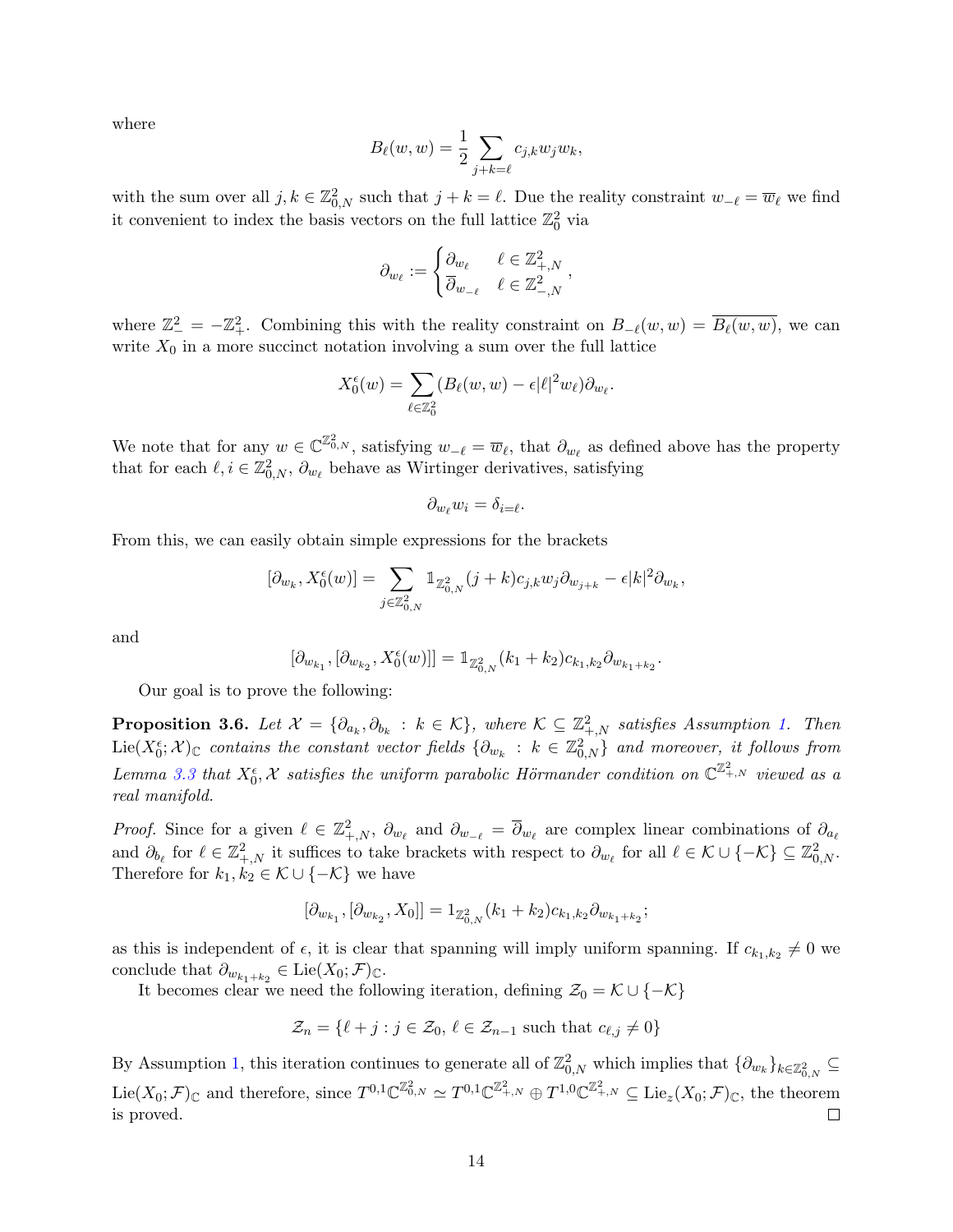where

$$B_\ell(w,w) = \frac{1}{2}\sum_{j+k=\ell} c_{j,k} w_j w_k,$$

with the sum over all $j,k \in \mathbb{Z}^2_{0,N}$ such that $j+k=\ell$. Due the reality constraint $w_{-\ell} = \overline{w}_\ell$ we find it convenient to index the basis vectors on the full lattice $\mathbb{Z}^2_0$ via

$$\partial_{w_\ell} := \begin{cases} \partial_{w_\ell} & \ell \in \mathbb{Z}^2_{+,N} \\ \overline{\partial}_{w_{-\ell}} & \ell \in \mathbb{Z}^2_{-,N} \end{cases},$$

where $\mathbb{Z}^2_- = -\mathbb{Z}^2_+$. Combining this with the reality constraint on $B_{-\ell}(w,w) = \overline{B_\ell(w,w)}$, we can write $X_0$ in a more succinct notation involving a sum over the full lattice

$$X_0^\epsilon(w) = \sum_{\ell\in\mathbb{Z}^2_0} (B_\ell(w,w) - \epsilon|\ell|^2 w_\ell)\partial_{w_\ell}.$$

We note that for any $w \in \mathbb{C}^{\mathbb{Z}^2_{0,N}}$, satisfying $w_{-\ell} = \overline{w}_\ell$, that $\partial_{w_\ell}$ as defined above has the property that for each $\ell, i \in \mathbb{Z}^2_{0,N}$, $\partial_{w_\ell}$ behave as Wirtinger derivatives, satisfying

$$\partial_{w_\ell} w_i = \delta_{i=\ell}.$$

From this, we can easily obtain simple expressions for the brackets

$$[\partial_{w_k}, X_0^\epsilon(w)] = \sum_{j\in\mathbb{Z}^2_{0,N}} \mathbb{1}_{\mathbb{Z}^2_{0,N}}(j+k) c_{j,k} w_j \partial_{w_{j+k}} - \epsilon|k|^2 \partial_{w_k},$$

and

$$[\partial_{w_{k_1}}, [\partial_{w_{k_2}}, X_0^\epsilon(w)]] = \mathbb{1}_{\mathbb{Z}^2_{0,N}}(k_1+k_2) c_{k_1,k_2} \partial_{w_{k_1+k_2}}.$$

Our goal is to prove the following:

**Proposition 3.6.** *Let $\mathcal{X} = \{\partial_{a_k}, \partial_{b_k} : k \in \mathcal{K}\}$, where $\mathcal{K} \subseteq \mathbb{Z}^2_{+,N}$ satisfies Assumption 1. Then $\mathrm{Lie}(X_0^\epsilon; \mathcal{X})_\mathbb{C}$ contains the constant vector fields $\{\partial_{w_k} : k \in \mathbb{Z}^2_{0,N}\}$ and moreover, it follows from Lemma 3.3 that $X_0^\epsilon, \mathcal{X}$ satisfies the uniform parabolic Hörmander condition on $\mathbb{C}^{\mathbb{Z}^2_{+,N}}$ viewed as a real manifold.*

*Proof.* Since for a given $\ell \in \mathbb{Z}^2_{+,N}$, $\partial_{w_\ell}$ and $\partial_{w_{-\ell}} = \overline{\partial}_{w_\ell}$ are complex linear combinations of $\partial_{a_\ell}$ and $\partial_{b_\ell}$ for $\ell \in \mathbb{Z}^2_{+,N}$ it suffices to take brackets with respect to $\partial_{w_\ell}$ for all $\ell \in \mathcal{K} \cup \{-\mathcal{K}\} \subseteq \mathbb{Z}^2_{0,N}$. Therefore for $k_1, k_2 \in \mathcal{K} \cup \{-\mathcal{K}\}$ we have

$$[\partial_{w_{k_1}}, [\partial_{w_{k_2}}, X_0]] = 1_{\mathbb{Z}^2_{0,N}}(k_1+k_2) c_{k_1,k_2} \partial_{w_{k_1+k_2}};$$

as this is independent of $\epsilon$, it is clear that spanning will imply uniform spanning. If $c_{k_1,k_2} \neq 0$ we conclude that $\partial_{w_{k_1+k_2}} \in \mathrm{Lie}(X_0; \mathcal{F})_\mathbb{C}$.

It becomes clear we need the following iteration, defining $\mathcal{Z}_0 = \mathcal{K} \cup \{-\mathcal{K}\}$

$$\mathcal{Z}_n = \{\ell + j : j \in \mathcal{Z}_0,\ \ell \in \mathcal{Z}_{n-1} \text{ such that } c_{\ell,j} \neq 0\}$$

By Assumption 1, this iteration continues to generate all of $\mathbb{Z}^2_{0,N}$ which implies that $\{\partial_{w_k}\}_{k\in\mathbb{Z}^2_{0,N}} \subseteq \mathrm{Lie}(X_0; \mathcal{F})_\mathbb{C}$ and therefore, since $T^{0,1}\mathbb{C}^{\mathbb{Z}^2_{0,N}} \simeq T^{0,1}\mathbb{C}^{\mathbb{Z}^2_{+,N}} \oplus T^{1,0}\mathbb{C}^{\mathbb{Z}^2_{+,N}} \subseteq \mathrm{Lie}_z(X_0; \mathcal{F})_\mathbb{C}$, the theorem is proved. $\square$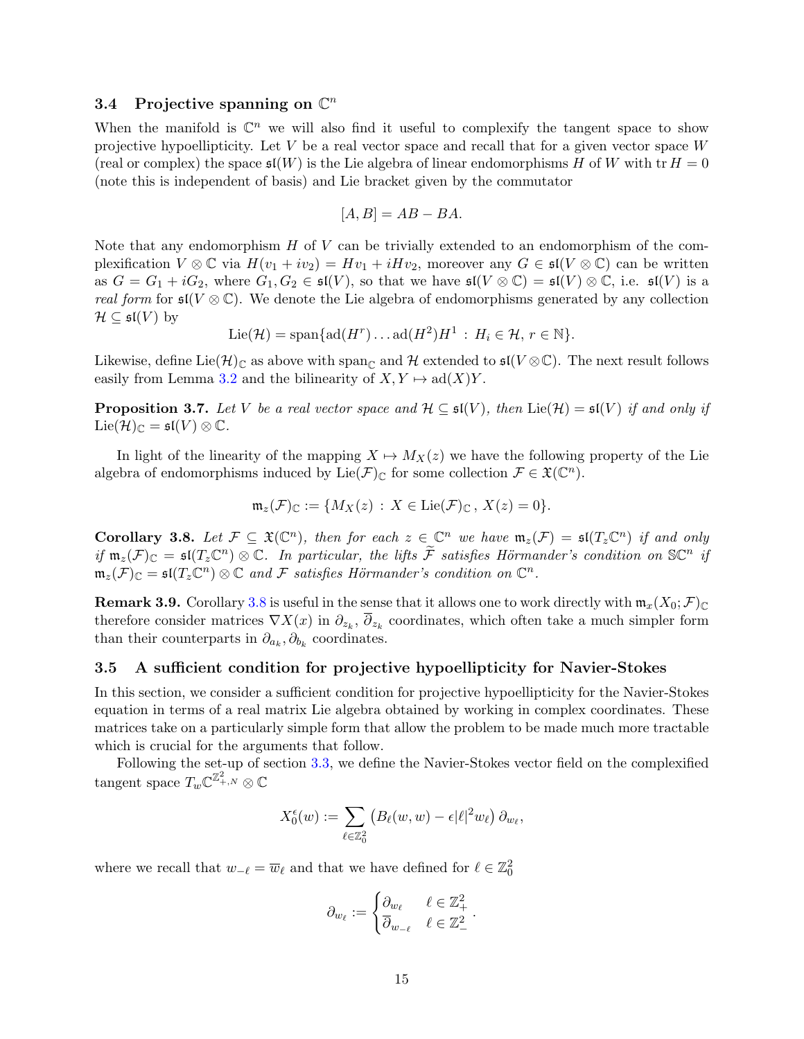### 3.4 Projective spanning on $\mathbb{C}^n$

When the manifold is $\mathbb{C}^n$ we will also find it useful to complexify the tangent space to show projective hypoellipticity. Let $V$ be a real vector space and recall that for a given vector space $W$ (real or complex) the space $\mathfrak{sl}(W)$ is the Lie algebra of linear endomorphisms $H$ of $W$ with $\operatorname{tr} H = 0$ (note this is independent of basis) and Lie bracket given by the commutator

$$[A, B] = AB - BA.$$

Note that any endomorphism $H$ of $V$ can be trivially extended to an endomorphism of the complexification $V \otimes \mathbb{C}$ via $H(v_1 + iv_2) = Hv_1 + iHv_2$, moreover any $G \in \mathfrak{sl}(V \otimes \mathbb{C})$ can be written as $G = G_1 + iG_2$, where $G_1, G_2 \in \mathfrak{sl}(V)$, so that we have $\mathfrak{sl}(V \otimes \mathbb{C}) = \mathfrak{sl}(V) \otimes \mathbb{C}$, i.e. $\mathfrak{sl}(V)$ is a *real form* for $\mathfrak{sl}(V \otimes \mathbb{C})$. We denote the Lie algebra of endomorphisms generated by any collection $\mathcal{H} \subseteq \mathfrak{sl}(V)$ by

$$\operatorname{Lie}(\mathcal{H}) = \operatorname{span}\{\operatorname{ad}(H^r) \dots \operatorname{ad}(H^2) H^1 \,:\, H_i \in \mathcal{H},\, r \in \mathbb{N}\}.$$

Likewise, define $\operatorname{Lie}(\mathcal{H})_{\mathbb{C}}$ as above with $\operatorname{span}_{\mathbb{C}}$ and $\mathcal{H}$ extended to $\mathfrak{sl}(V \otimes \mathbb{C})$. The next result follows easily from Lemma 3.2 and the bilinearity of $X, Y \mapsto \operatorname{ad}(X)Y$.

**Proposition 3.7.** *Let $V$ be a real vector space and $\mathcal{H} \subseteq \mathfrak{sl}(V)$, then $\operatorname{Lie}(\mathcal{H}) = \mathfrak{sl}(V)$ if and only if $\operatorname{Lie}(\mathcal{H})_{\mathbb{C}} = \mathfrak{sl}(V) \otimes \mathbb{C}$.*

In light of the linearity of the mapping $X \mapsto M_X(z)$ we have the following property of the Lie algebra of endomorphisms induced by $\operatorname{Lie}(\mathcal{F})_{\mathbb{C}}$ for some collection $\mathcal{F} \in \mathfrak{X}(\mathbb{C}^n)$.

$$\mathfrak{m}_z(\mathcal{F})_{\mathbb{C}} := \{M_X(z) \,:\, X \in \operatorname{Lie}(\mathcal{F})_{\mathbb{C}}\,,\, X(z) = 0\}.$$

**Corollary 3.8.** *Let $\mathcal{F} \subseteq \mathfrak{X}(\mathbb{C}^n)$, then for each $z \in \mathbb{C}^n$ we have $\mathfrak{m}_z(\mathcal{F}) = \mathfrak{sl}(T_z\mathbb{C}^n)$ if and only if $\mathfrak{m}_z(\mathcal{F})_{\mathbb{C}} = \mathfrak{sl}(T_z\mathbb{C}^n) \otimes \mathbb{C}$. In particular, the lifts $\widetilde{\mathcal{F}}$ satisfies Hörmander's condition on $\mathbb{S}\mathbb{C}^n$ if $\mathfrak{m}_z(\mathcal{F})_{\mathbb{C}} = \mathfrak{sl}(T_z\mathbb{C}^n) \otimes \mathbb{C}$ and $\mathcal{F}$ satisfies Hörmander's condition on $\mathbb{C}^n$.*

**Remark 3.9.** Corollary 3.8 is useful in the sense that it allows one to work directly with $\mathfrak{m}_x(X_0; \mathcal{F})_{\mathbb{C}}$ therefore consider matrices $\nabla X(x)$ in $\partial_{z_k}, \overline{\partial}_{z_k}$ coordinates, which often take a much simpler form than their counterparts in $\partial_{a_k}, \partial_{b_k}$ coordinates.

### 3.5 A sufficient condition for projective hypoellipticity for Navier-Stokes

In this section, we consider a sufficient condition for projective hypoellipticity for the Navier-Stokes equation in terms of a real matrix Lie algebra obtained by working in complex coordinates. These matrices take on a particularly simple form that allow the problem to be made much more tractable which is crucial for the arguments that follow.

Following the set-up of section 3.3, we define the Navier-Stokes vector field on the complexified tangent space $T_w\mathbb{C}^{\mathbb{Z}^2_{+,N}} \otimes \mathbb{C}$

$$X_0^{\epsilon}(w) := \sum_{\ell \in \mathbb{Z}_0^2} \left(B_\ell(w, w) - \epsilon |\ell|^2 w_\ell\right) \partial_{w_\ell},$$

where we recall that $w_{-\ell} = \overline{w}_\ell$ and that we have defined for $\ell \in \mathbb{Z}_0^2$

$$\partial_{w_\ell} := \begin{cases} \partial_{w_\ell} & \ell \in \mathbb{Z}^2_+ \\ \overline{\partial}_{w_{-\ell}} & \ell \in \mathbb{Z}^2_- \end{cases}.$$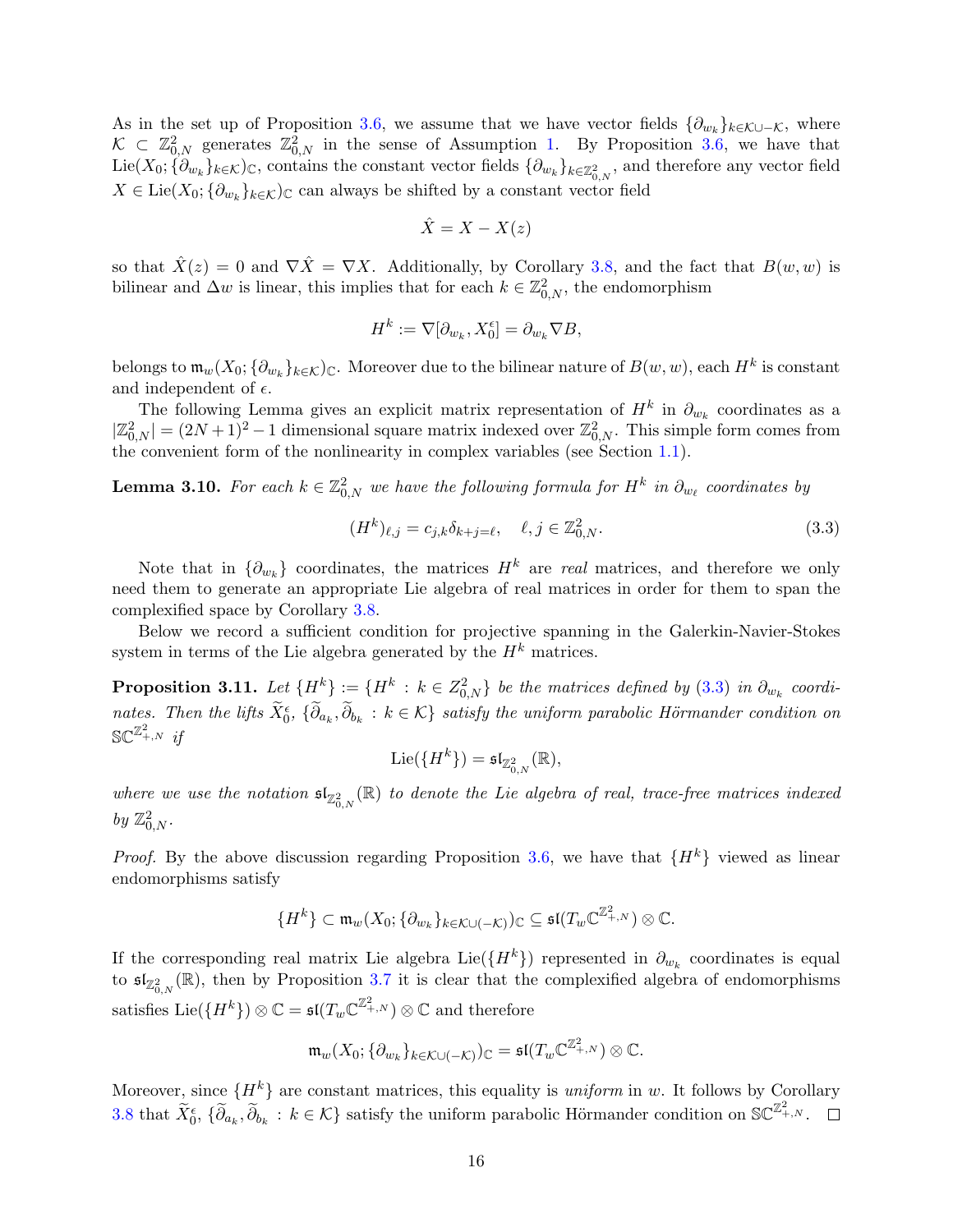As in the set up of Proposition 3.6, we assume that we have vector fields $\{\partial_{w_k}\}_{k\in\mathcal{K}\cup-\mathcal{K}}$, where $\mathcal{K}\subset\mathbb{Z}^2_{0,N}$ generates $\mathbb{Z}^2_{0,N}$ in the sense of Assumption 1. By Proposition 3.6, we have that $\mathrm{Lie}(X_0;\{\partial_{w_k}\}_{k\in\mathcal{K}})_{\mathbb{C}}$, contains the constant vector fields $\{\partial_{w_k}\}_{k\in\mathbb{Z}^2_{0,N}}$, and therefore any vector field $X\in\mathrm{Lie}(X_0;\{\partial_{w_k}\}_{k\in\mathcal{K}})_{\mathbb{C}}$ can always be shifted by a constant vector field

$$\hat{X} = X - X(z)$$

so that $\hat{X}(z)=0$ and $\nabla\hat{X}=\nabla X$. Additionally, by Corollary 3.8, and the fact that $B(w,w)$ is bilinear and $\Delta w$ is linear, this implies that for each $k\in\mathbb{Z}^2_{0,N}$, the endomorphism

$$H^k := \nabla[\partial_{w_k}, X_0^\epsilon] = \partial_{w_k}\nabla B,$$

belongs to $\mathfrak{m}_w(X_0;\{\partial_{w_k}\}_{k\in\mathcal{K}})_{\mathbb{C}}$. Moreover due to the bilinear nature of $B(w,w)$, each $H^k$ is constant and independent of $\epsilon$.

The following Lemma gives an explicit matrix representation of $H^k$ in $\partial_{w_k}$ coordinates as a $|\mathbb{Z}^2_{0,N}| = (2N+1)^2-1$ dimensional square matrix indexed over $\mathbb{Z}^2_{0,N}$. This simple form comes from the convenient form of the nonlinearity in complex variables (see Section 1.1).

**Lemma 3.10.** *For each $k\in\mathbb{Z}^2_{0,N}$ we have the following formula for $H^k$ in $\partial_{w_\ell}$ coordinates by*

$$(H^k)_{\ell,j} = c_{j,k}\delta_{k+j=\ell}, \quad \ell,j\in\mathbb{Z}^2_{0,N}. \tag{3.3}$$

Note that in $\{\partial_{w_k}\}$ coordinates, the matrices $H^k$ are *real* matrices, and therefore we only need them to generate an appropriate Lie algebra of real matrices in order for them to span the complexified space by Corollary 3.8.

Below we record a sufficient condition for projective spanning in the Galerkin-Navier-Stokes system in terms of the Lie algebra generated by the $H^k$ matrices.

**Proposition 3.11.** *Let $\{H^k\} := \{H^k : k\in Z^2_{0,N}\}$ be the matrices defined by (3.3) in $\partial_{w_k}$ coordinates. Then the lifts $\widetilde{X}_0^\epsilon$, $\{\widetilde{\partial}_{a_k},\widetilde{\partial}_{b_k} : k\in\mathcal{K}\}$ satisfy the uniform parabolic Hörmander condition on $\mathbb{S}\mathbb{C}^{\mathbb{Z}^2_{+,N}}$ if*

$$\mathrm{Lie}(\{H^k\}) = \mathfrak{sl}_{\mathbb{Z}^2_{0,N}}(\mathbb{R}),$$

*where we use the notation $\mathfrak{sl}_{\mathbb{Z}^2_{0,N}}(\mathbb{R})$ to denote the Lie algebra of real, trace-free matrices indexed by $\mathbb{Z}^2_{0,N}$.*

*Proof.* By the above discussion regarding Proposition 3.6, we have that $\{H^k\}$ viewed as linear endomorphisms satisfy

$$\{H^k\}\subset\mathfrak{m}_w(X_0;\{\partial_{w_k}\}_{k\in\mathcal{K}\cup(-\mathcal{K})})_{\mathbb{C}} \subseteq \mathfrak{sl}(T_w\mathbb{C}^{\mathbb{Z}^2_{+,N}})\otimes\mathbb{C}.$$

If the corresponding real matrix Lie algebra $\mathrm{Lie}(\{H^k\})$ represented in $\partial_{w_k}$ coordinates is equal to $\mathfrak{sl}_{\mathbb{Z}^2_{0,N}}(\mathbb{R})$, then by Proposition 3.7 it is clear that the complexified algebra of endomorphisms satisfies $\mathrm{Lie}(\{H^k\})\otimes\mathbb{C} = \mathfrak{sl}(T_w\mathbb{C}^{\mathbb{Z}^2_{+,N}})\otimes\mathbb{C}$ and therefore

$$\mathfrak{m}_w(X_0;\{\partial_{w_k}\}_{k\in\mathcal{K}\cup(-\mathcal{K})})_{\mathbb{C}} = \mathfrak{sl}(T_w\mathbb{C}^{\mathbb{Z}^2_{+,N}})\otimes\mathbb{C}.$$

Moreover, since $\{H^k\}$ are constant matrices, this equality is *uniform* in $w$. It follows by Corollary 3.8 that $\widetilde{X}_0^\epsilon$, $\{\widetilde{\partial}_{a_k},\widetilde{\partial}_{b_k} : k\in\mathcal{K}\}$ satisfy the uniform parabolic Hörmander condition on $\mathbb{S}\mathbb{C}^{\mathbb{Z}^2_{+,N}}$. □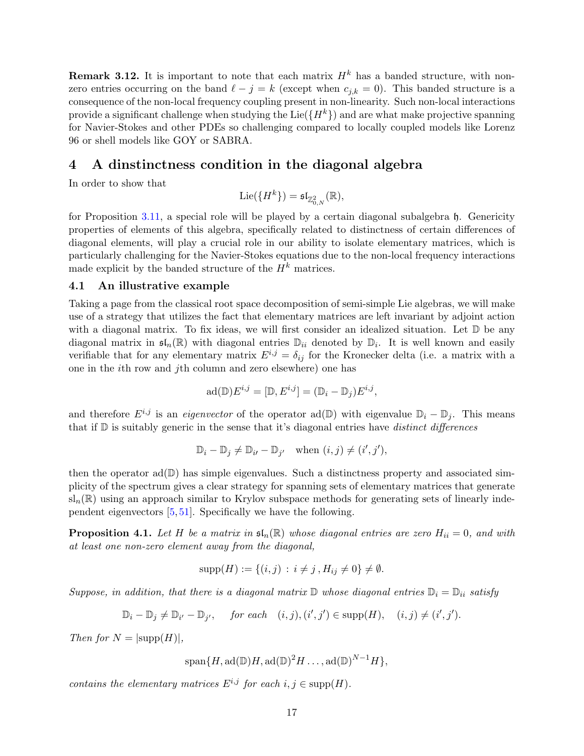**Remark 3.12.** It is important to note that each matrix $H^k$ has a banded structure, with non-zero entries occurring on the band $\ell - j = k$ (except when $c_{j,k} = 0$). This banded structure is a consequence of the non-local frequency coupling present in non-linearity. Such non-local interactions provide a significant challenge when studying the $\mathrm{Lie}(\{H^k\})$ and are what make projective spanning for Navier-Stokes and other PDEs so challenging compared to locally coupled models like Lorenz 96 or shell models like GOY or SABRA.

# 4 A dinstinctness condition in the diagonal algebra

In order to show that

$$\mathrm{Lie}(\{H^k\}) = \mathfrak{sl}_{\mathbb{Z}^2_{0,N}}(\mathbb{R}),$$

for Proposition 3.11, a special role will be played by a certain diagonal subalgebra $\mathfrak{h}$. Genericity properties of elements of this algebra, specifically related to distinctness of certain differences of diagonal elements, will play a crucial role in our ability to isolate elementary matrices, which is particularly challenging for the Navier-Stokes equations due to the non-local frequency interactions made explicit by the banded structure of the $H^k$ matrices.

## 4.1 An illustrative example

Taking a page from the classical root space decomposition of semi-simple Lie algebras, we will make use of a strategy that utilizes the fact that elementary matrices are left invariant by adjoint action with a diagonal matrix. To fix ideas, we will first consider an idealized situation. Let $\mathbb{D}$ be any diagonal matrix in $\mathfrak{sl}_n(\mathbb{R})$ with diagonal entries $\mathbb{D}_{ii}$ denoted by $\mathbb{D}_i$. It is well known and easily verifiable that for any elementary matrix $E^{i,j} = \delta_{ij}$ for the Kronecker delta (i.e. a matrix with a one in the $i$th row and $j$th column and zero elsewhere) one has

$$\mathrm{ad}(\mathbb{D})E^{i,j} = [\mathbb{D}, E^{i,j}] = (\mathbb{D}_i - \mathbb{D}_j)E^{i,j},$$

and therefore $E^{i,j}$ is an *eigenvector* of the operator $\mathrm{ad}(\mathbb{D})$ with eigenvalue $\mathbb{D}_i - \mathbb{D}_j$. This means that if $\mathbb{D}$ is suitably generic in the sense that it's diagonal entries have *distinct differences*

$$\mathbb{D}_i - \mathbb{D}_j \neq \mathbb{D}_{i'} - \mathbb{D}_{j'} \quad \text{when } (i, j) \neq (i', j'),$$

then the operator $\mathrm{ad}(\mathbb{D})$ has simple eigenvalues. Such a distinctness property and associated simplicity of the spectrum gives a clear strategy for spanning sets of elementary matrices that generate $\mathrm{sl}_n(\mathbb{R})$ using an approach similar to Krylov subspace methods for generating sets of linearly independent eigenvectors [5, 51]. Specifically we have the following.

**Proposition 4.1.** *Let $H$ be a matrix in $\mathfrak{sl}_n(\mathbb{R})$ whose diagonal entries are zero $H_{ii} = 0$, and with at least one non-zero element away from the diagonal,*

$$\mathrm{supp}(H) := \{(i, j) \,:\, i \neq j\,, H_{ij} \neq 0\} \neq \emptyset.$$

*Suppose, in addition, that there is a diagonal matrix $\mathbb{D}$ whose diagonal entries $\mathbb{D}_i = \mathbb{D}_{ii}$ satisfy*

$$\mathbb{D}_i - \mathbb{D}_j \neq \mathbb{D}_{i'} - \mathbb{D}_{j'}, \quad \text{for each} \quad (i, j), (i', j') \in \mathrm{supp}(H), \quad (i, j) \neq (i', j').$$

*Then for $N = |\mathrm{supp}(H)|$,*

$$\mathrm{span}\{H, \mathrm{ad}(\mathbb{D})H, \mathrm{ad}(\mathbb{D})^2 H \ldots, \mathrm{ad}(\mathbb{D})^{N-1} H\},$$

*contains the elementary matrices $E^{i,j}$ for each $i, j \in \mathrm{supp}(H)$.*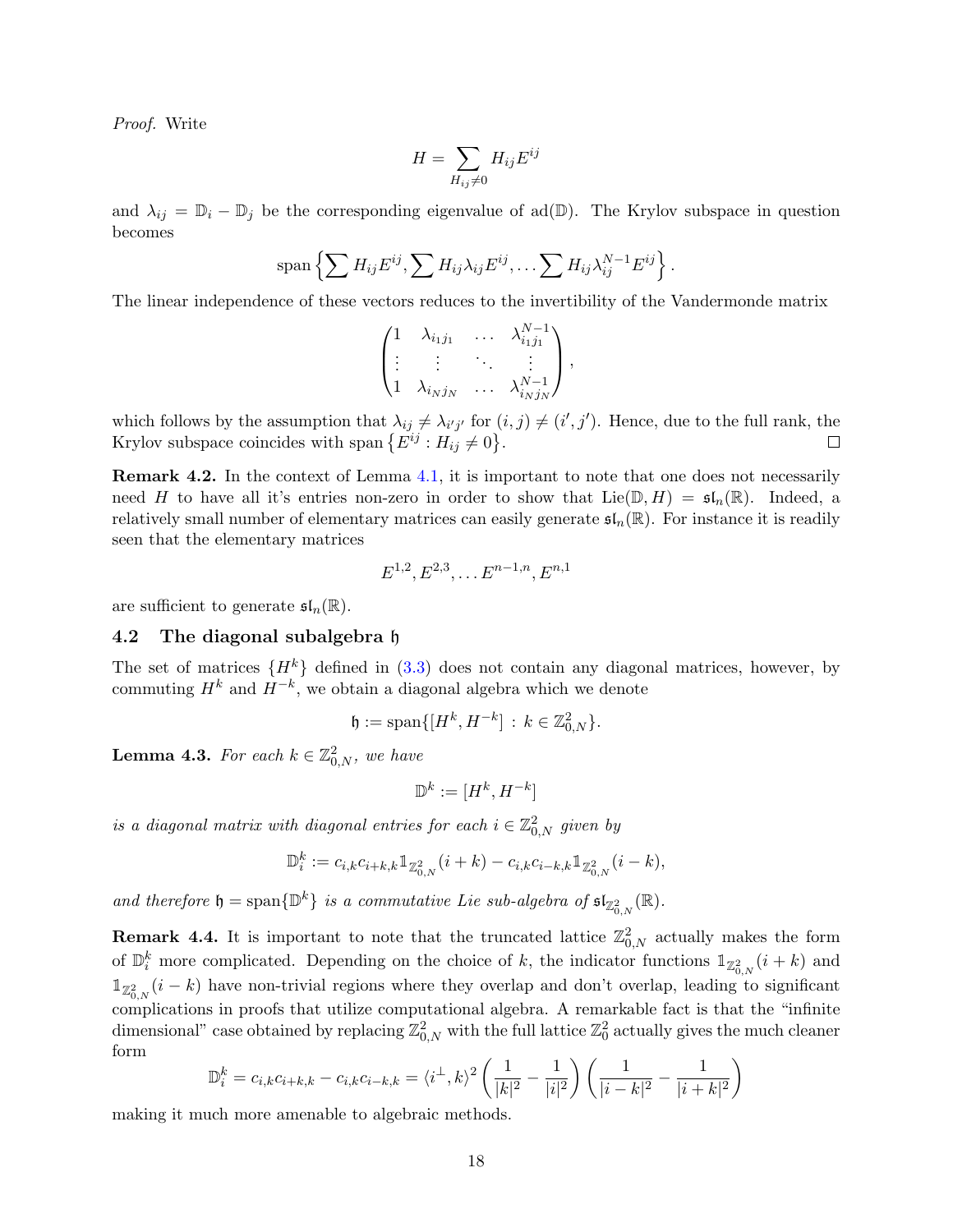*Proof.* Write

$$H = \sum_{H_{ij} \neq 0} H_{ij} E^{ij}$$

and $\lambda_{ij} = \mathbb{D}_i - \mathbb{D}_j$ be the corresponding eigenvalue of $\mathrm{ad}(\mathbb{D})$. The Krylov subspace in question becomes

$$\mathrm{span}\left\{ \sum H_{ij} E^{ij}, \sum H_{ij} \lambda_{ij} E^{ij}, \ldots \sum H_{ij} \lambda_{ij}^{N-1} E^{ij} \right\}.$$

The linear independence of these vectors reduces to the invertibility of the Vandermonde matrix

$$\begin{pmatrix} 1 & \lambda_{i_1 j_1} & \ldots & \lambda_{i_1 j_1}^{N-1} \\ \vdots & \vdots & \ddots & \vdots \\ 1 & \lambda_{i_N j_N} & \ldots & \lambda_{i_N j_N}^{N-1} \end{pmatrix},$$

which follows by the assumption that $\lambda_{ij} \neq \lambda_{i'j'}$ for $(i,j) \neq (i',j')$. Hence, due to the full rank, the Krylov subspace coincides with $\mathrm{span}\left\{E^{ij} : H_{ij} \neq 0\right\}$. $\square$

**Remark 4.2.** In the context of Lemma 4.1, it is important to note that one does not necessarily need $H$ to have all it's entries non-zero in order to show that $\mathrm{Lie}(\mathbb{D}, H) = \mathfrak{sl}_n(\mathbb{R})$. Indeed, a relatively small number of elementary matrices can easily generate $\mathfrak{sl}_n(\mathbb{R})$. For instance it is readily seen that the elementary matrices

$$E^{1,2}, E^{2,3}, \ldots E^{n-1,n}, E^{n,1}$$

are sufficient to generate $\mathfrak{sl}_n(\mathbb{R})$.

### 4.2 The diagonal subalgebra $\mathfrak{h}$

The set of matrices $\{H^k\}$ defined in (3.3) does not contain any diagonal matrices, however, by commuting $H^k$ and $H^{-k}$, we obtain a diagonal algebra which we denote

$$\mathfrak{h} := \mathrm{span}\{[H^k, H^{-k}] \,:\, k \in \mathbb{Z}^2_{0,N}\}.$$

**Lemma 4.3.** *For each $k \in \mathbb{Z}^2_{0,N}$, we have*

$$\mathbb{D}^k := [H^k, H^{-k}]$$

*is a diagonal matrix with diagonal entries for each $i \in \mathbb{Z}^2_{0,N}$ given by*

$$\mathbb{D}^k_i := c_{i,k} c_{i+k,k} \mathbb{1}_{\mathbb{Z}^2_{0,N}}(i+k) - c_{i,k} c_{i-k,k} \mathbb{1}_{\mathbb{Z}^2_{0,N}}(i-k),$$

*and therefore $\mathfrak{h} = \mathrm{span}\{\mathbb{D}^k\}$ is a commutative Lie sub-algebra of $\mathfrak{sl}_{\mathbb{Z}^2_{0,N}}(\mathbb{R})$.*

**Remark 4.4.** It is important to note that the truncated lattice $\mathbb{Z}^2_{0,N}$ actually makes the form of $\mathbb{D}^k_i$ more complicated. Depending on the choice of $k$, the indicator functions $\mathbb{1}_{\mathbb{Z}^2_{0,N}}(i+k)$ and $\mathbb{1}_{\mathbb{Z}^2_{0,N}}(i-k)$ have non-trivial regions where they overlap and don't overlap, leading to significant complications in proofs that utilize computational algebra. A remarkable fact is that the "infinite dimensional" case obtained by replacing $\mathbb{Z}^2_{0,N}$ with the full lattice $\mathbb{Z}^2_0$ actually gives the much cleaner form

$$\mathbb{D}^k_i = c_{i,k} c_{i+k,k} - c_{i,k} c_{i-k,k} = \langle i^\perp, k \rangle^2 \left( \frac{1}{|k|^2} - \frac{1}{|i|^2} \right) \left( \frac{1}{|i-k|^2} - \frac{1}{|i+k|^2} \right)$$

making it much more amenable to algebraic methods.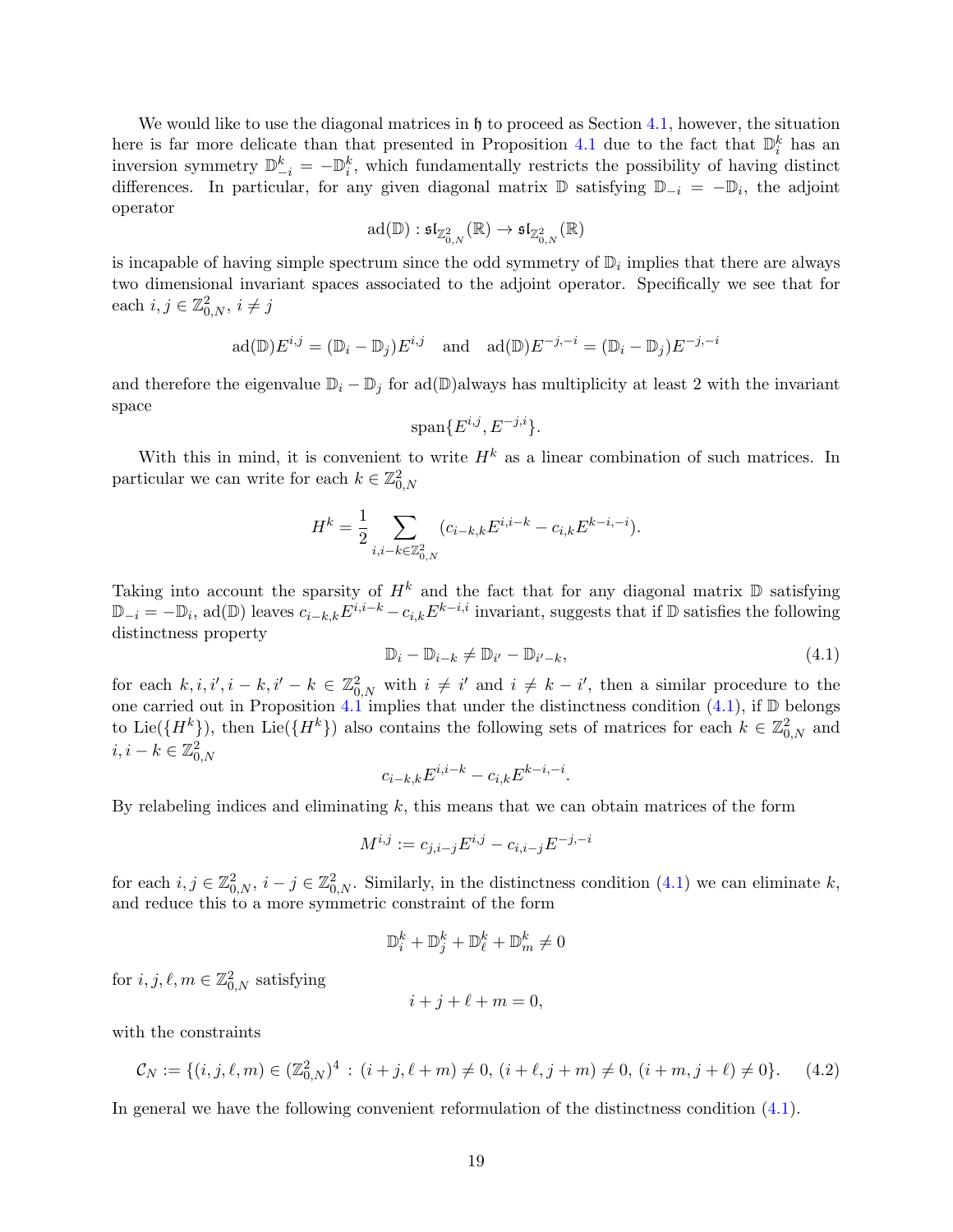We would like to use the diagonal matrices in $\mathfrak{h}$ to proceed as Section 4.1, however, the situation here is far more delicate than that presented in Proposition 4.1 due to the fact that $\mathbb{D}_i^k$ has an inversion symmetry $\mathbb{D}_{-i}^k = -\mathbb{D}_i^k$, which fundamentally restricts the possibility of having distinct differences. In particular, for any given diagonal matrix $\mathbb{D}$ satisfying $\mathbb{D}_{-i} = -\mathbb{D}_i$, the adjoint operator

$$\mathrm{ad}(\mathbb{D}) : \mathfrak{sl}_{\mathbb{Z}^2_{0,N}}(\mathbb{R}) \to \mathfrak{sl}_{\mathbb{Z}^2_{0,N}}(\mathbb{R})$$

is incapable of having simple spectrum since the odd symmetry of $\mathbb{D}_i$ implies that there are always two dimensional invariant spaces associated to the adjoint operator. Specifically we see that for each $i, j \in \mathbb{Z}^2_{0,N}$, $i \neq j$

$$\mathrm{ad}(\mathbb{D})E^{i,j} = (\mathbb{D}_i - \mathbb{D}_j)E^{i,j} \quad \text{and} \quad \mathrm{ad}(\mathbb{D})E^{-j,-i} = (\mathbb{D}_i - \mathbb{D}_j)E^{-j,-i}$$

and therefore the eigenvalue $\mathbb{D}_i - \mathbb{D}_j$ for $\mathrm{ad}(\mathbb{D})$always has multiplicity at least 2 with the invariant space

$$\mathrm{span}\{E^{i,j}, E^{-j,i}\}.$$

With this in mind, it is convenient to write $H^k$ as a linear combination of such matrices. In particular we can write for each $k \in \mathbb{Z}^2_{0,N}$

$$H^k = \frac{1}{2} \sum_{i, i-k \in \mathbb{Z}^2_{0,N}} (c_{i-k,k}E^{i,i-k} - c_{i,k}E^{k-i,-i}).$$

Taking into account the sparsity of $H^k$ and the fact that for any diagonal matrix $\mathbb{D}$ satisfying $\mathbb{D}_{-i} = -\mathbb{D}_i$, $\mathrm{ad}(\mathbb{D})$ leaves $c_{i-k,k}E^{i,i-k} - c_{i,k}E^{k-i,i}$ invariant, suggests that if $\mathbb{D}$ satisfies the following distinctness property

$$\mathbb{D}_i - \mathbb{D}_{i-k} \neq \mathbb{D}_{i'} - \mathbb{D}_{i'-k}, \tag{4.1}$$

for each $k, i, i', i-k, i'-k \in \mathbb{Z}^2_{0,N}$ with $i \neq i'$ and $i \neq k - i'$, then a similar procedure to the one carried out in Proposition 4.1 implies that under the distinctness condition (4.1), if $\mathbb{D}$ belongs to $\mathrm{Lie}(\{H^k\})$, then $\mathrm{Lie}(\{H^k\})$ also contains the following sets of matrices for each $k \in \mathbb{Z}^2_{0,N}$ and $i, i-k \in \mathbb{Z}^2_{0,N}$

$$c_{i-k,k}E^{i,i-k} - c_{i,k}E^{k-i,-i}.$$

By relabeling indices and eliminating $k$, this means that we can obtain matrices of the form

$$M^{i,j} := c_{j,i-j}E^{i,j} - c_{i,i-j}E^{-j,-i}$$

for each $i, j \in \mathbb{Z}^2_{0,N}$, $i - j \in \mathbb{Z}^2_{0,N}$. Similarly, in the distinctness condition (4.1) we can eliminate $k$, and reduce this to a more symmetric constraint of the form

$$\mathbb{D}_i^k + \mathbb{D}_j^k + \mathbb{D}_\ell^k + \mathbb{D}_m^k \neq 0$$

for $i, j, \ell, m \in \mathbb{Z}^2_{0,N}$ satisfying

$$i + j + \ell + m = 0,$$

with the constraints

$$\mathcal{C}_N := \{(i, j, \ell, m) \in (\mathbb{Z}^2_{0,N})^4 \, : \, (i + j, \ell + m) \neq 0, \, (i + \ell, j + m) \neq 0, \, (i + m, j + \ell) \neq 0\}. \tag{4.2}$$

In general we have the following convenient reformulation of the distinctness condition (4.1).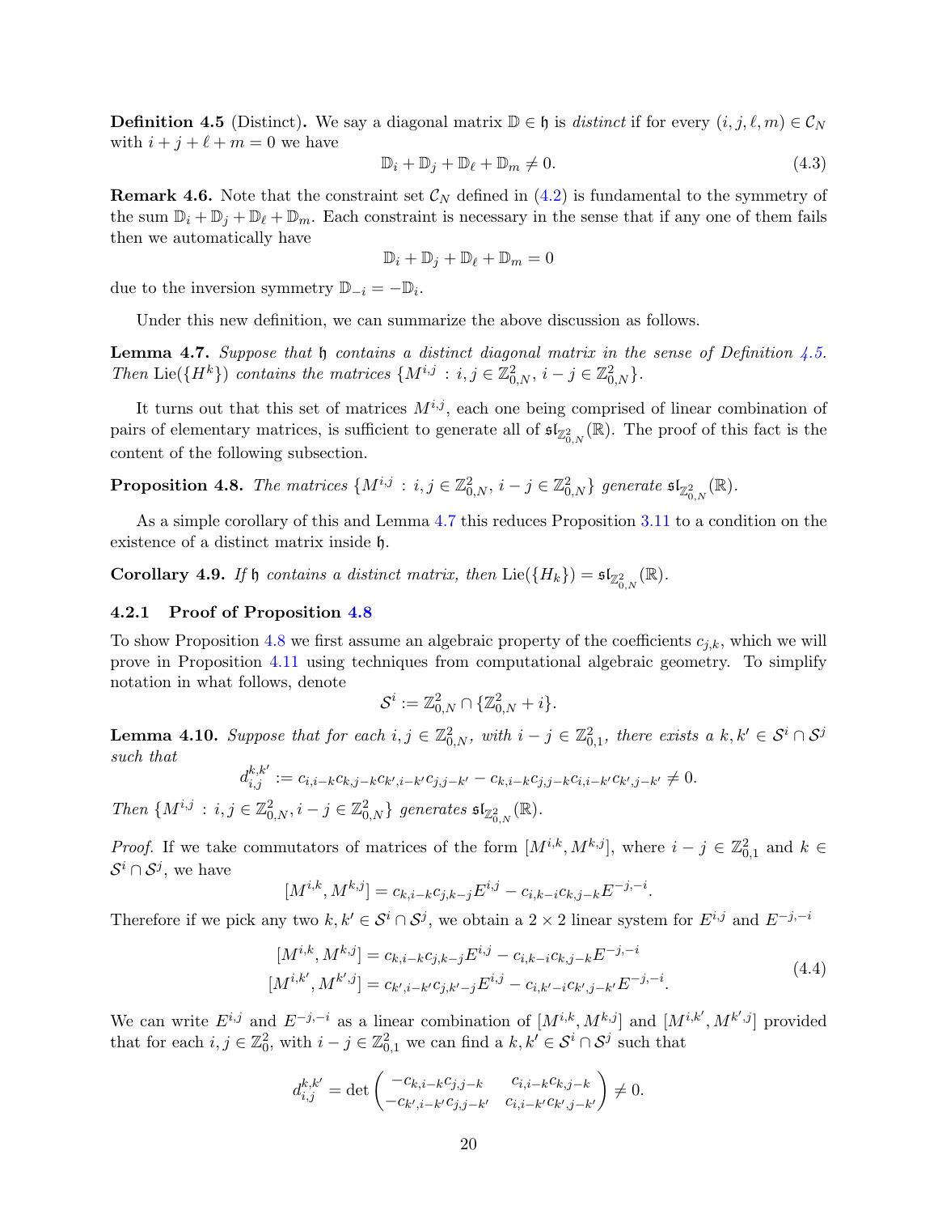**Definition 4.5** (Distinct)**.** We say a diagonal matrix $\mathbb{D} \in \mathfrak{h}$ is *distinct* if for every $(i, j, \ell, m) \in \mathcal{C}_N$ with $i + j + \ell + m = 0$ we have

$$\mathbb{D}_i + \mathbb{D}_j + \mathbb{D}_\ell + \mathbb{D}_m \neq 0. \tag{4.3}$$

**Remark 4.6.** Note that the constraint set $\mathcal{C}_N$ defined in (4.2) is fundamental to the symmetry of the sum $\mathbb{D}_i + \mathbb{D}_j + \mathbb{D}_\ell + \mathbb{D}_m$. Each constraint is necessary in the sense that if any one of them fails then we automatically have

$$\mathbb{D}_i + \mathbb{D}_j + \mathbb{D}_\ell + \mathbb{D}_m = 0$$

due to the inversion symmetry $\mathbb{D}_{-i} = -\mathbb{D}_i$.

Under this new definition, we can summarize the above discussion as follows.

**Lemma 4.7.** *Suppose that $\mathfrak{h}$ contains a distinct diagonal matrix in the sense of Definition 4.5. Then* $\mathrm{Lie}(\{H^k\})$ *contains the matrices* $\{M^{i,j} : i, j \in \mathbb{Z}^2_{0,N},\ i - j \in \mathbb{Z}^2_{0,N}\}$.

It turns out that this set of matrices $M^{i,j}$, each one being comprised of linear combination of pairs of elementary matrices, is sufficient to generate all of $\mathfrak{sl}_{\mathbb{Z}^2_{0,N}}(\mathbb{R})$. The proof of this fact is the content of the following subsection.

**Proposition 4.8.** *The matrices* $\{M^{i,j} : i, j \in \mathbb{Z}^2_{0,N},\ i - j \in \mathbb{Z}^2_{0,N}\}$ *generate* $\mathfrak{sl}_{\mathbb{Z}^2_{0,N}}(\mathbb{R})$.

As a simple corollary of this and Lemma 4.7 this reduces Proposition 3.11 to a condition on the existence of a distinct matrix inside $\mathfrak{h}$.

**Corollary 4.9.** *If $\mathfrak{h}$ contains a distinct matrix, then* $\mathrm{Lie}(\{H_k\}) = \mathfrak{sl}_{\mathbb{Z}^2_{0,N}}(\mathbb{R})$.

#### 4.2.1 Proof of Proposition 4.8

To show Proposition 4.8 we first assume an algebraic property of the coefficients $c_{j,k}$, which we will prove in Proposition 4.11 using techniques from computational algebraic geometry. To simplify notation in what follows, denote

$$\mathcal{S}^i := \mathbb{Z}^2_{0,N} \cap \{\mathbb{Z}^2_{0,N} + i\}.$$

**Lemma 4.10.** *Suppose that for each $i, j \in \mathbb{Z}^2_{0,N}$, with $i - j \in \mathbb{Z}^2_{0,1}$, there exists a $k, k' \in \mathcal{S}^i \cap \mathcal{S}^j$ such that*

$$d^{k,k'}_{i,j} := c_{i,i-k}c_{k,j-k}c_{k',i-k'}c_{j,j-k'} - c_{k,i-k}c_{j,j-k}c_{i,i-k'}c_{k',j-k'} \neq 0.$$

*Then* $\{M^{i,j} : i, j \in \mathbb{Z}^2_{0,N}, i - j \in \mathbb{Z}^2_{0,N}\}$ *generates* $\mathfrak{sl}_{\mathbb{Z}^2_{0,N}}(\mathbb{R})$.

*Proof.* If we take commutators of matrices of the form $[M^{i,k}, M^{k,j}]$, where $i - j \in \mathbb{Z}^2_{0,1}$ and $k \in \mathcal{S}^i \cap \mathcal{S}^j$, we have

$$[M^{i,k}, M^{k,j}] = c_{k,i-k}c_{j,k-j}E^{i,j} - c_{i,k-i}c_{k,j-k}E^{-j,-i}.$$

Therefore if we pick any two $k, k' \in \mathcal{S}^i \cap \mathcal{S}^j$, we obtain a $2 \times 2$ linear system for $E^{i,j}$ and $E^{-j,-i}$

$$\begin{aligned} [M^{i,k}, M^{k,j}] &= c_{k,i-k}c_{j,k-j}E^{i,j} - c_{i,k-i}c_{k,j-k}E^{-j,-i} \\ [M^{i,k'}, M^{k',j}] &= c_{k',i-k'}c_{j,k'-j}E^{i,j} - c_{i,k'-i}c_{k',j-k'}E^{-j,-i}. \end{aligned} \tag{4.4}$$

We can write $E^{i,j}$ and $E^{-j,-i}$ as a linear combination of $[M^{i,k}, M^{k,j}]$ and $[M^{i,k'}, M^{k',j}]$ provided that for each $i, j \in \mathbb{Z}^2_0$, with $i - j \in \mathbb{Z}^2_{0,1}$ we can find a $k, k' \in \mathcal{S}^i \cap \mathcal{S}^j$ such that

$$d^{k,k'}_{i,j} = \det \begin{pmatrix} -c_{k,i-k}c_{j,j-k} & c_{i,i-k}c_{k,j-k} \\ -c_{k',i-k'}c_{j,j-k'} & c_{i,i-k'}c_{k',j-k'} \end{pmatrix} \neq 0.$$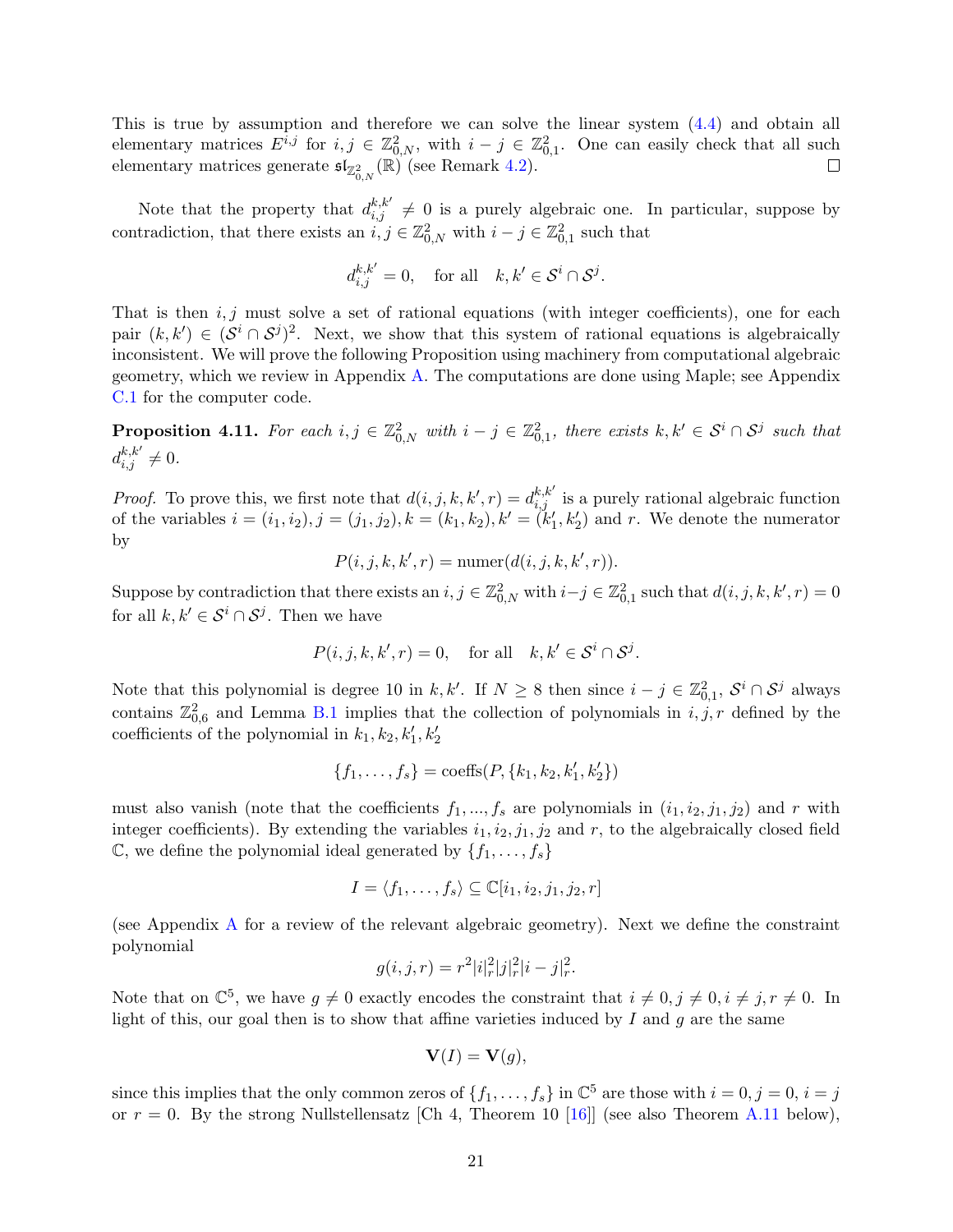This is true by assumption and therefore we can solve the linear system (4.4) and obtain all elementary matrices $E^{i,j}$ for $i,j \in \mathbb{Z}^2_{0,N}$, with $i-j \in \mathbb{Z}^2_{0,1}$. One can easily check that all such elementary matrices generate $\mathfrak{sl}_{\mathbb{Z}^2_{0,N}}(\mathbb{R})$ (see Remark 4.2). $\square$

Note that the property that $d^{k,k'}_{i,j} \neq 0$ is a purely algebraic one. In particular, suppose by contradiction, that there exists an $i,j \in \mathbb{Z}^2_{0,N}$ with $i-j \in \mathbb{Z}^2_{0,1}$ such that

$$d^{k,k'}_{i,j} = 0, \quad \text{for all} \quad k,k' \in \mathcal{S}^i \cap \mathcal{S}^j.$$

That is then $i,j$ must solve a set of rational equations (with integer coefficients), one for each pair $(k,k') \in (\mathcal{S}^i \cap \mathcal{S}^j)^2$. Next, we show that this system of rational equations is algebraically inconsistent. We will prove the following Proposition using machinery from computational algebraic geometry, which we review in Appendix A. The computations are done using Maple; see Appendix C.1 for the computer code.

**Proposition 4.11.** *For each $i,j \in \mathbb{Z}^2_{0,N}$ with $i-j \in \mathbb{Z}^2_{0,1}$, there exists $k,k' \in \mathcal{S}^i \cap \mathcal{S}^j$ such that $d^{k,k'}_{i,j} \neq 0$.*

*Proof.* To prove this, we first note that $d(i,j,k,k',r) = d^{k,k'}_{i,j}$ is a purely rational algebraic function of the variables $i=(i_1,i_2), j=(j_1,j_2), k=(k_1,k_2), k'=(k'_1,k'_2)$ and $r$. We denote the numerator by

$$P(i,j,k,k',r) = \text{numer}(d(i,j,k,k',r)).$$

Suppose by contradiction that there exists an $i,j \in \mathbb{Z}^2_{0,N}$ with $i-j \in \mathbb{Z}^2_{0,1}$ such that $d(i,j,k,k',r) = 0$ for all $k,k' \in \mathcal{S}^i \cap \mathcal{S}^j$. Then we have

$$P(i,j,k,k',r) = 0, \quad \text{for all} \quad k,k' \in \mathcal{S}^i \cap \mathcal{S}^j.$$

Note that this polynomial is degree 10 in $k,k'$. If $N \geq 8$ then since $i-j \in \mathbb{Z}^2_{0,1}$, $\mathcal{S}^i \cap \mathcal{S}^j$ always contains $\mathbb{Z}^2_{0,6}$ and Lemma B.1 implies that the collection of polynomials in $i,j,r$ defined by the coefficients of the polynomial in $k_1,k_2,k'_1,k'_2$

$$\{f_1,\dots,f_s\} = \text{coeffs}(P, \{k_1,k_2,k'_1,k'_2\})$$

must also vanish (note that the coefficients $f_1,...,f_s$ are polynomials in $(i_1,i_2,j_1,j_2)$ and $r$ with integer coefficients). By extending the variables $i_1,i_2,j_1,j_2$ and $r$, to the algebraically closed field $\mathbb{C}$, we define the polynomial ideal generated by $\{f_1,\dots,f_s\}$

$$I = \langle f_1,\dots,f_s\rangle \subseteq \mathbb{C}[i_1,i_2,j_1,j_2,r]$$

(see Appendix A for a review of the relevant algebraic geometry). Next we define the constraint polynomial

$$g(i,j,r) = r^2|i|_r^2|j|_r^2|i-j|_r^2.$$

Note that on $\mathbb{C}^5$, we have $g \neq 0$ exactly encodes the constraint that $i \neq 0, j \neq 0, i \neq j, r \neq 0$. In light of this, our goal then is to show that affine varieties induced by $I$ and $g$ are the same

$$\mathbf{V}(I) = \mathbf{V}(g),$$

since this implies that the only common zeros of $\{f_1,\dots,f_s\}$ in $\mathbb{C}^5$ are those with $i=0, j=0, i=j$ or $r=0$. By the strong Nullstellensatz [Ch 4, Theorem 10 [16]] (see also Theorem A.11 below),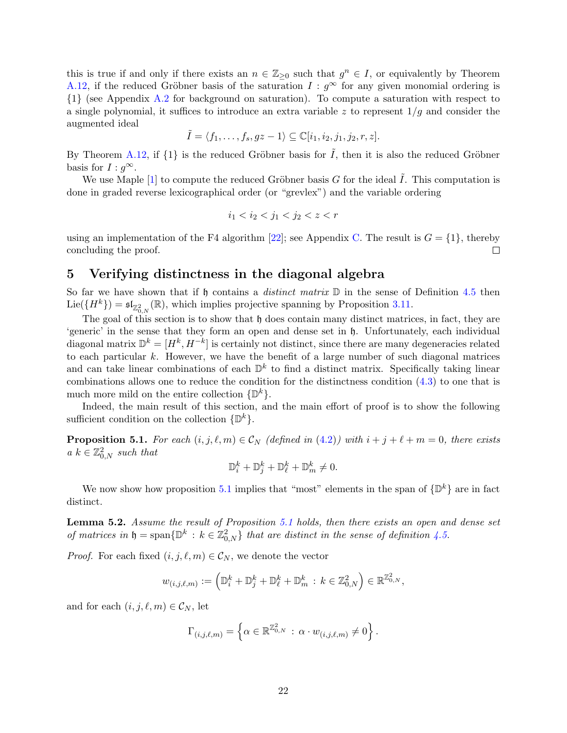this is true if and only if there exists an $n \in \mathbb{Z}_{\geq 0}$ such that $g^n \in I$, or equivalently by Theorem A.12, if the reduced Gröbner basis of the saturation $I : g^\infty$ for any given monomial ordering is $\{1\}$ (see Appendix A.2 for background on saturation). To compute a saturation with respect to a single polynomial, it suffices to introduce an extra variable $z$ to represent $1/g$ and consider the augmented ideal

$$\tilde{I} = \langle f_1, \ldots, f_s, gz - 1 \rangle \subseteq \mathbb{C}[i_1, i_2, j_1, j_2, r, z].$$

By Theorem A.12, if $\{1\}$ is the reduced Gröbner basis for $\tilde{I}$, then it is also the reduced Gröbner basis for $I : g^\infty$.

We use Maple [1] to compute the reduced Gröbner basis $G$ for the ideal $\tilde{I}$. This computation is done in graded reverse lexicographical order (or "grevlex") and the variable ordering

$$i_1 < i_2 < j_1 < j_2 < z < r$$

using an implementation of the F4 algorithm [22]; see Appendix C. The result is $G = \{1\}$, thereby concluding the proof. ◻

# 5 Verifying distinctness in the diagonal algebra

So far we have shown that if $\mathfrak{h}$ contains a *distinct matrix* $\mathbb{D}$ in the sense of Definition 4.5 then $\text{Lie}(\{H^k\}) = \mathfrak{sl}_{\mathbb{Z}^2_{0,N}}(\mathbb{R})$, which implies projective spanning by Proposition 3.11.

The goal of this section is to show that $\mathfrak{h}$ does contain many distinct matrices, in fact, they are 'generic' in the sense that they form an open and dense set in $\mathfrak{h}$. Unfortunately, each individual diagonal matrix $\mathbb{D}^k = [H^k, H^{-k}]$ is certainly not distinct, since there are many degeneracies related to each particular $k$. However, we have the benefit of a large number of such diagonal matrices and can take linear combinations of each $\mathbb{D}^k$ to find a distinct matrix. Specifically taking linear combinations allows one to reduce the condition for the distinctness condition (4.3) to one that is much more mild on the entire collection $\{\mathbb{D}^k\}$.

Indeed, the main result of this section, and the main effort of proof is to show the following sufficient condition on the collection $\{\mathbb{D}^k\}$.

**Proposition 5.1.** *For each $(i, j, \ell, m) \in \mathcal{C}_N$ (defined in (4.2)) with $i + j + \ell + m = 0$, there exists a $k \in \mathbb{Z}^2_{0,N}$ such that*

$$\mathbb{D}^k_i + \mathbb{D}^k_j + \mathbb{D}^k_\ell + \mathbb{D}^k_m \neq 0.$$

We now show how proposition 5.1 implies that "most" elements in the span of $\{\mathbb{D}^k\}$ are in fact distinct.

**Lemma 5.2.** *Assume the result of Proposition 5.1 holds, then there exists an open and dense set of matrices in $\mathfrak{h} = \text{span}\{\mathbb{D}^k : k \in \mathbb{Z}^2_{0,N}\}$ that are distinct in the sense of definition 4.5.*

*Proof.* For each fixed $(i, j, \ell, m) \in \mathcal{C}_N$, we denote the vector

$$w_{(i,j,\ell,m)} := \left(\mathbb{D}^k_i + \mathbb{D}^k_j + \mathbb{D}^k_\ell + \mathbb{D}^k_m \,:\, k \in \mathbb{Z}^2_{0,N}\right) \in \mathbb{R}^{\mathbb{Z}^2_{0,N}},$$

and for each $(i, j, \ell, m) \in \mathcal{C}_N$, let

$$\Gamma_{(i,j,\ell,m)} = \left\{\alpha \in \mathbb{R}^{\mathbb{Z}^2_{0,N}} \,:\, \alpha \cdot w_{(i,j,\ell,m)} \neq 0\right\}.$$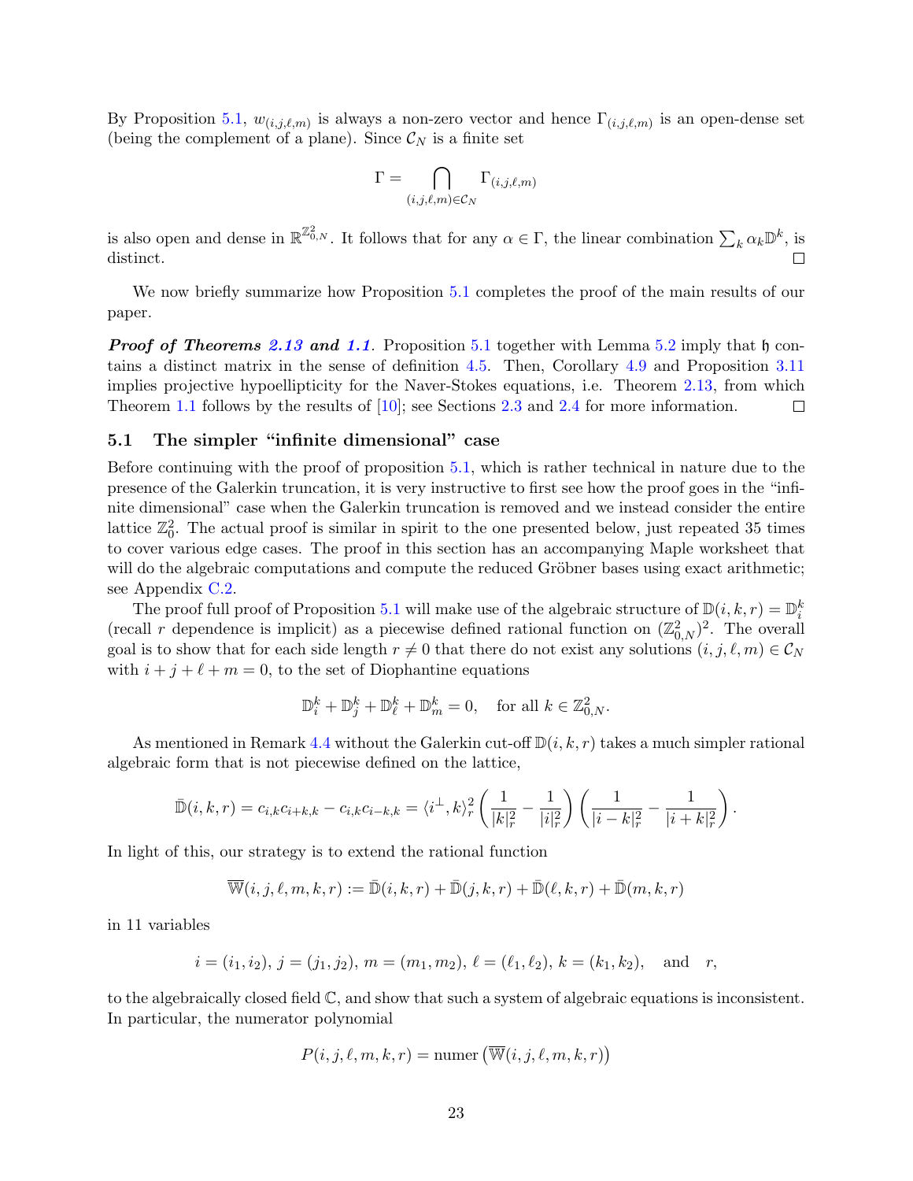By Proposition 5.1, $w_{(i,j,\ell,m)}$ is always a non-zero vector and hence $\Gamma_{(i,j,\ell,m)}$ is an open-dense set (being the complement of a plane). Since $\mathcal{C}_N$ is a finite set

$$\Gamma = \bigcap_{(i,j,\ell,m)\in\mathcal{C}_N} \Gamma_{(i,j,\ell,m)}$$

is also open and dense in $\mathbb{R}^{\mathbb{Z}^2_{0,N}}$. It follows that for any $\alpha \in \Gamma$, the linear combination $\sum_k \alpha_k \mathbb{D}^k$, is distinct. □

We now briefly summarize how Proposition 5.1 completes the proof of the main results of our paper.

***Proof of Theorems 2.13 and 1.1.*** Proposition 5.1 together with Lemma 5.2 imply that $\mathfrak{h}$ contains a distinct matrix in the sense of definition 4.5. Then, Corollary 4.9 and Proposition 3.11 implies projective hypoellipticity for the Naver-Stokes equations, i.e. Theorem 2.13, from which Theorem 1.1 follows by the results of [10]; see Sections 2.3 and 2.4 for more information. □

## 5.1 The simpler "infinite dimensional" case

Before continuing with the proof of proposition 5.1, which is rather technical in nature due to the presence of the Galerkin truncation, it is very instructive to first see how the proof goes in the "infinite dimensional" case when the Galerkin truncation is removed and we instead consider the entire lattice $\mathbb{Z}^2_0$. The actual proof is similar in spirit to the one presented below, just repeated 35 times to cover various edge cases. The proof in this section has an accompanying Maple worksheet that will do the algebraic computations and compute the reduced Gröbner bases using exact arithmetic; see Appendix C.2.

The proof full proof of Proposition 5.1 will make use of the algebraic structure of $\mathbb{D}(i,k,r) = \mathbb{D}^k_i$ (recall $r$ dependence is implicit) as a piecewise defined rational function on $(\mathbb{Z}^2_{0,N})^2$. The overall goal is to show that for each side length $r \neq 0$ that there do not exist any solutions $(i,j,\ell,m) \in \mathcal{C}_N$ with $i+j+\ell+m = 0$, to the set of Diophantine equations

$$\mathbb{D}^k_i + \mathbb{D}^k_j + \mathbb{D}^k_\ell + \mathbb{D}^k_m = 0, \quad \text{for all } k \in \mathbb{Z}^2_{0,N}.$$

As mentioned in Remark 4.4 without the Galerkin cut-off $\mathbb{D}(i,k,r)$ takes a much simpler rational algebraic form that is not piecewise defined on the lattice,

$$\bar{\mathbb{D}}(i,k,r) = c_{i,k}c_{i+k,k} - c_{i,k}c_{i-k,k} = \langle i^\perp, k\rangle_r^2 \left(\frac{1}{|k|_r^2} - \frac{1}{|i|_r^2}\right)\left(\frac{1}{|i-k|_r^2} - \frac{1}{|i+k|_r^2}\right).$$

In light of this, our strategy is to extend the rational function

$$\overline{\mathbb{W}}(i,j,\ell,m,k,r) := \bar{\mathbb{D}}(i,k,r) + \bar{\mathbb{D}}(j,k,r) + \bar{\mathbb{D}}(\ell,k,r) + \bar{\mathbb{D}}(m,k,r)$$

in 11 variables

$$i = (i_1,i_2),\ j = (j_1,j_2),\ m = (m_1,m_2),\ \ell = (\ell_1,\ell_2),\ k = (k_1,k_2), \quad \text{and} \quad r,$$

to the algebraically closed field $\mathbb{C}$, and show that such a system of algebraic equations is inconsistent. In particular, the numerator polynomial

$$P(i,j,\ell,m,k,r) = \operatorname{numer}\left(\overline{\mathbb{W}}(i,j,\ell,m,k,r)\right)$$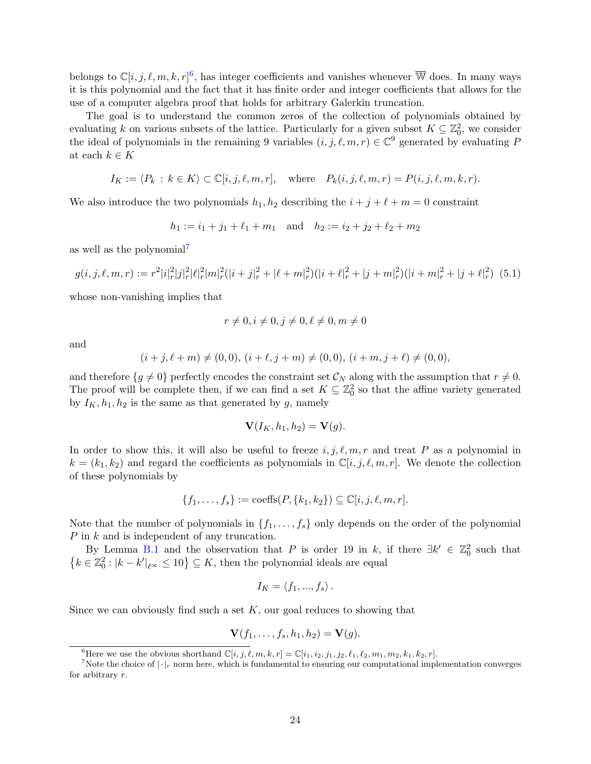belongs to $\mathbb{C}[i, j, \ell, m, k, r]$[6], has integer coefficients and vanishes whenever $\overline{\mathbb{W}}$ does. In many ways it is this polynomial and the fact that it has finite order and integer coefficients that allows for the use of a computer algebra proof that holds for arbitrary Galerkin truncation.

The goal is to understand the common zeros of the collection of polynomials obtained by evaluating $k$ on various subsets of the lattice. Particularly for a given subset $K \subseteq \mathbb{Z}_0^2$, we consider the ideal of polynomials in the remaining 9 variables $(i, j, \ell, m, r) \in \mathbb{C}^9$ generated by evaluating $P$ at each $k \in K$

$$I_K := \langle P_k \, : \, k \in K \rangle \subset \mathbb{C}[i, j, \ell, m, r], \quad \text{where} \quad P_k(i, j, \ell, m, r) = P(i, j, \ell, m, k, r).$$

We also introduce the two polynomials $h_1, h_2$ describing the $i + j + \ell + m = 0$ constraint

$$h_1 := i_1 + j_1 + \ell_1 + m_1 \quad \text{and} \quad h_2 := i_2 + j_2 + \ell_2 + m_2$$

as well as the polynomial[7]

$$g(i, j, \ell, m, r) := r^2 |i|_r^2 |j|_r^2 |\ell|_r^2 |m|_r^2 (|i + j|_r^2 + |\ell + m|_r^2)(|i + \ell|_r^2 + |j + m|_r^2)(|i + m|_r^2 + |j + \ell|_r^2) \quad (5.1)$$

whose non-vanishing implies that

$$r \neq 0, i \neq 0, j \neq 0, \ell \neq 0, m \neq 0$$

and

$$(i + j, \ell + m) \neq (0, 0), \, (i + \ell, j + m) \neq (0, 0), \, (i + m, j + \ell) \neq (0, 0),$$

and therefore $\{g \neq 0\}$ perfectly encodes the constraint set $\mathcal{C}_N$ along with the assumption that $r \neq 0$. The proof will be complete then, if we can find a set $K \subseteq \mathbb{Z}_0^2$ so that the affine variety generated by $I_K, h_1, h_2$ is the same as that generated by $g$, namely

$$\mathbf{V}(I_K, h_1, h_2) = \mathbf{V}(g).$$

In order to show this, it will also be useful to freeze $i, j, \ell, m, r$ and treat $P$ as a polynomial in $k = (k_1, k_2)$ and regard the coefficients as polynomials in $\mathbb{C}[i, j, \ell, m, r]$. We denote the collection of these polynomials by

$$\{f_1, \ldots, f_s\} := \text{coeffs}(P, \{k_1, k_2\}) \subseteq \mathbb{C}[i, j, \ell, m, r].$$

Note that the number of polynomials in $\{f_1, \ldots, f_s\}$ only depends on the order of the polynomial $P$ in $k$ and is independent of any truncation.

By Lemma B.1 and the observation that $P$ is order 19 in $k$, if there $\exists k' \in \mathbb{Z}_0^2$ such that $\left\{k \in \mathbb{Z}_0^2 : |k - k'|_{\ell^\infty} \leq 10\right\} \subseteq K$, then the polynomial ideals are equal

$$I_K = \langle f_1, ..., f_s \rangle \, .$$

Since we can obviously find such a set $K$, our goal reduces to showing that

$$\mathbf{V}(f_1, \ldots, f_s, h_1, h_2) = \mathbf{V}(g).$$

---

[6] Here we use the obvious shorthand $\mathbb{C}[i, j, \ell, m, k, r] = \mathbb{C}[i_1, i_2, j_1, j_2, \ell_1, \ell_2, m_1, m_2, k_1, k_2, r]$.

[7] Note the choice of $|\cdot|_r$ norm here, which is fundamental to ensuring our computational implementation converges for arbitrary $r$.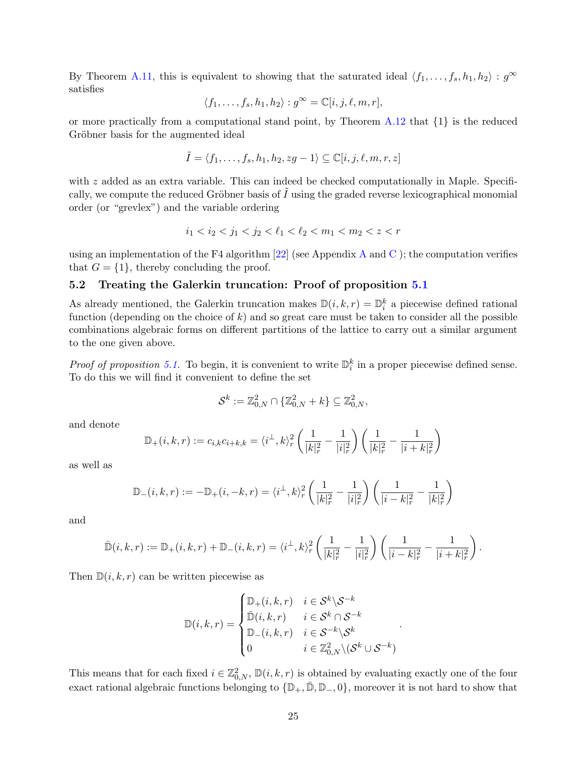By Theorem A.11, this is equivalent to showing that the saturated ideal $\langle f_1, \ldots, f_s, h_1, h_2 \rangle : g^\infty$ satisfies

$$\langle f_1, \ldots, f_s, h_1, h_2 \rangle : g^\infty = \mathbb{C}[i, j, \ell, m, r],$$

or more practically from a computational stand point, by Theorem A.12 that $\{1\}$ is the reduced Gröbner basis for the augmented ideal

$$\tilde{I} = \langle f_1, \ldots, f_s, h_1, h_2, zg - 1 \rangle \subseteq \mathbb{C}[i, j, \ell, m, r, z]$$

with $z$ added as an extra variable. This can indeed be checked computationally in Maple. Specifically, we compute the reduced Gröbner basis of $\tilde{I}$ using the graded reverse lexicographical monomial order (or "grevlex") and the variable ordering

$$i_1 < i_2 < j_1 < j_2 < \ell_1 < \ell_2 < m_1 < m_2 < z < r$$

using an implementation of the F4 algorithm [22] (see Appendix A and C ); the computation verifies that $G = \{1\}$, thereby concluding the proof.

## 5.2 Treating the Galerkin truncation: Proof of proposition 5.1

As already mentioned, the Galerkin truncation makes $\mathbb{D}(i, k, r) = \mathbb{D}_i^k$ a piecewise defined rational function (depending on the choice of $k$) and so great care must be taken to consider all the possible combinations algebraic forms on different partitions of the lattice to carry out a similar argument to the one given above.

*Proof of proposition 5.1.* To begin, it is convenient to write $\mathbb{D}_i^k$ in a proper piecewise defined sense. To do this we will find it convenient to define the set

$$\mathcal{S}^k := \mathbb{Z}^2_{0,N} \cap \{\mathbb{Z}^2_{0,N} + k\} \subseteq \mathbb{Z}^2_{0,N},$$

and denote

$$\mathbb{D}_+(i, k, r) := c_{i,k} c_{i+k,k} = \langle i^\perp, k \rangle_r^2 \left( \frac{1}{|k|_r^2} - \frac{1}{|i|_r^2} \right) \left( \frac{1}{|k|_r^2} - \frac{1}{|i + k|_r^2} \right)$$

as well as

$$\mathbb{D}_-(i, k, r) := -\mathbb{D}_+(i, -k, r) = \langle i^\perp, k \rangle_r^2 \left( \frac{1}{|k|_r^2} - \frac{1}{|i|_r^2} \right) \left( \frac{1}{|i - k|_r^2} - \frac{1}{|k|_r^2} \right)$$

and

$$\bar{\mathbb{D}}(i, k, r) := \mathbb{D}_+(i, k, r) + \mathbb{D}_-(i, k, r) = \langle i^\perp, k \rangle_r^2 \left( \frac{1}{|k|_r^2} - \frac{1}{|i|_r^2} \right) \left( \frac{1}{|i - k|_r^2} - \frac{1}{|i + k|_r^2} \right).$$

Then $\mathbb{D}(i, k, r)$ can be written piecewise as

$$\mathbb{D}(i, k, r) = \begin{cases} \mathbb{D}_+(i, k, r) & i \in \mathcal{S}^k \backslash \mathcal{S}^{-k} \\ \bar{\mathbb{D}}(i, k, r) & i \in \mathcal{S}^k \cap \mathcal{S}^{-k} \\ \mathbb{D}_-(i, k, r) & i \in \mathcal{S}^{-k} \backslash \mathcal{S}^k \\ 0 & i \in \mathbb{Z}^2_{0,N} \backslash (\mathcal{S}^k \cup \mathcal{S}^{-k}) \end{cases}.$$

This means that for each fixed $i \in \mathbb{Z}^2_{0,N}$, $\mathbb{D}(i, k, r)$ is obtained by evaluating exactly one of the four exact rational algebraic functions belonging to $\{\mathbb{D}_+, \bar{\mathbb{D}}, \mathbb{D}_-, 0\}$, moreover it is not hard to show that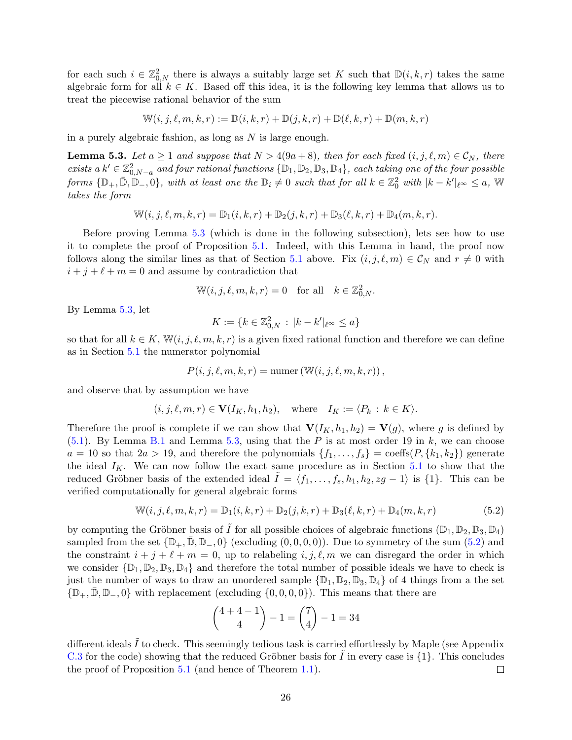for each such $i \in \mathbb{Z}^2_{0,N}$ there is always a suitably large set $K$ such that $\mathbb{D}(i,k,r)$ takes the same algebraic form for all $k \in K$. Based off this idea, it is the following key lemma that allows us to treat the piecewise rational behavior of the sum

$$\mathbb{W}(i,j,\ell,m,k,r) := \mathbb{D}(i,k,r) + \mathbb{D}(j,k,r) + \mathbb{D}(\ell,k,r) + \mathbb{D}(m,k,r)$$

in a purely algebraic fashion, as long as $N$ is large enough.

**Lemma 5.3.** *Let $a \geq 1$ and suppose that $N > 4(9a+8)$, then for each fixed $(i,j,\ell,m) \in \mathcal{C}_N$, there exists a $k' \in \mathbb{Z}^2_{0,N-a}$ and four rational functions $\{\mathbb{D}_1, \mathbb{D}_2, \mathbb{D}_3, \mathbb{D}_4\}$, each taking one of the four possible forms $\{\mathbb{D}_+, \bar{\mathbb{D}}, \mathbb{D}_-, 0\}$, with at least one the $\mathbb{D}_i \neq 0$ such that for all $k \in \mathbb{Z}^2_0$ with $|k - k'|_{\ell^\infty} \leq a$, $\mathbb{W}$ takes the form*

$$\mathbb{W}(i,j,\ell,m,k,r) = \mathbb{D}_1(i,k,r) + \mathbb{D}_2(j,k,r) + \mathbb{D}_3(\ell,k,r) + \mathbb{D}_4(m,k,r).$$

Before proving Lemma 5.3 (which is done in the following subsection), lets see how to use it to complete the proof of Proposition 5.1. Indeed, with this Lemma in hand, the proof now follows along the similar lines as that of Section 5.1 above. Fix $(i,j,\ell,m) \in \mathcal{C}_N$ and $r \neq 0$ with $i + j + \ell + m = 0$ and assume by contradiction that

$$\mathbb{W}(i,j,\ell,m,k,r) = 0 \quad \text{for all} \quad k \in \mathbb{Z}^2_{0,N}.$$

By Lemma 5.3, let

$$K := \{k \in \mathbb{Z}^2_{0,N} \,:\, |k - k'|_{\ell^\infty} \leq a\}$$

so that for all $k \in K$, $\mathbb{W}(i,j,\ell,m,k,r)$ is a given fixed rational function and therefore we can define as in Section 5.1 the numerator polynomial

$$P(i,j,\ell,m,k,r) = \text{numer}\left(\mathbb{W}(i,j,\ell,m,k,r)\right),$$

and observe that by assumption we have

$$(i,j,\ell,m,r) \in \mathbf{V}(I_K, h_1, h_2), \quad \text{where} \quad I_K := \langle P_k \,:\, k \in K \rangle.$$

Therefore the proof is complete if we can show that $\mathbf{V}(I_K, h_1, h_2) = \mathbf{V}(g)$, where $g$ is defined by (5.1). By Lemma B.1 and Lemma 5.3, using that the $P$ is at most order 19 in $k$, we can choose $a = 10$ so that $2a > 19$, and therefore the polynomials $\{f_1, \ldots, f_s\} = \text{coeffs}(P, \{k_1, k_2\})$ generate the ideal $I_K$. We can now follow the exact same procedure as in Section 5.1 to show that the reduced Gröbner basis of the extended ideal $\tilde{I} = \langle f_1, \ldots, f_s, h_1, h_2, zg - 1 \rangle$ is $\{1\}$. This can be verified computationally for general algebraic forms

$$\mathbb{W}(i,j,\ell,m,k,r) = \mathbb{D}_1(i,k,r) + \mathbb{D}_2(j,k,r) + \mathbb{D}_3(\ell,k,r) + \mathbb{D}_4(m,k,r) \tag{5.2}$$

by computing the Gröbner basis of $\tilde{I}$ for all possible choices of algebraic functions $(\mathbb{D}_1, \mathbb{D}_2, \mathbb{D}_3, \mathbb{D}_4)$ sampled from the set $\{\mathbb{D}_+, \bar{\mathbb{D}}, \mathbb{D}_-, 0\}$ (excluding $(0,0,0,0)$). Due to symmetry of the sum (5.2) and the constraint $i + j + \ell + m = 0$, up to relabeling $i, j, \ell, m$ we can disregard the order in which we consider $\{\mathbb{D}_1, \mathbb{D}_2, \mathbb{D}_3, \mathbb{D}_4\}$ and therefore the total number of possible ideals we have to check is just the number of ways to draw an unordered sample $\{\mathbb{D}_1, \mathbb{D}_2, \mathbb{D}_3, \mathbb{D}_4\}$ of 4 things from a the set $\{\mathbb{D}_+, \bar{\mathbb{D}}, \mathbb{D}_-, 0\}$ with replacement (excluding $\{0,0,0,0\}$). This means that there are

$$\binom{4+4-1}{4} - 1 = \binom{7}{4} - 1 = 34$$

different ideals $\tilde{I}$ to check. This seemingly tedious task is carried effortlessly by Maple (see Appendix C.3 for the code) showing that the reduced Gröbner basis for $\tilde{I}$ in every case is $\{1\}$. This concludes the proof of Proposition 5.1 (and hence of Theorem 1.1). $\square$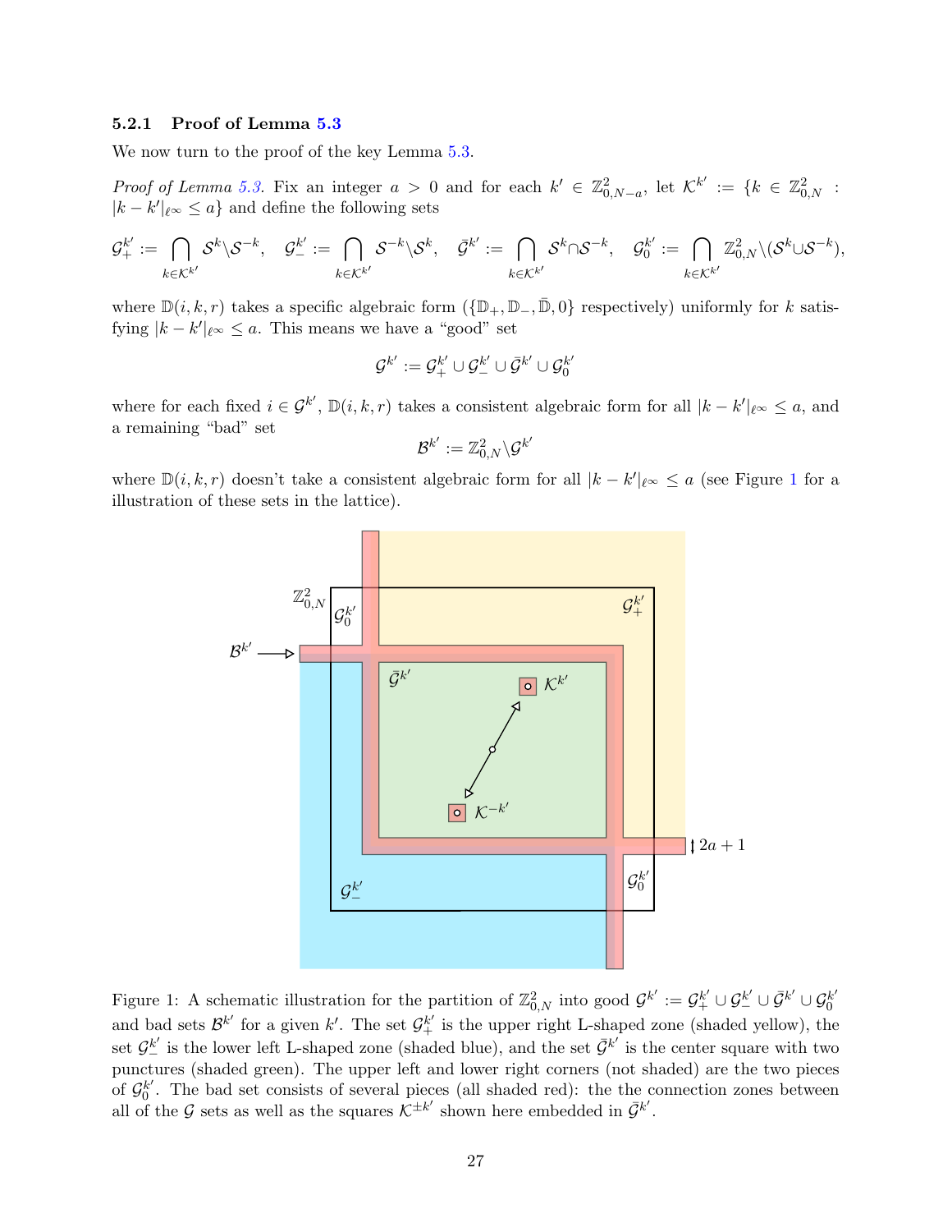#### 5.2.1 Proof of Lemma 5.3

We now turn to the proof of the key Lemma 5.3.

*Proof of Lemma 5.3.* Fix an integer $a > 0$ and for each $k' \in \mathbb{Z}^2_{0,N-a}$, let $\mathcal{K}^{k'} := \{k \in \mathbb{Z}^2_{0,N} : |k - k'|_{\ell^\infty} \leq a\}$ and define the following sets

$$\mathcal{G}^{k'}_+ := \bigcap_{k \in \mathcal{K}^{k'}} \mathcal{S}^k \backslash \mathcal{S}^{-k}, \quad \mathcal{G}^{k'}_- := \bigcap_{k \in \mathcal{K}^{k'}} \mathcal{S}^{-k} \backslash \mathcal{S}^{k}, \quad \bar{\mathcal{G}}^{k'} := \bigcap_{k \in \mathcal{K}^{k'}} \mathcal{S}^k \cap \mathcal{S}^{-k}, \quad \mathcal{G}^{k'}_0 := \bigcap_{k \in \mathcal{K}^{k'}} \mathbb{Z}^2_{0,N} \backslash (\mathcal{S}^k \cup \mathcal{S}^{-k}),$$

where $\mathbb{D}(i,k,r)$ takes a specific algebraic form ($\{\mathbb{D}_+, \mathbb{D}_-, \bar{\mathbb{D}}, 0\}$ respectively) uniformly for $k$ satisfying $|k - k'|_{\ell^\infty} \leq a$. This means we have a "good" set

$$\mathcal{G}^{k'} := \mathcal{G}^{k'}_+ \cup \mathcal{G}^{k'}_- \cup \bar{\mathcal{G}}^{k'} \cup \mathcal{G}^{k'}_0$$

where for each fixed $i \in \mathcal{G}^{k'}$, $\mathbb{D}(i,k,r)$ takes a consistent algebraic form for all $|k - k'|_{\ell^\infty} \leq a$, and a remaining "bad" set

$$\mathcal{B}^{k'} := \mathbb{Z}^2_{0,N} \backslash \mathcal{G}^{k'}$$

where $\mathbb{D}(i,k,r)$ doesn't take a consistent algebraic form for all $|k - k'|_{\ell^\infty} \leq a$ (see Figure 1 for a illustration of these sets in the lattice).

Figure 1: A schematic illustration for the partition of $\mathbb{Z}^2_{0,N}$ into good $\mathcal{G}^{k'} := \mathcal{G}^{k'}_+ \cup \mathcal{G}^{k'}_- \cup \bar{\mathcal{G}}^{k'} \cup \mathcal{G}^{k'}_0$ and bad sets $\mathcal{B}^{k'}$ for a given $k'$. The set $\mathcal{G}^{k'}_+$ is the upper right L-shaped zone (shaded yellow), the set $\mathcal{G}^{k'}_-$ is the lower left L-shaped zone (shaded blue), and the set $\bar{\mathcal{G}}^{k'}$ is the center square with two punctures (shaded green). The upper left and lower right corners (not shaded) are the two pieces of $\mathcal{G}^{k'}_0$. The bad set consists of several pieces (all shaded red): the the connection zones between all of the $\mathcal{G}$ sets as well as the squares $\mathcal{K}^{\pm k'}$ shown here embedded in $\bar{\mathcal{G}}^{k'}$.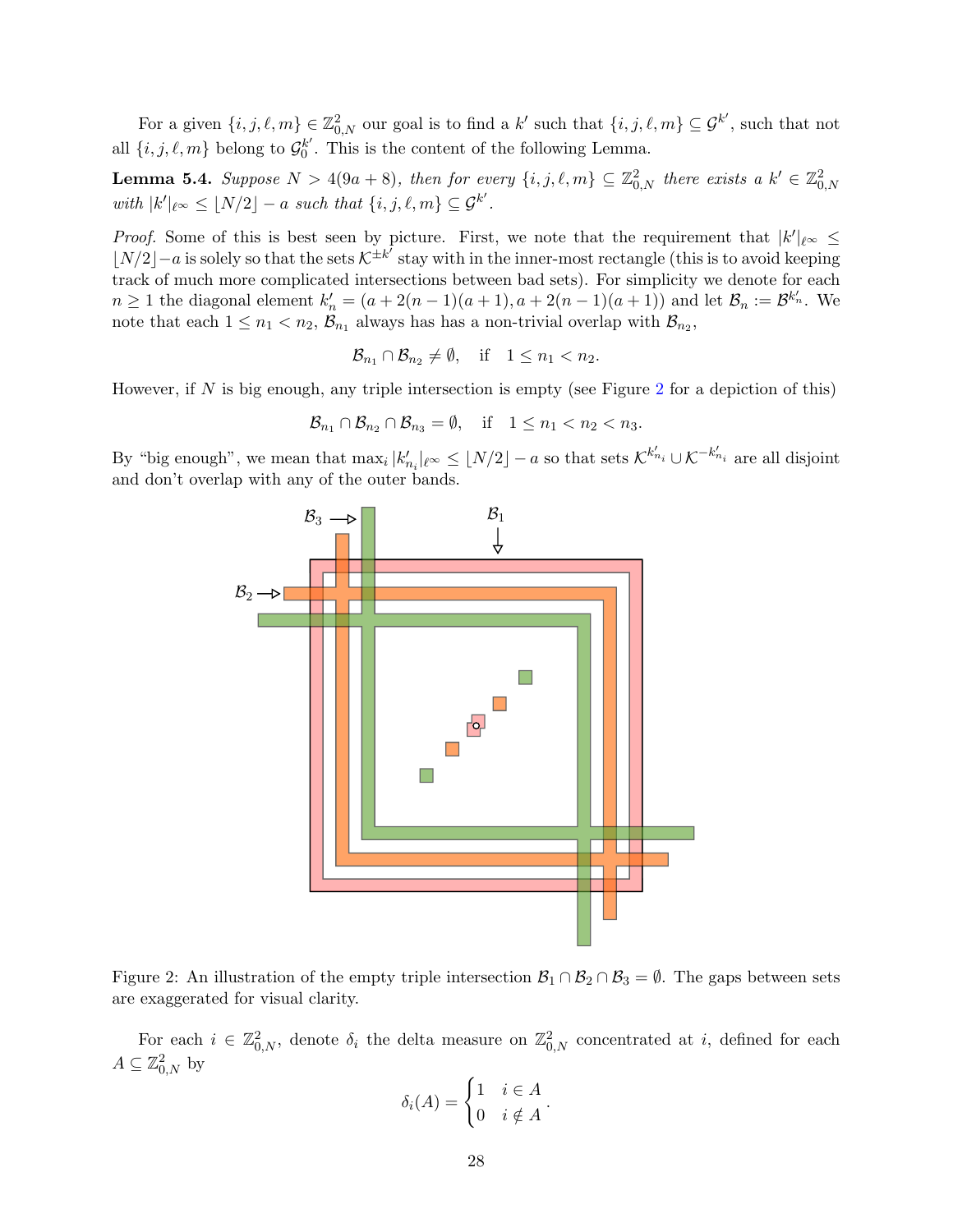For a given $\{i, j, \ell, m\} \in \mathbb{Z}^2_{0,N}$ our goal is to find a $k'$ such that $\{i, j, \ell, m\} \subseteq \mathcal{G}^{k'}$, such that not all $\{i, j, \ell, m\}$ belong to $\mathcal{G}^{k'}_0$. This is the content of the following Lemma.

**Lemma 5.4.** *Suppose $N > 4(9a + 8)$, then for every $\{i, j, \ell, m\} \subseteq \mathbb{Z}^2_{0,N}$ there exists a $k' \in \mathbb{Z}^2_{0,N}$ with $|k'|_{\ell^\infty} \leq \lfloor N/2 \rfloor - a$ such that $\{i, j, \ell, m\} \subseteq \mathcal{G}^{k'}$.*

*Proof.* Some of this is best seen by picture. First, we note that the requirement that $|k'|_{\ell^\infty} \leq \lfloor N/2 \rfloor - a$ is solely so that the sets $\mathcal{K}^{\pm k'}$ stay with in the inner-most rectangle (this is to avoid keeping track of much more complicated intersections between bad sets). For simplicity we denote for each $n \geq 1$ the diagonal element $k'_n = (a + 2(n-1)(a+1), a + 2(n-1)(a+1))$ and let $\mathcal{B}_n := \mathcal{B}^{k'_n}$. We note that each $1 \leq n_1 < n_2$, $\mathcal{B}_{n_1}$ always has has a non-trivial overlap with $\mathcal{B}_{n_2}$,

$$\mathcal{B}_{n_1} \cap \mathcal{B}_{n_2} \neq \emptyset, \quad \text{if} \quad 1 \leq n_1 < n_2.$$

However, if $N$ is big enough, any triple intersection is empty (see Figure 2 for a depiction of this)

$$\mathcal{B}_{n_1} \cap \mathcal{B}_{n_2} \cap \mathcal{B}_{n_3} = \emptyset, \quad \text{if} \quad 1 \leq n_1 < n_2 < n_3.$$

By "big enough", we mean that $\max_i |k'_{n_i}|_{\ell^\infty} \leq \lfloor N/2 \rfloor - a$ so that sets $\mathcal{K}^{k'_{n_i}} \cup \mathcal{K}^{-k'_{n_i}}$ are all disjoint and don't overlap with any of the outer bands.

Figure 2: An illustration of the empty triple intersection $\mathcal{B}_1 \cap \mathcal{B}_2 \cap \mathcal{B}_3 = \emptyset$. The gaps between sets are exaggerated for visual clarity.

For each $i \in \mathbb{Z}^2_{0,N}$, denote $\delta_i$ the delta measure on $\mathbb{Z}^2_{0,N}$ concentrated at $i$, defined for each $A \subseteq \mathbb{Z}^2_{0,N}$ by

$$\delta_i(A) = \begin{cases} 1 & i \in A \\ 0 & i \notin A \end{cases}.$$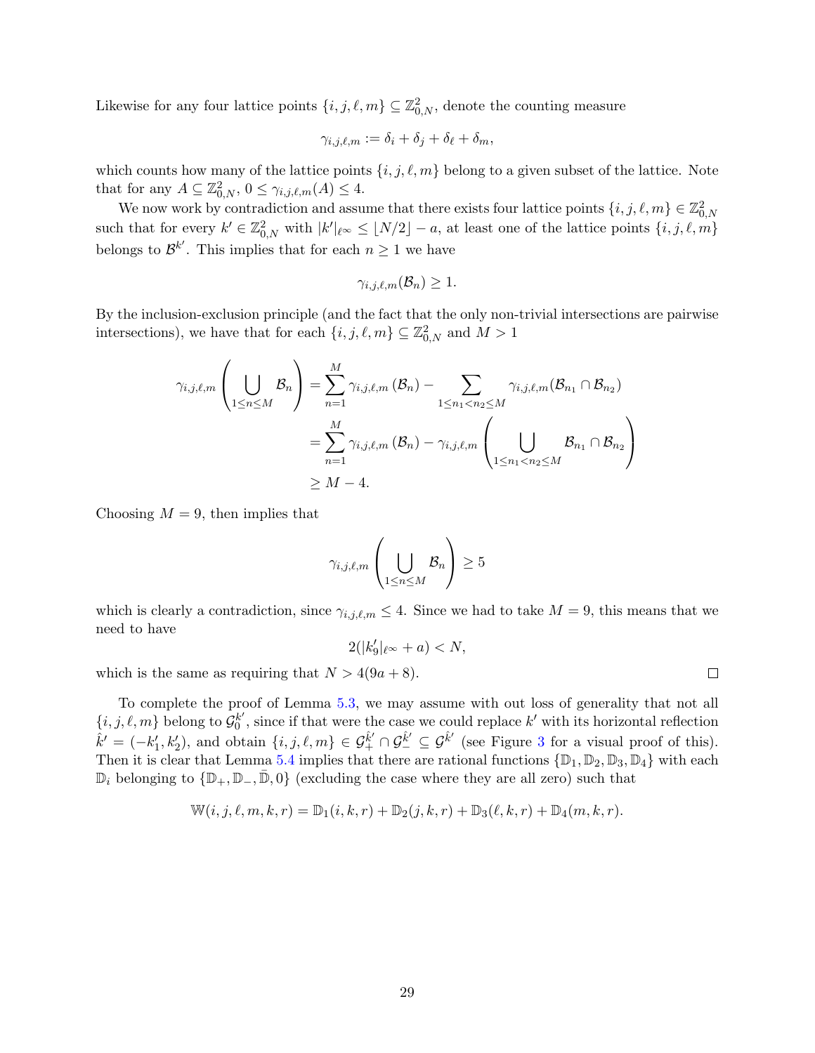Likewise for any four lattice points $\{i,j,\ell,m\} \subseteq \mathbb{Z}^2_{0,N}$, denote the counting measure

$$\gamma_{i,j,\ell,m} := \delta_i + \delta_j + \delta_\ell + \delta_m,$$

which counts how many of the lattice points $\{i,j,\ell,m\}$ belong to a given subset of the lattice. Note that for any $A \subseteq \mathbb{Z}^2_{0,N}$, $0 \le \gamma_{i,j,\ell,m}(A) \le 4$.

We now work by contradiction and assume that there exists four lattice points $\{i,j,\ell,m\} \in \mathbb{Z}^2_{0,N}$ such that for every $k' \in \mathbb{Z}^2_{0,N}$ with $|k'|_{\ell^\infty} \le \lfloor N/2 \rfloor - a$, at least one of the lattice points $\{i,j,\ell,m\}$ belongs to $\mathcal{B}^{k'}$. This implies that for each $n \ge 1$ we have

$$\gamma_{i,j,\ell,m}(\mathcal{B}_n) \ge 1.$$

By the inclusion-exclusion principle (and the fact that the only non-trivial intersections are pairwise intersections), we have that for each $\{i,j,\ell,m\} \subseteq \mathbb{Z}^2_{0,N}$ and $M > 1$

$$\begin{aligned}
\gamma_{i,j,\ell,m}\left(\bigcup_{1\le n\le M} \mathcal{B}_n\right) &= \sum_{n=1}^{M} \gamma_{i,j,\ell,m}\left(\mathcal{B}_n\right) - \sum_{1\le n_1<n_2\le M} \gamma_{i,j,\ell,m}(\mathcal{B}_{n_1}\cap\mathcal{B}_{n_2}) \\
&= \sum_{n=1}^{M} \gamma_{i,j,\ell,m}\left(\mathcal{B}_n\right) - \gamma_{i,j,\ell,m}\left(\bigcup_{1\le n_1<n_2\le M} \mathcal{B}_{n_1}\cap\mathcal{B}_{n_2}\right) \\
&\ge M-4.
\end{aligned}$$

Choosing $M = 9$, then implies that

$$\gamma_{i,j,\ell,m}\left(\bigcup_{1\le n\le M} \mathcal{B}_n\right) \ge 5$$

which is clearly a contradiction, since $\gamma_{i,j,\ell,m} \le 4$. Since we had to take $M = 9$, this means that we need to have

$$2(|k'_9|_{\ell^\infty} + a) < N,$$

which is the same as requiring that $N > 4(9a+8)$. $\square$

To complete the proof of Lemma 5.3, we may assume with out loss of generality that not all $\{i,j,\ell,m\}$ belong to $\mathcal{G}^{k'}_0$, since if that were the case we could replace $k'$ with its horizontal reflection $\hat{k}' = (-k'_1, k'_2)$, and obtain $\{i,j,\ell,m\} \in \mathcal{G}^{\hat{k}'}_+ \cap \mathcal{G}^{\hat{k}'}_- \subseteq \mathcal{G}^{\hat{k}'}$ (see Figure 3 for a visual proof of this). Then it is clear that Lemma 5.4 implies that there are rational functions $\{\mathbb{D}_1, \mathbb{D}_2, \mathbb{D}_3, \mathbb{D}_4\}$ with each $\mathbb{D}_i$ belonging to $\{\mathbb{D}_+, \mathbb{D}_-, \bar{\mathbb{D}}, 0\}$ (excluding the case where they are all zero) such that

$$\mathbb{W}(i,j,\ell,m,k,r) = \mathbb{D}_1(i,k,r) + \mathbb{D}_2(j,k,r) + \mathbb{D}_3(\ell,k,r) + \mathbb{D}_4(m,k,r).$$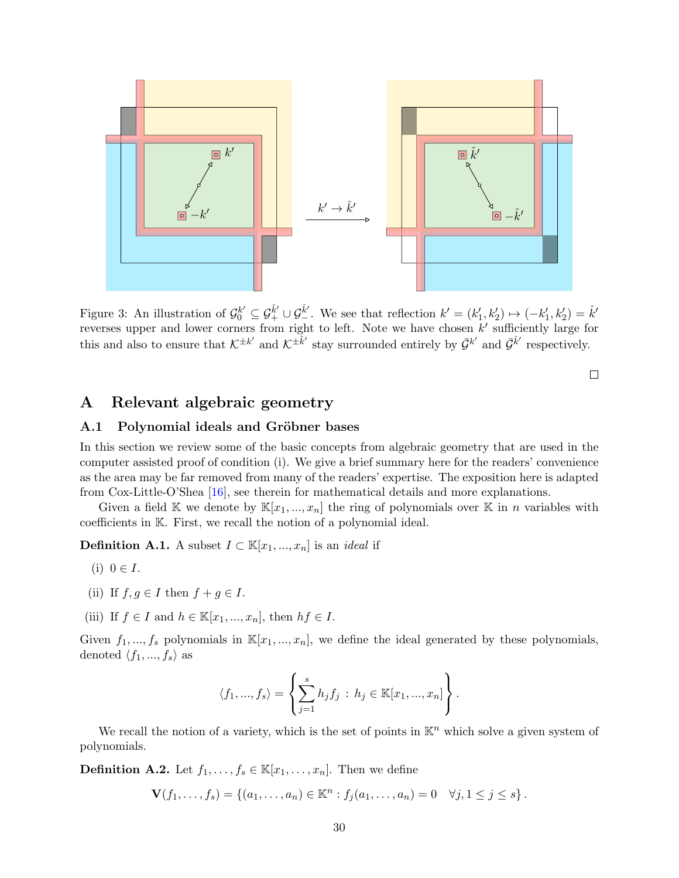Figure 3: An illustration of $\mathcal{G}_0^{k'} \subseteq \mathcal{G}_+^{\hat{k}'} \cup \mathcal{G}_-^{\hat{k}'}$. We see that reflection $k' = (k'_1, k'_2) \mapsto (-k'_1, k'_2) = \hat{k}'$ reverses upper and lower corners from right to left. Note we have chosen $k'$ sufficiently large for this and also to ensure that $\mathcal{K}^{\pm k'}$ and $\mathcal{K}^{\pm \hat{k}'}$ stay surrounded entirely by $\bar{\mathcal{G}}^{k'}$ and $\bar{\mathcal{G}}^{\hat{k}'}$ respectively.

□

# A Relevant algebraic geometry

## A.1 Polynomial ideals and Gröbner bases

In this section we review some of the basic concepts from algebraic geometry that are used in the computer assisted proof of condition (i). We give a brief summary here for the readers' convenience as the area may be far removed from many of the readers' expertise. The exposition here is adapted from Cox-Little-O'Shea [16], see therein for mathematical details and more explanations.

Given a field $\mathbb{K}$ we denote by $\mathbb{K}[x_1, ..., x_n]$ the ring of polynomials over $\mathbb{K}$ in $n$ variables with coefficients in $\mathbb{K}$. First, we recall the notion of a polynomial ideal.

**Definition A.1.** A subset $I \subset \mathbb{K}[x_1, ..., x_n]$ is an *ideal* if

(i) $0 \in I$.

(ii) If $f, g \in I$ then $f + g \in I$.

(iii) If $f \in I$ and $h \in \mathbb{K}[x_1, ..., x_n]$, then $hf \in I$.

Given $f_1, ..., f_s$ polynomials in $\mathbb{K}[x_1, ..., x_n]$, we define the ideal generated by these polynomials, denoted $\langle f_1, ..., f_s \rangle$ as

$$\langle f_1, ..., f_s \rangle = \left\{ \sum_{j=1}^{s} h_j f_j \; : \; h_j \in \mathbb{K}[x_1, ..., x_n] \right\}.$$

We recall the notion of a variety, which is the set of points in $\mathbb{K}^n$ which solve a given system of polynomials.

**Definition A.2.** Let $f_1, \ldots, f_s \in \mathbb{K}[x_1, \ldots, x_n]$. Then we define

$$\mathbf{V}(f_1, \ldots, f_s) = \{(a_1, \ldots, a_n) \in \mathbb{K}^n : f_j(a_1, \ldots, a_n) = 0 \quad \forall j, 1 \leq j \leq s\}.$$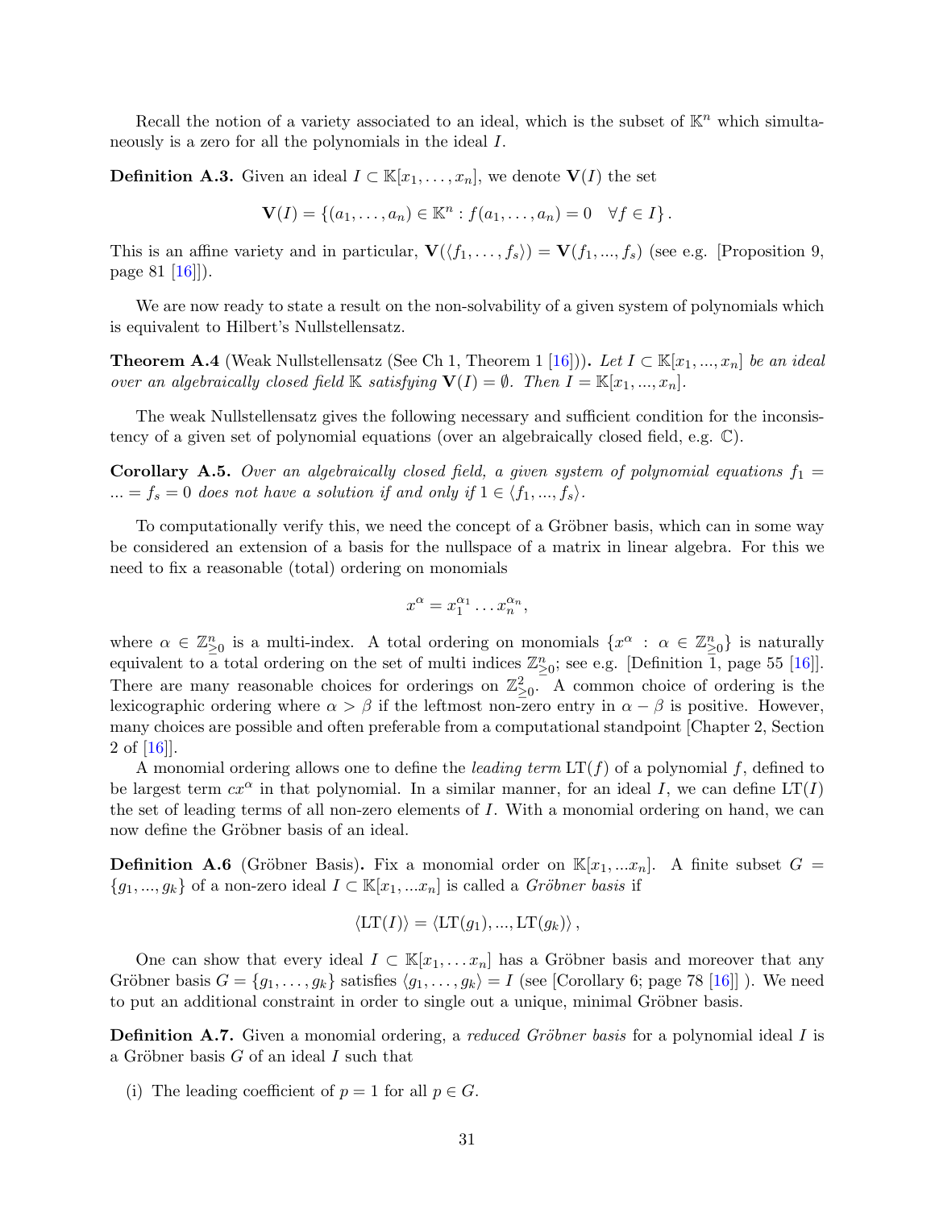Recall the notion of a variety associated to an ideal, which is the subset of $\mathbb{K}^n$ which simultaneously is a zero for all the polynomials in the ideal $I$.

**Definition A.3.** Given an ideal $I \subset \mathbb{K}[x_1, \dots, x_n]$, we denote $\mathbf{V}(I)$ the set

$$\mathbf{V}(I) = \{(a_1, \dots, a_n) \in \mathbb{K}^n : f(a_1, \dots, a_n) = 0 \quad \forall f \in I\}.$$

This is an affine variety and in particular, $\mathbf{V}(\langle f_1, \dots, f_s \rangle) = \mathbf{V}(f_1, ..., f_s)$ (see e.g. [Proposition 9, page 81 [16]]).

We are now ready to state a result on the non-solvability of a given system of polynomials which is equivalent to Hilbert's Nullstellensatz.

**Theorem A.4** (Weak Nullstellensatz (See Ch 1, Theorem 1 [16]))**.** *Let $I \subset \mathbb{K}[x_1, ..., x_n]$ be an ideal over an algebraically closed field $\mathbb{K}$ satisfying $\mathbf{V}(I) = \emptyset$. Then $I = \mathbb{K}[x_1, ..., x_n]$.*

The weak Nullstellensatz gives the following necessary and sufficient condition for the inconsistency of a given set of polynomial equations (over an algebraically closed field, e.g. $\mathbb{C}$).

**Corollary A.5.** *Over an algebraically closed field, a given system of polynomial equations $f_1 = ... = f_s = 0$ does not have a solution if and only if $1 \in \langle f_1, ..., f_s \rangle$.*

To computationally verify this, we need the concept of a Gröbner basis, which can in some way be considered an extension of a basis for the nullspace of a matrix in linear algebra. For this we need to fix a reasonable (total) ordering on monomials

$$x^\alpha = x_1^{\alpha_1} \dots x_n^{\alpha_n},$$

where $\alpha \in \mathbb{Z}^n_{\geq 0}$ is a multi-index. A total ordering on monomials $\{x^\alpha : \alpha \in \mathbb{Z}^n_{\geq 0}\}$ is naturally equivalent to a total ordering on the set of multi indices $\mathbb{Z}^n_{\geq 0}$; see e.g. [Definition 1, page 55 [16]]. There are many reasonable choices for orderings on $\mathbb{Z}^2_{\geq 0}$. A common choice of ordering is the lexicographic ordering where $\alpha > \beta$ if the leftmost non-zero entry in $\alpha - \beta$ is positive. However, many choices are possible and often preferable from a computational standpoint [Chapter 2, Section 2 of [16]].

A monomial ordering allows one to define the *leading term* $\mathrm{LT}(f)$ of a polynomial $f$, defined to be largest term $cx^\alpha$ in that polynomial. In a similar manner, for an ideal $I$, we can define $\mathrm{LT}(I)$ the set of leading terms of all non-zero elements of $I$. With a monomial ordering on hand, we can now define the Gröbner basis of an ideal.

**Definition A.6** (Gröbner Basis)**.** Fix a monomial order on $\mathbb{K}[x_1, ...x_n]$. A finite subset $G = \{g_1, ..., g_k\}$ of a non-zero ideal $I \subset \mathbb{K}[x_1, ...x_n]$ is called a *Gröbner basis* if

$$\langle \mathrm{LT}(I) \rangle = \langle \mathrm{LT}(g_1), ..., \mathrm{LT}(g_k) \rangle,$$

One can show that every ideal $I \subset \mathbb{K}[x_1, \dots x_n]$ has a Gröbner basis and moreover that any Gröbner basis $G = \{g_1, \dots, g_k\}$ satisfies $\langle g_1, \dots, g_k \rangle = I$ (see [Corollary 6; page 78 [16]] ). We need to put an additional constraint in order to single out a unique, minimal Gröbner basis.

**Definition A.7.** Given a monomial ordering, a *reduced Gröbner basis* for a polynomial ideal $I$ is a Gröbner basis $G$ of an ideal $I$ such that

(i) The leading coefficient of $p = 1$ for all $p \in G$.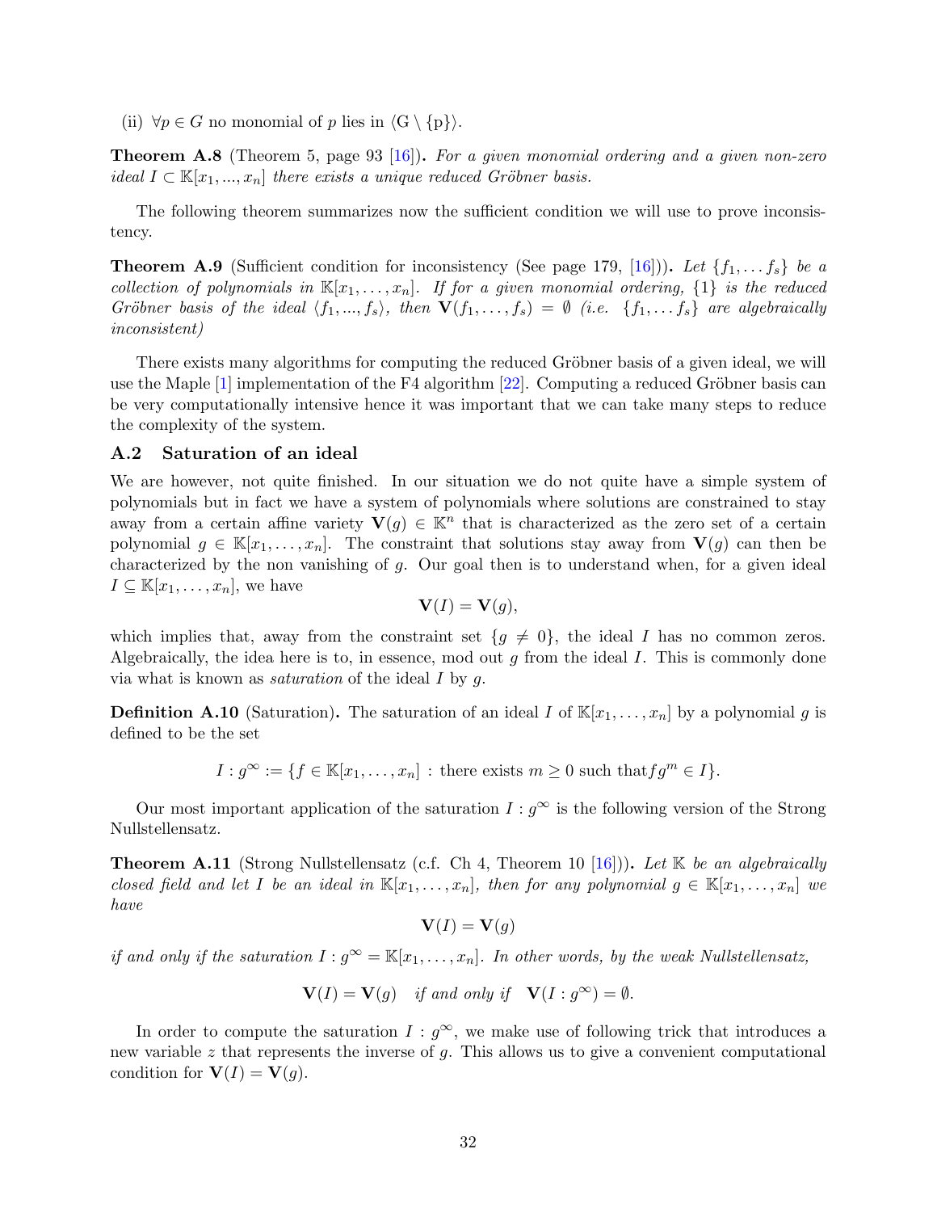(ii) $\forall p \in G$ no monomial of $p$ lies in $\langle G \setminus \{p\} \rangle$.

**Theorem A.8** (Theorem 5, page 93 [16])**.** *For a given monomial ordering and a given non-zero ideal $I \subset \mathbb{K}[x_1, ..., x_n]$ there exists a unique reduced Gröbner basis.*

The following theorem summarizes now the sufficient condition we will use to prove inconsistency.

**Theorem A.9** (Sufficient condition for inconsistency (See page 179, [16]))**.** *Let $\{f_1, \ldots f_s\}$ be a collection of polynomials in $\mathbb{K}[x_1, \ldots, x_n]$. If for a given monomial ordering, $\{1\}$ is the reduced Gröbner basis of the ideal $\langle f_1, ..., f_s \rangle$, then $\mathbf{V}(f_1, \ldots, f_s) = \emptyset$ (i.e. $\{f_1, \ldots f_s\}$ are algebraically inconsistent)*

There exists many algorithms for computing the reduced Gröbner basis of a given ideal, we will use the Maple [1] implementation of the F4 algorithm [22]. Computing a reduced Gröbner basis can be very computationally intensive hence it was important that we can take many steps to reduce the complexity of the system.

### A.2 Saturation of an ideal

We are however, not quite finished. In our situation we do not quite have a simple system of polynomials but in fact we have a system of polynomials where solutions are constrained to stay away from a certain affine variety $\mathbf{V}(g) \in \mathbb{K}^n$ that is characterized as the zero set of a certain polynomial $g \in \mathbb{K}[x_1, \ldots, x_n]$. The constraint that solutions stay away from $\mathbf{V}(g)$ can then be characterized by the non vanishing of $g$. Our goal then is to understand when, for a given ideal $I \subseteq \mathbb{K}[x_1, \ldots, x_n]$, we have

$$\mathbf{V}(I) = \mathbf{V}(g),$$

which implies that, away from the constraint set $\{g \neq 0\}$, the ideal $I$ has no common zeros. Algebraically, the idea here is to, in essence, mod out $g$ from the ideal $I$. This is commonly done via what is known as *saturation* of the ideal $I$ by $g$.

**Definition A.10** (Saturation)**.** The saturation of an ideal $I$ of $\mathbb{K}[x_1, \ldots, x_n]$ by a polynomial $g$ is defined to be the set

$$I : g^\infty := \{f \in \mathbb{K}[x_1, \ldots, x_n] : \text{there exists } m \geq 0 \text{ such that} fg^m \in I\}.$$

Our most important application of the saturation $I : g^\infty$ is the following version of the Strong Nullstellensatz.

**Theorem A.11** (Strong Nullstellensatz (c.f. Ch 4, Theorem 10 [16]))**.** *Let $\mathbb{K}$ be an algebraically closed field and let $I$ be an ideal in $\mathbb{K}[x_1, \ldots, x_n]$, then for any polynomial $g \in \mathbb{K}[x_1, \ldots, x_n]$ we have*

$$\mathbf{V}(I) = \mathbf{V}(g)$$

*if and only if the saturation $I : g^\infty = \mathbb{K}[x_1, \ldots, x_n]$. In other words, by the weak Nullstellensatz,*

$$\mathbf{V}(I) = \mathbf{V}(g) \quad \textit{if and only if} \quad \mathbf{V}(I : g^\infty) = \emptyset.$$

In order to compute the saturation $I : g^\infty$, we make use of following trick that introduces a new variable $z$ that represents the inverse of $g$. This allows us to give a convenient computational condition for $\mathbf{V}(I) = \mathbf{V}(g)$.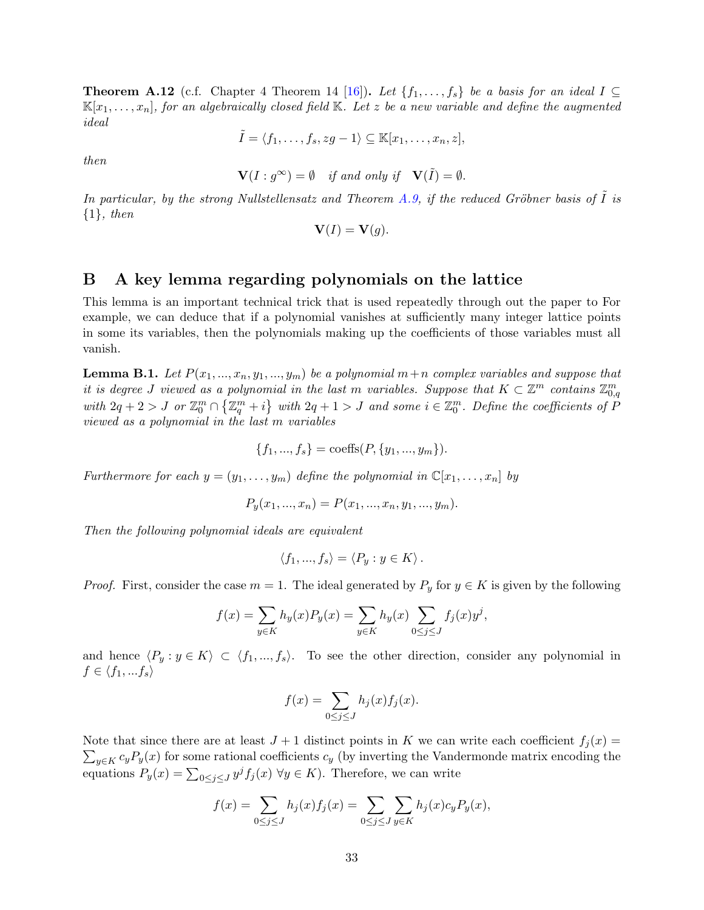**Theorem A.12** (c.f. Chapter 4 Theorem 14 [16]). *Let $\{f_1, \dots, f_s\}$ be a basis for an ideal $I \subseteq \mathbb{K}[x_1, \dots, x_n]$, for an algebraically closed field $\mathbb{K}$. Let $z$ be a new variable and define the augmented ideal*

$$\tilde{I} = \langle f_1, \dots, f_s, zg - 1 \rangle \subseteq \mathbb{K}[x_1, \dots, x_n, z],$$

*then*

$$\mathbf{V}(I : g^\infty) = \emptyset \quad \textit{if and only if} \quad \mathbf{V}(\tilde{I}) = \emptyset.$$

*In particular, by the strong Nullstellensatz and Theorem A.9, if the reduced Gröbner basis of $\tilde{I}$ is $\{1\}$, then*

$$\mathbf{V}(I) = \mathbf{V}(g).$$

## B A key lemma regarding polynomials on the lattice

This lemma is an important technical trick that is used repeatedly through out the paper to For example, we can deduce that if a polynomial vanishes at sufficiently many integer lattice points in some its variables, then the polynomials making up the coefficients of those variables must all vanish.

**Lemma B.1.** *Let $P(x_1, ..., x_n, y_1, ..., y_m)$ be a polynomial $m+n$ complex variables and suppose that it is degree $J$ viewed as a polynomial in the last $m$ variables. Suppose that $K \subset \mathbb{Z}^m$ contains $\mathbb{Z}^m_{0,q}$ with $2q+2 > J$ or $\mathbb{Z}^m_0 \cap \{\mathbb{Z}^m_q + i\}$ with $2q+1 > J$ and some $i \in \mathbb{Z}^m_0$. Define the coefficients of $P$ viewed as a polynomial in the last $m$ variables*

$$\{f_1, ..., f_s\} = \text{coeffs}(P, \{y_1, ..., y_m\}).$$

*Furthermore for each $y = (y_1, \dots, y_m)$ define the polynomial in $\mathbb{C}[x_1, \dots, x_n]$ by*

$$P_y(x_1, ..., x_n) = P(x_1, ..., x_n, y_1, ..., y_m).$$

*Then the following polynomial ideals are equivalent*

$$\langle f_1, ..., f_s \rangle = \langle P_y : y \in K \rangle.$$

*Proof.* First, consider the case $m = 1$. The ideal generated by $P_y$ for $y \in K$ is given by the following

$$f(x) = \sum_{y \in K} h_y(x) P_y(x) = \sum_{y \in K} h_y(x) \sum_{0 \le j \le J} f_j(x) y^j,$$

and hence $\langle P_y : y \in K \rangle \subset \langle f_1, ..., f_s \rangle$. To see the other direction, consider any polynomial in $f \in \langle f_1, ... f_s \rangle$

$$f(x) = \sum_{0 \le j \le J} h_j(x) f_j(x).$$

Note that since there are at least $J+1$ distinct points in $K$ we can write each coefficient $f_j(x) = \sum_{y \in K} c_y P_y(x)$ for some rational coefficients $c_y$ (by inverting the Vandermonde matrix encoding the equations $P_y(x) = \sum_{0 \le j \le J} y^j f_j(x)$ $\forall y \in K$). Therefore, we can write

$$f(x) = \sum_{0 \le j \le J} h_j(x) f_j(x) = \sum_{0 \le j \le J} \sum_{y \in K} h_j(x) c_y P_y(x),$$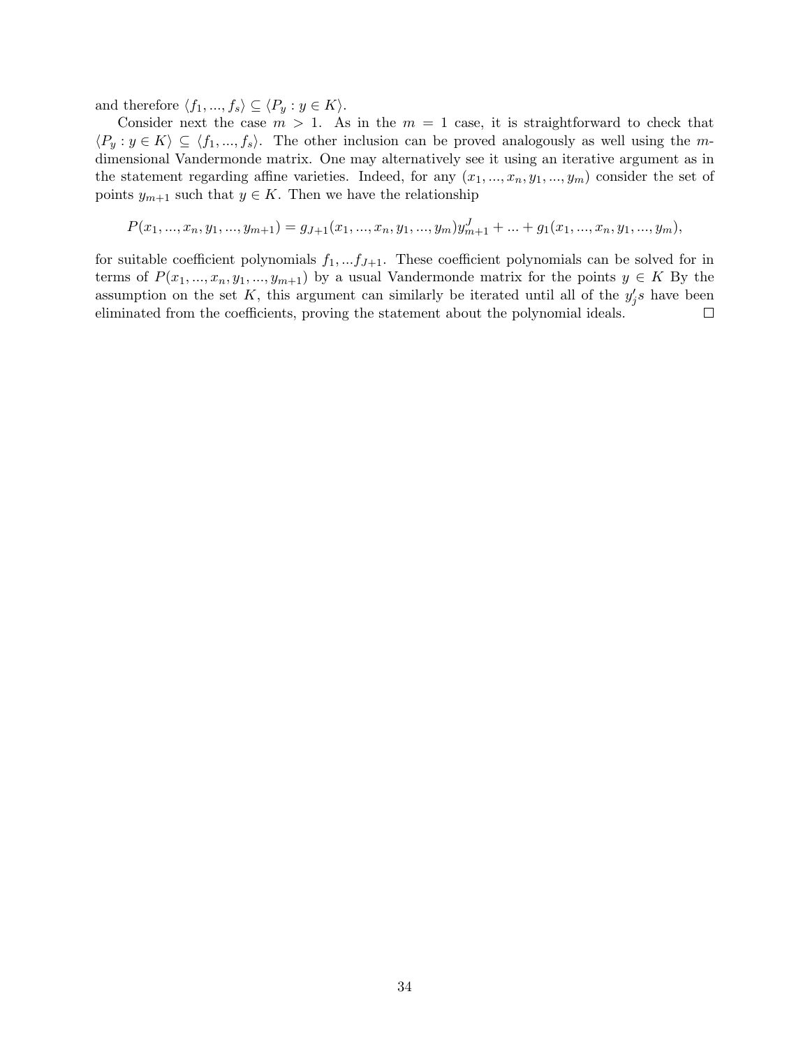and therefore $\langle f_1, ..., f_s \rangle \subseteq \langle P_y : y \in K \rangle$.

Consider next the case $m > 1$. As in the $m = 1$ case, it is straightforward to check that $\langle P_y : y \in K \rangle \subseteq \langle f_1, ..., f_s \rangle$. The other inclusion can be proved analogously as well using the $m$-dimensional Vandermonde matrix. One may alternatively see it using an iterative argument as in the statement regarding affine varieties. Indeed, for any $(x_1, ..., x_n, y_1, ..., y_m)$ consider the set of points $y_{m+1}$ such that $y \in K$. Then we have the relationship

$$P(x_1, ..., x_n, y_1, ..., y_{m+1}) = g_{J+1}(x_1, ..., x_n, y_1, ..., y_m) y_{m+1}^J + ... + g_1(x_1, ..., x_n, y_1, ..., y_m),$$

for suitable coefficient polynomials $f_1, ... f_{J+1}$. These coefficient polynomials can be solved for in terms of $P(x_1, ..., x_n, y_1, ..., y_{m+1})$ by a usual Vandermonde matrix for the points $y \in K$ By the assumption on the set $K$, this argument can similarly be iterated until all of the $y_j's$ have been eliminated from the coefficients, proving the statement about the polynomial ideals. □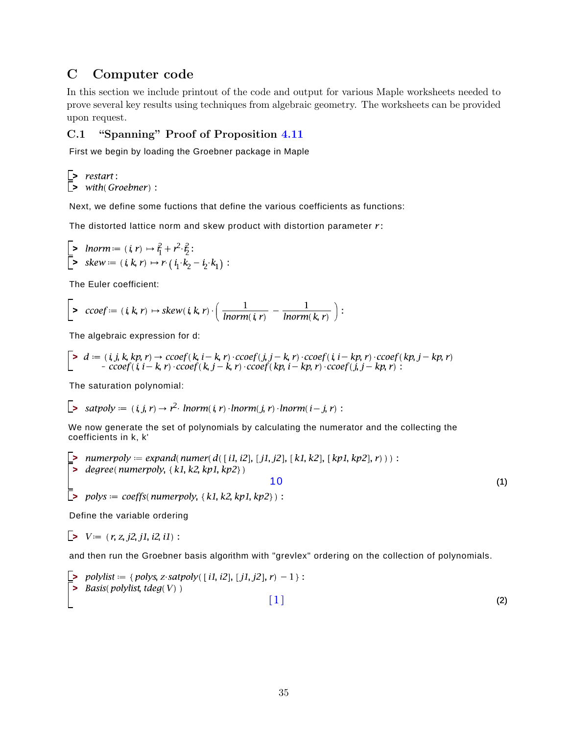## C Computer code

In this section we include printout of the code and output for various Maple worksheets needed to prove several key results using techniques from algebraic geometry. The worksheets can be provided upon request.

### C.1 "Spanning" Proof of Proposition 4.11

First we begin by loading the Groebner package in Maple

```
> restart:
> with(Groebner):
```

Next, we define some fuctions that define the various coefficients as functions:

The distorted lattice norm and skew product with distortion parameter $r$:

```
> lnorm := (i, r) ↦ i[1]^2 + r^2·i[2]^2:
> skew := (i, k, r) ↦ r·(i[1]·k[2] − i[2]·k[1]):
```

The Euler coefficient:

```
> ccoef := (i, k, r) ↦ skew(i, k, r)·(1/lnorm(i, r) − 1/lnorm(k, r)):
```

The algebraic expression for d:

```
> d := (i, j, k, kp, r) → ccoef(k, i − k, r)·ccoef(j, j − k, r)·ccoef(i, i − kp, r)·ccoef(kp, j − kp, r)
      − ccoef(i, i − k, r)·ccoef(k, j − k, r)·ccoef(kp, i − kp, r)·ccoef(j, j − kp, r):
```

The saturation polynomial:

```
> satpoly := (i, j, r) → r^2·lnorm(i, r)·lnorm(j, r)·lnorm(i − j, r):
```

We now generate the set of polynomials by calculating the numerator and the collecting the coefficients in k, k'

```
> numerpoly := expand(numer(d([i1, i2], [j1, j2], [k1, k2], [kp1, kp2], r))):
> degree(numerpoly, {k1, k2, kp1, kp2})
                                   10                                    (1)
> polys := coeffs(numerpoly, {k1, k2, kp1, kp2}):
```

Define the variable ordering

```
> V := (r, z, j2, j1, i2, i1):
```

and then run the Groebner basis algorithm with "grevlex" ordering on the collection of polynomials.

```
> polylist := {polys, z·satpoly([i1, i2], [j1, j2], r) − 1}:
> Basis(polylist, tdeg(V))
                                   [1]                                   (2)
```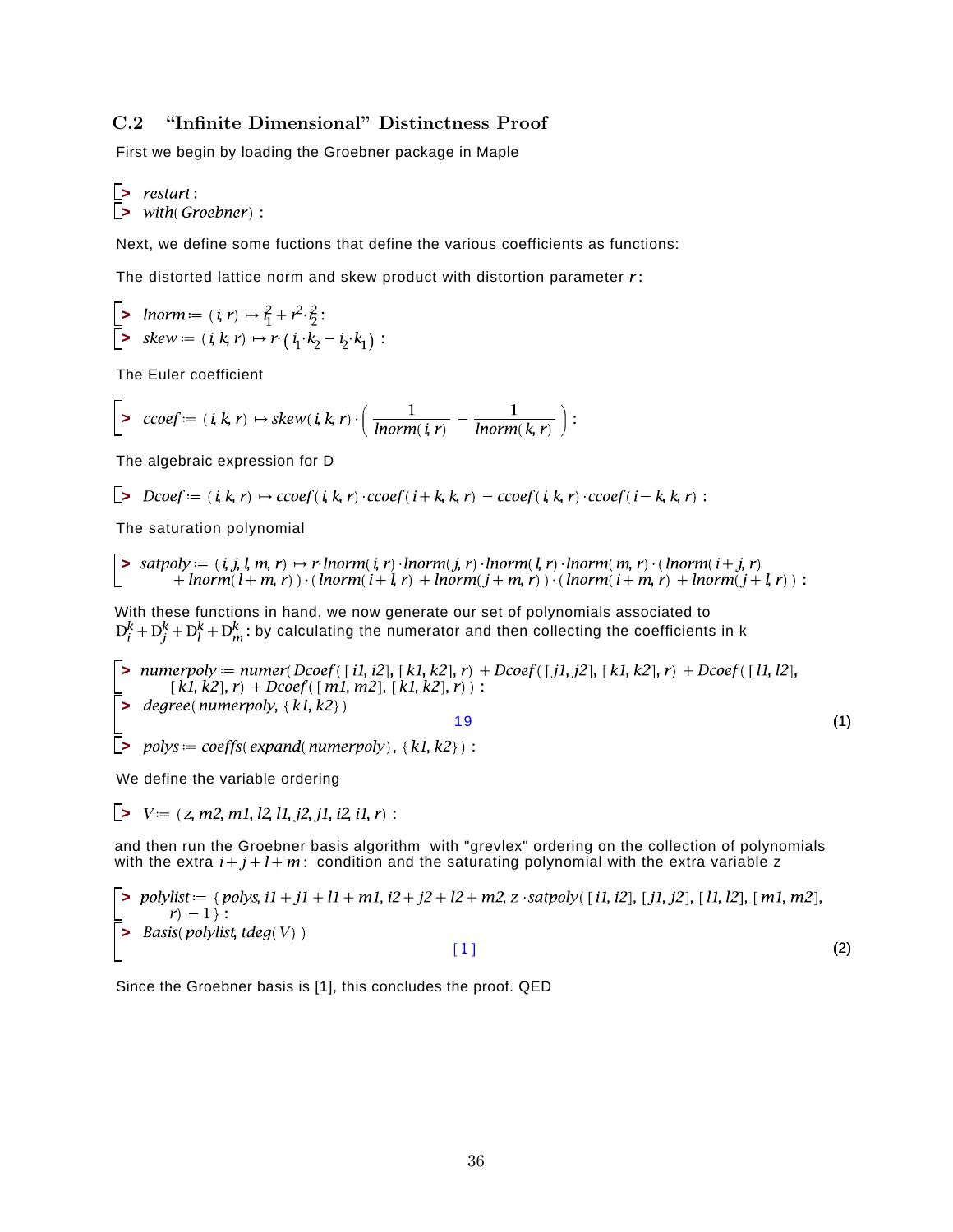### C.2 "Infinite Dimensional" Distinctness Proof

First we begin by loading the Groebner package in Maple

```
> restart :
> with(Groebner) :
```

Next, we define some fuctions that define the various coefficients as functions:

The distorted lattice norm and skew product with distortion parameter $r$:

```
> lnorm := (i, r) ↦ i_1^2 + r^2·i_2^2 :
> skew := (i, k, r) ↦ r·(i_1·k_2 − i_2·k_1) :
```

The Euler coefficient

```
> ccoef := (i, k, r) ↦ skew(i, k, r)·(1/lnorm(i, r) − 1/lnorm(k, r)) :
```

The algebraic expression for D

```
> Dcoef := (i, k, r) ↦ ccoef(i, k, r)·ccoef(i + k, k, r) − ccoef(i, k, r)·ccoef(i − k, k, r) :
```

The saturation polynomial

```
> satpoly := (i, j, l, m, r) ↦ r·lnorm(i, r)·lnorm(j, r)·lnorm(l, r)·lnorm(m, r)·(lnorm(i + j, r)
      + lnorm(l + m, r))·(lnorm(i + l, r) + lnorm(j + m, r))·(lnorm(i + m, r) + lnorm(j + l, r)) :
```

With these functions in hand, we now generate our set of polynomials associated to $D_i^k + D_j^k + D_l^k + D_m^k$: by calculating the numerator and then collecting the coefficients in k

```
> numerpoly := numer(Dcoef([i1, i2], [k1, k2], r) + Dcoef([j1, j2], [k1, k2], r) + Dcoef([l1, l2],
      [k1, k2], r) + Dcoef([m1, m2], [k1, k2], r)) :
> degree(numerpoly, {k1, k2})
                                        19                                          (1)
> polys := coeffs(expand(numerpoly), {k1, k2}) :
```

We define the variable ordering

```
> V := (z, m2, m1, l2, l1, j2, j1, i2, i1, r) :
```

and then run the Groebner basis algorithm with "grevlex" ordering on the collection of polynomials with the extra $i + j + l + m$: condition and the saturating polynomial with the extra variable z

```
> polylist := {polys, i1 + j1 + l1 + m1, i2 + j2 + l2 + m2, z·satpoly([i1, i2], [j1, j2], [l1, l2], [m1, m2],
      r) − 1} :
> Basis(polylist, tdeg(V))
                                        [1]                                         (2)
```

Since the Groebner basis is [1], this concludes the proof. QED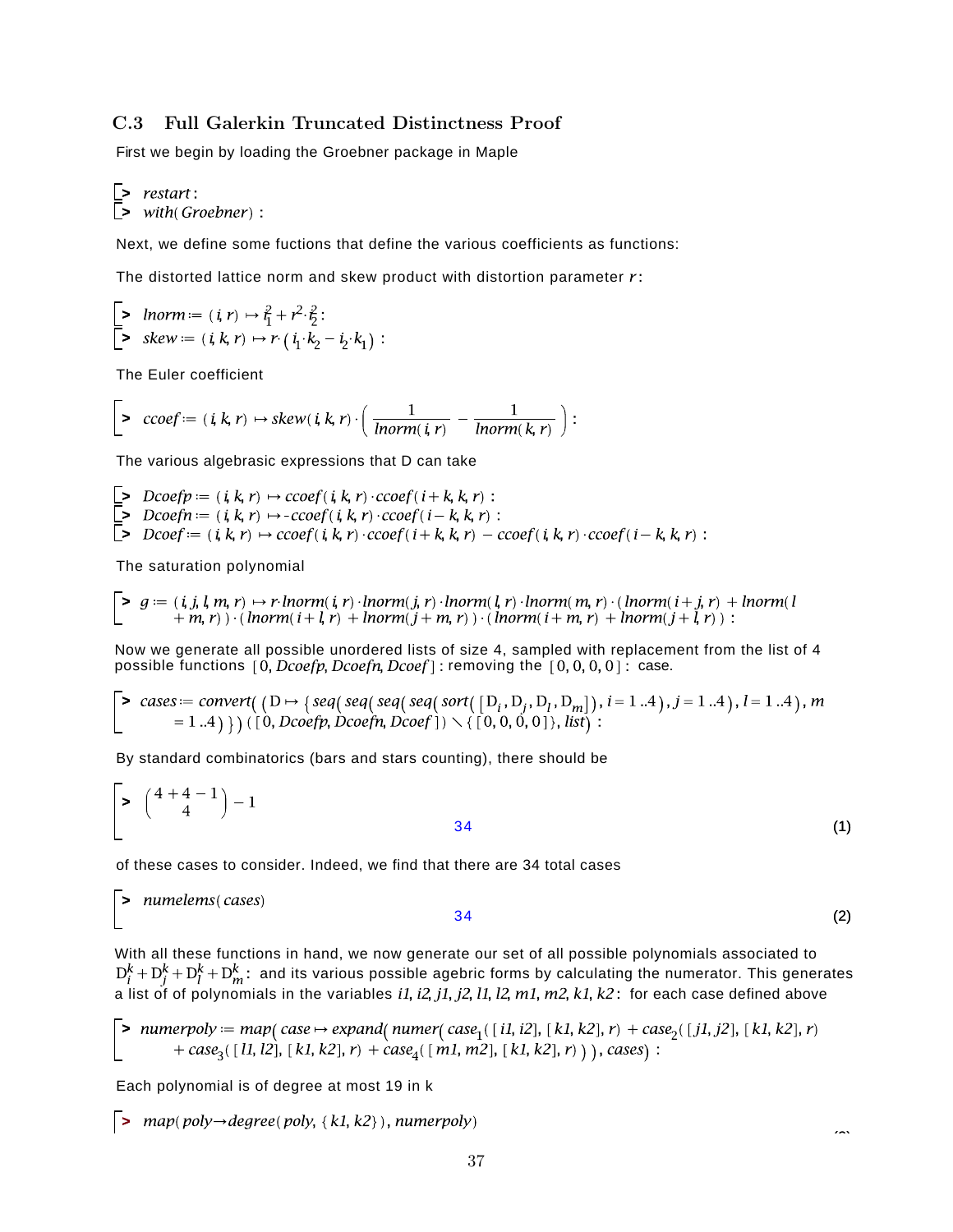### C.3 Full Galerkin Truncated Distinctness Proof

First we begin by loading the Groebner package in Maple

```
> restart:
> with(Groebner):
```

Next, we define some fuctions that define the various coefficients as functions:

The distorted lattice norm and skew product with distortion parameter $r$:

```
> lnorm := (i, r) ↦ i_1^2 + r^2·i_2^2:
> skew := (i, k, r) ↦ r·(i_1·k_2 − i_2·k_1):
```

The Euler coefficient

```
> ccoef := (i, k, r) ↦ skew(i, k, r)·(1/lnorm(i, r) − 1/lnorm(k, r)):
```

The various algebrasic expressions that D can take

```
> Dcoefp := (i, k, r) ↦ ccoef(i, k, r)·ccoef(i + k, k, r):
> Dcoefn := (i, k, r) ↦ -ccoef(i, k, r)·ccoef(i − k, k, r):
> Dcoef := (i, k, r) ↦ ccoef(i, k, r)·ccoef(i + k, k, r) − ccoef(i, k, r)·ccoef(i − k, k, r):
```

The saturation polynomial

```
> g := (i, j, l, m, r) ↦ r·lnorm(i, r)·lnorm(j, r)·lnorm(l, r)·lnorm(m, r)·(lnorm(i + j, r) + lnorm(l
      + m, r))·(lnorm(i + l, r) + lnorm(j + m, r))·(lnorm(i + m, r) + lnorm(j + l, r)):
```

Now we generate all possible unordered lists of size 4, sampled with replacement from the list of 4 possible functions $[0, Dcoefp, Dcoefn, Dcoef]$: removing the $[0, 0, 0, 0]$: case.

```
> cases := convert((D ↦ {seq(seq(seq(seq(sort([D_i, D_j, D_l, D_m]), i = 1..4), j = 1..4), l = 1..4), m
      = 1..4)})([0, Dcoefp, Dcoefn, Dcoef]) \ {[0, 0, 0, 0]}, list):
```

By standard combinatorics (bars and stars counting), there should be

```
> binomial(4 + 4 − 1, 4) − 1
                                    34                                    (1)
```

of these cases to consider. Indeed, we find that there are 34 total cases

```
> numelems(cases)
                                    34                                    (2)
```

With all these functions in hand, we now generate our set of all possible polynomials associated to $D_i^k + D_j^k + D_l^k + D_m^k$: and its various possible agebric forms by calculating the numerator. This generates a list of of polynomials in the variables $i1, i2, j1, j2, l1, l2, m1, m2, k1, k2$: for each case defined above

```
> numerpoly := map(case ↦ expand(numer(case_1([i1, i2], [k1, k2], r) + case_2([j1, j2], [k1, k2], r)
      + case_3([l1, l2], [k1, k2], r) + case_4([m1, m2], [k1, k2], r))), cases):
```

Each polynomial is of degree at most 19 in k

```
> map(poly→degree(poly, {k1, k2}), numerpoly)
```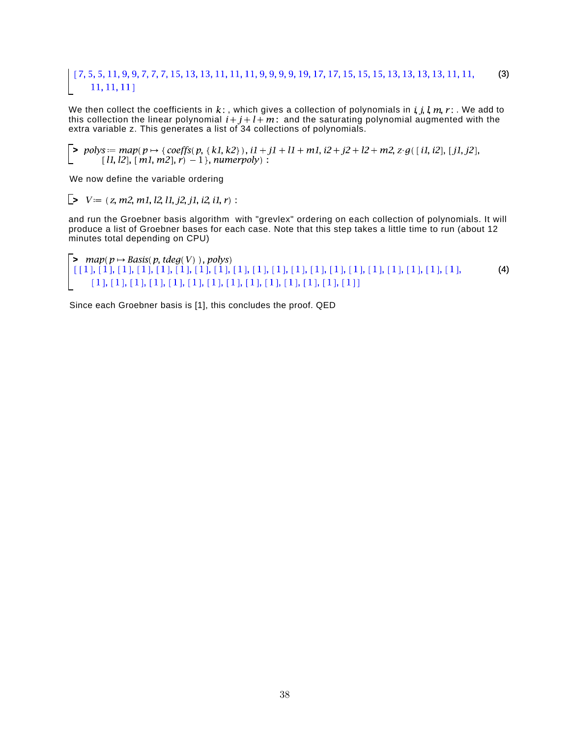```
[7, 5, 5, 11, 9, 9, 7, 7, 7, 15, 13, 13, 11, 11, 11, 9, 9, 9, 9, 19, 17, 17, 15, 15, 15, 13, 13, 13, 13, 13, 11, 11,
    11, 11, 11]                                                                                              (3)
```

We then collect the coefficients in $k$: , which gives a collection of polynomials in $i, j, l, m, r$: . We add to this collection the linear polynomial $i + j + l + m$: and the saturating polynomial augmented with the extra variable z. This generates a list of 34 collections of polynomials.

```
> polys := map(p ↦ {coeffs(p, {k1, k2}), i1 + j1 + l1 + m1, i2 + j2 + l2 + m2, z·g([i1, i2], [j1, j2],
      [l1, l2], [m1, m2], r) − 1}, numerpoly) :
```

We now define the variable ordering

```
> V := (z, m2, m1, l2, l1, j2, j1, i2, i1, r) :
```

and run the Groebner basis algorithm with "grevlex" ordering on each collection of polynomials. It will produce a list of Groebner bases for each case. Note that this step takes a little time to run (about 12 minutes total depending on CPU)

```
> map(p ↦ Basis(p, tdeg(V)), polys)
[[1], [1], [1], [1], [1], [1], [1], [1], [1], [1], [1], [1], [1], [1], [1], [1], [1], [1], [1], [1],
    [1], [1], [1], [1], [1], [1], [1], [1], [1], [1], [1], [1], [1], [1]]                            (4)
```

Since each Groebner basis is [1], this concludes the proof. QED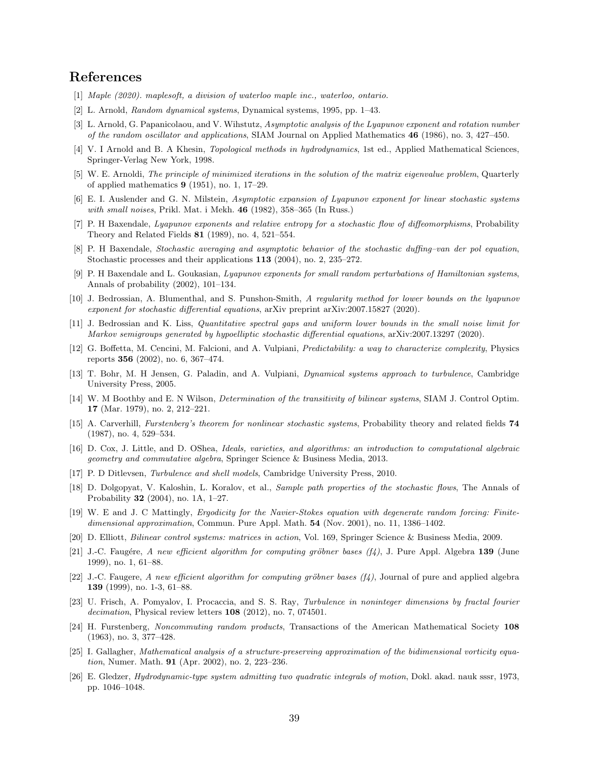## References

[1] *Maple (2020). maplesoft, a division of waterloo maple inc., waterloo, ontario.*

[2] L. Arnold, *Random dynamical systems*, Dynamical systems, 1995, pp. 1–43.

[3] L. Arnold, G. Papanicolaou, and V. Wihstutz, *Asymptotic analysis of the Lyapunov exponent and rotation number of the random oscillator and applications*, SIAM Journal on Applied Mathematics **46** (1986), no. 3, 427–450.

[4] V. I Arnold and B. A Khesin, *Topological methods in hydrodynamics*, 1st ed., Applied Mathematical Sciences, Springer-Verlag New York, 1998.

[5] W. E. Arnoldi, *The principle of minimized iterations in the solution of the matrix eigenvalue problem*, Quarterly of applied mathematics **9** (1951), no. 1, 17–29.

[6] E. I. Auslender and G. N. Milstein, *Asymptotic expansion of Lyapunov exponent for linear stochastic systems with small noises*, Prikl. Mat. i Mekh. **46** (1982), 358–365 (In Russ.)

[7] P. H Baxendale, *Lyapunov exponents and relative entropy for a stochastic flow of diffeomorphisms*, Probability Theory and Related Fields **81** (1989), no. 4, 521–554.

[8] P. H Baxendale, *Stochastic averaging and asymptotic behavior of the stochastic duffing–van der pol equation*, Stochastic processes and their applications **113** (2004), no. 2, 235–272.

[9] P. H Baxendale and L. Goukasian, *Lyapunov exponents for small random perturbations of Hamiltonian systems*, Annals of probability (2002), 101–134.

[10] J. Bedrossian, A. Blumenthal, and S. Punshon-Smith, *A regularity method for lower bounds on the lyapunov exponent for stochastic differential equations*, arXiv preprint arXiv:2007.15827 (2020).

[11] J. Bedrossian and K. Liss, *Quantitative spectral gaps and uniform lower bounds in the small noise limit for Markov semigroups generated by hypoelliptic stochastic differential equations*, arXiv:2007.13297 (2020).

[12] G. Boffetta, M. Cencini, M. Falcioni, and A. Vulpiani, *Predictability: a way to characterize complexity*, Physics reports **356** (2002), no. 6, 367–474.

[13] T. Bohr, M. H Jensen, G. Paladin, and A. Vulpiani, *Dynamical systems approach to turbulence*, Cambridge University Press, 2005.

[14] W. M Boothby and E. N Wilson, *Determination of the transitivity of bilinear systems*, SIAM J. Control Optim. **17** (Mar. 1979), no. 2, 212–221.

[15] A. Carverhill, *Furstenberg's theorem for nonlinear stochastic systems*, Probability theory and related fields **74** (1987), no. 4, 529–534.

[16] D. Cox, J. Little, and D. OShea, *Ideals, varieties, and algorithms: an introduction to computational algebraic geometry and commutative algebra*, Springer Science & Business Media, 2013.

[17] P. D Ditlevsen, *Turbulence and shell models*, Cambridge University Press, 2010.

[18] D. Dolgopyat, V. Kaloshin, L. Koralov, et al., *Sample path properties of the stochastic flows*, The Annals of Probability **32** (2004), no. 1A, 1–27.

[19] W. E and J. C Mattingly, *Ergodicity for the Navier-Stokes equation with degenerate random forcing: Finite-dimensional approximation*, Commun. Pure Appl. Math. **54** (Nov. 2001), no. 11, 1386–1402.

[20] D. Elliott, *Bilinear control systems: matrices in action*, Vol. 169, Springer Science & Business Media, 2009.

[21] J.-C. Faugére, *A new efficient algorithm for computing gröbner bases (f4)*, J. Pure Appl. Algebra **139** (June 1999), no. 1, 61–88.

[22] J.-C. Faugere, *A new efficient algorithm for computing gröbner bases (f4)*, Journal of pure and applied algebra **139** (1999), no. 1-3, 61–88.

[23] U. Frisch, A. Pomyalov, I. Procaccia, and S. S. Ray, *Turbulence in noninteger dimensions by fractal fourier decimation*, Physical review letters **108** (2012), no. 7, 074501.

[24] H. Furstenberg, *Noncommuting random products*, Transactions of the American Mathematical Society **108** (1963), no. 3, 377–428.

[25] I. Gallagher, *Mathematical analysis of a structure-preserving approximation of the bidimensional vorticity equation*, Numer. Math. **91** (Apr. 2002), no. 2, 223–236.

[26] E. Gledzer, *Hydrodynamic-type system admitting two quadratic integrals of motion*, Dokl. akad. nauk sssr, 1973, pp. 1046–1048.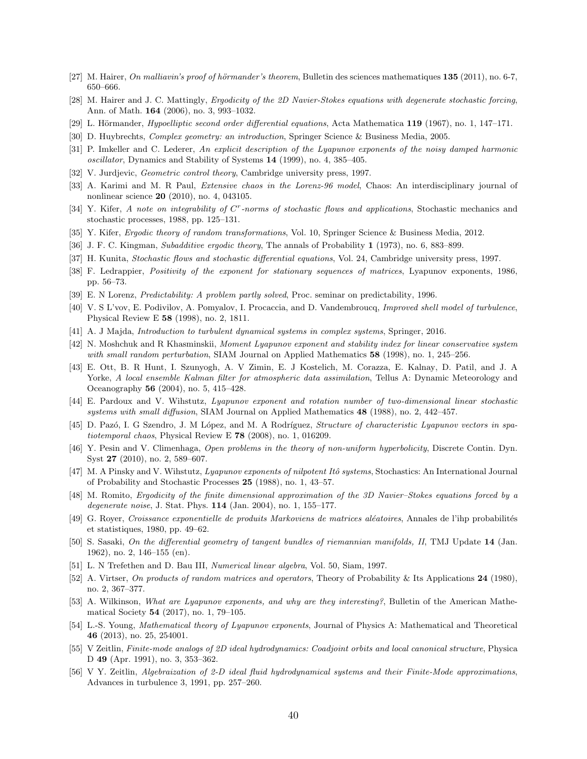[27] M. Hairer, *On malliavin's proof of hörmander's theorem*, Bulletin des sciences mathematiques **135** (2011), no. 6-7, 650–666.

[28] M. Hairer and J. C. Mattingly, *Ergodicity of the 2D Navier-Stokes equations with degenerate stochastic forcing*, Ann. of Math. **164** (2006), no. 3, 993–1032.

[29] L. Hörmander, *Hypoelliptic second order differential equations*, Acta Mathematica **119** (1967), no. 1, 147–171.

[30] D. Huybrechts, *Complex geometry: an introduction*, Springer Science & Business Media, 2005.

[31] P. Imkeller and C. Lederer, *An explicit description of the Lyapunov exponents of the noisy damped harmonic oscillator*, Dynamics and Stability of Systems **14** (1999), no. 4, 385–405.

[32] V. Jurdjevic, *Geometric control theory*, Cambridge university press, 1997.

[33] A. Karimi and M. R Paul, *Extensive chaos in the Lorenz-96 model*, Chaos: An interdisciplinary journal of nonlinear science **20** (2010), no. 4, 043105.

[34] Y. Kifer, *A note on integrability of $C^r$-norms of stochastic flows and applications*, Stochastic mechanics and stochastic processes, 1988, pp. 125–131.

[35] Y. Kifer, *Ergodic theory of random transformations*, Vol. 10, Springer Science & Business Media, 2012.

[36] J. F. C. Kingman, *Subadditive ergodic theory*, The annals of Probability **1** (1973), no. 6, 883–899.

[37] H. Kunita, *Stochastic flows and stochastic differential equations*, Vol. 24, Cambridge university press, 1997.

[38] F. Ledrappier, *Positivity of the exponent for stationary sequences of matrices*, Lyapunov exponents, 1986, pp. 56–73.

[39] E. N Lorenz, *Predictability: A problem partly solved*, Proc. seminar on predictability, 1996.

[40] V. S L'vov, E. Podivilov, A. Pomyalov, I. Procaccia, and D. Vandembroucq, *Improved shell model of turbulence*, Physical Review E **58** (1998), no. 2, 1811.

[41] A. J Majda, *Introduction to turbulent dynamical systems in complex systems*, Springer, 2016.

[42] N. Moshchuk and R Khasminskii, *Moment Lyapunov exponent and stability index for linear conservative system with small random perturbation*, SIAM Journal on Applied Mathematics **58** (1998), no. 1, 245–256.

[43] E. Ott, B. R Hunt, I. Szunyogh, A. V Zimin, E. J Kostelich, M. Corazza, E. Kalnay, D. Patil, and J. A Yorke, *A local ensemble Kalman filter for atmospheric data assimilation*, Tellus A: Dynamic Meteorology and Oceanography **56** (2004), no. 5, 415–428.

[44] E. Pardoux and V. Wihstutz, *Lyapunov exponent and rotation number of two-dimensional linear stochastic systems with small diffusion*, SIAM Journal on Applied Mathematics **48** (1988), no. 2, 442–457.

[45] D. Pazó, I. G Szendro, J. M López, and M. A Rodríguez, *Structure of characteristic Lyapunov vectors in spatiotemporal chaos*, Physical Review E **78** (2008), no. 1, 016209.

[46] Y. Pesin and V. Climenhaga, *Open problems in the theory of non-uniform hyperbolicity*, Discrete Contin. Dyn. Syst **27** (2010), no. 2, 589–607.

[47] M. A Pinsky and V. Wihstutz, *Lyapunov exponents of nilpotent Itô systems*, Stochastics: An International Journal of Probability and Stochastic Processes **25** (1988), no. 1, 43–57.

[48] M. Romito, *Ergodicity of the finite dimensional approximation of the 3D Navier–Stokes equations forced by a degenerate noise*, J. Stat. Phys. **114** (Jan. 2004), no. 1, 155–177.

[49] G. Royer, *Croissance exponentielle de produits Markoviens de matrices aléatoires*, Annales de l'ihp probabilités et statistiques, 1980, pp. 49–62.

[50] S. Sasaki, *On the differential geometry of tangent bundles of riemannian manifolds, II*, TMJ Update **14** (Jan. 1962), no. 2, 146–155 (en).

[51] L. N Trefethen and D. Bau III, *Numerical linear algebra*, Vol. 50, Siam, 1997.

[52] A. Virtser, *On products of random matrices and operators*, Theory of Probability & Its Applications **24** (1980), no. 2, 367–377.

[53] A. Wilkinson, *What are Lyapunov exponents, and why are they interesting?*, Bulletin of the American Mathematical Society **54** (2017), no. 1, 79–105.

[54] L.-S. Young, *Mathematical theory of Lyapunov exponents*, Journal of Physics A: Mathematical and Theoretical **46** (2013), no. 25, 254001.

[55] V Zeitlin, *Finite-mode analogs of 2D ideal hydrodynamics: Coadjoint orbits and local canonical structure*, Physica D **49** (Apr. 1991), no. 3, 353–362.

[56] V Y. Zeitlin, *Algebraization of 2-D ideal fluid hydrodynamical systems and their Finite-Mode approximations*, Advances in turbulence 3, 1991, pp. 257–260.